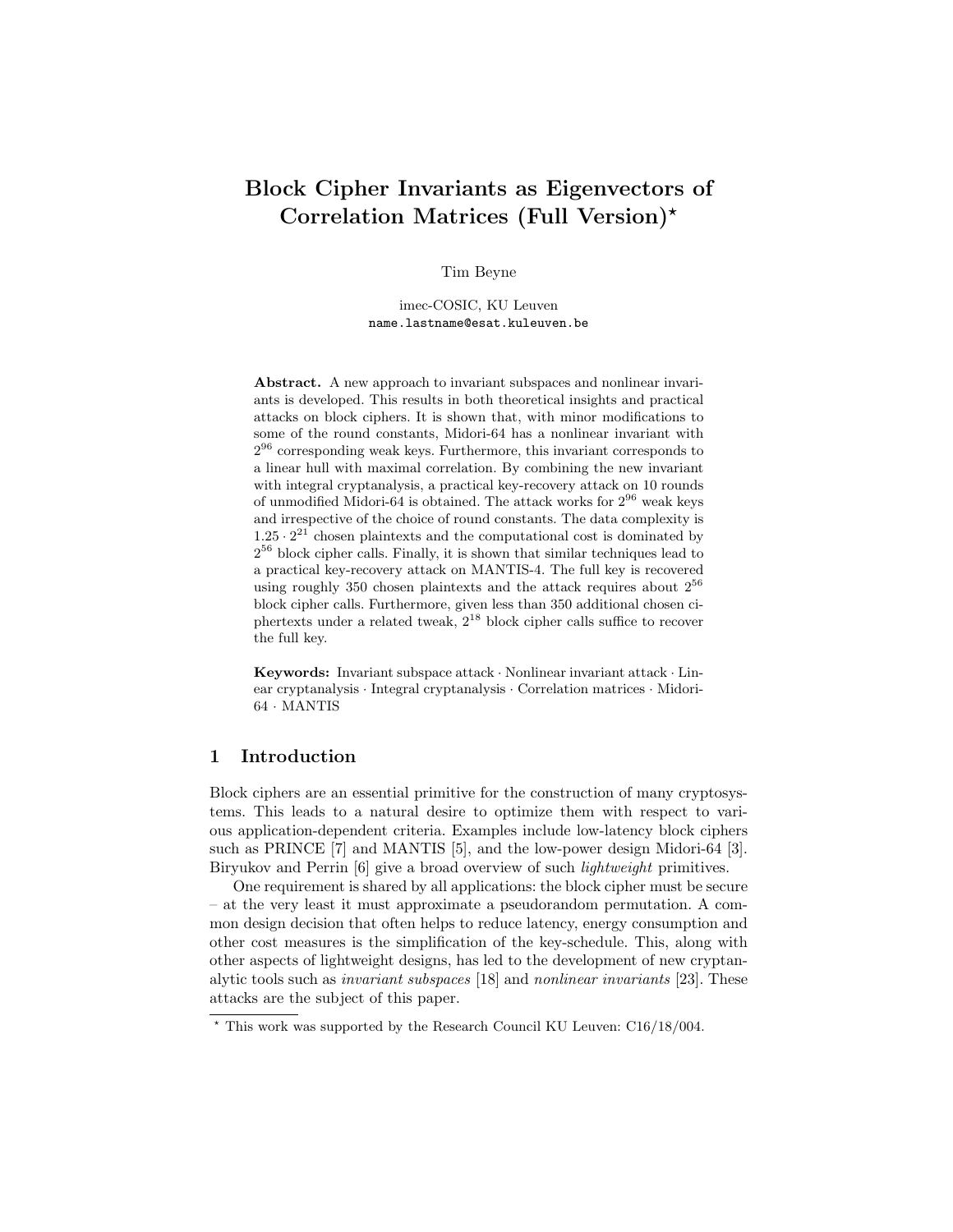# Block Cipher Invariants as Eigenvectors of Correlation Matrices (Full Version)*

Tim Beyne

imec-COSIC, KU Leuven
name.lastname@esat.kuleuven.be

**Abstract.** A new approach to invariant subspaces and nonlinear invariants is developed. This results in both theoretical insights and practical attacks on block ciphers. It is shown that, with minor modifications to some of the round constants, Midori-64 has a nonlinear invariant with $2^{96}$ corresponding weak keys. Furthermore, this invariant corresponds to a linear hull with maximal correlation. By combining the new invariant with integral cryptanalysis, a practical key-recovery attack on 10 rounds of unmodified Midori-64 is obtained. The attack works for $2^{96}$ weak keys and irrespective of the choice of round constants. The data complexity is $1.25 \cdot 2^{21}$ chosen plaintexts and the computational cost is dominated by $2^{56}$ block cipher calls. Finally, it is shown that similar techniques lead to a practical key-recovery attack on MANTIS-4. The full key is recovered using roughly 350 chosen plaintexts and the attack requires about $2^{56}$ block cipher calls. Furthermore, given less than 350 additional chosen ciphertexts under a related tweak, $2^{18}$ block cipher calls suffice to recover the full key.

**Keywords:** Invariant subspace attack · Nonlinear invariant attack · Linear cryptanalysis · Integral cryptanalysis · Correlation matrices · Midori-64 · MANTIS

## 1 Introduction

Block ciphers are an essential primitive for the construction of many cryptosystems. This leads to a natural desire to optimize them with respect to various application-dependent criteria. Examples include low-latency block ciphers such as PRINCE [7] and MANTIS [5], and the low-power design Midori-64 [3]. Biryukov and Perrin [6] give a broad overview of such *lightweight* primitives.

One requirement is shared by all applications: the block cipher must be secure – at the very least it must approximate a pseudorandom permutation. A common design decision that often helps to reduce latency, energy consumption and other cost measures is the simplification of the key-schedule. This, along with other aspects of lightweight designs, has led to the development of new cryptanalytic tools such as *invariant subspaces* [18] and *nonlinear invariants* [23]. These attacks are the subject of this paper.

* This work was supported by the Research Council KU Leuven: C16/18/004.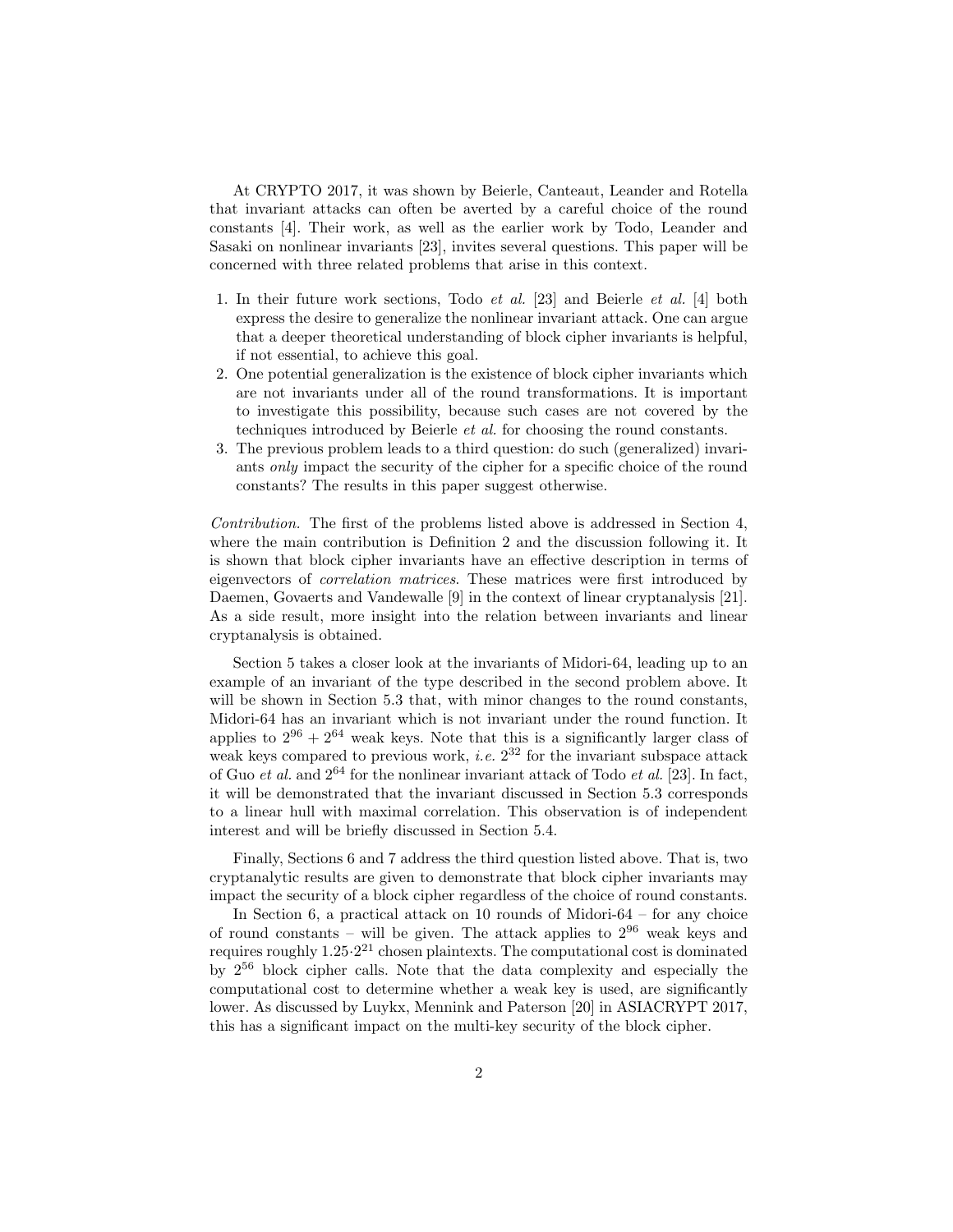At CRYPTO 2017, it was shown by Beierle, Canteaut, Leander and Rotella that invariant attacks can often be averted by a careful choice of the round constants [4]. Their work, as well as the earlier work by Todo, Leander and Sasaki on nonlinear invariants [23], invites several questions. This paper will be concerned with three related problems that arise in this context.

1. In their future work sections, Todo *et al.* [23] and Beierle *et al.* [4] both express the desire to generalize the nonlinear invariant attack. One can argue that a deeper theoretical understanding of block cipher invariants is helpful, if not essential, to achieve this goal.
2. One potential generalization is the existence of block cipher invariants which are not invariants under all of the round transformations. It is important to investigate this possibility, because such cases are not covered by the techniques introduced by Beierle *et al.* for choosing the round constants.
3. The previous problem leads to a third question: do such (generalized) invariants *only* impact the security of the cipher for a specific choice of the round constants? The results in this paper suggest otherwise.

*Contribution.* The first of the problems listed above is addressed in Section 4, where the main contribution is Definition 2 and the discussion following it. It is shown that block cipher invariants have an effective description in terms of eigenvectors of *correlation matrices*. These matrices were first introduced by Daemen, Govaerts and Vandewalle [9] in the context of linear cryptanalysis [21]. As a side result, more insight into the relation between invariants and linear cryptanalysis is obtained.

Section 5 takes a closer look at the invariants of Midori-64, leading up to an example of an invariant of the type described in the second problem above. It will be shown in Section 5.3 that, with minor changes to the round constants, Midori-64 has an invariant which is not invariant under the round function. It applies to $2^{96} + 2^{64}$ weak keys. Note that this is a significantly larger class of weak keys compared to previous work, *i.e.* $2^{32}$ for the invariant subspace attack of Guo *et al.* and $2^{64}$ for the nonlinear invariant attack of Todo *et al.* [23]. In fact, it will be demonstrated that the invariant discussed in Section 5.3 corresponds to a linear hull with maximal correlation. This observation is of independent interest and will be briefly discussed in Section 5.4.

Finally, Sections 6 and 7 address the third question listed above. That is, two cryptanalytic results are given to demonstrate that block cipher invariants may impact the security of a block cipher regardless of the choice of round constants.

In Section 6, a practical attack on 10 rounds of Midori-64 – for any choice of round constants – will be given. The attack applies to $2^{96}$ weak keys and requires roughly $1.25 \cdot 2^{21}$ chosen plaintexts. The computational cost is dominated by $2^{56}$ block cipher calls. Note that the data complexity and especially the computational cost to determine whether a weak key is used, are significantly lower. As discussed by Luykx, Mennink and Paterson [20] in ASIACRYPT 2017, this has a significant impact on the multi-key security of the block cipher.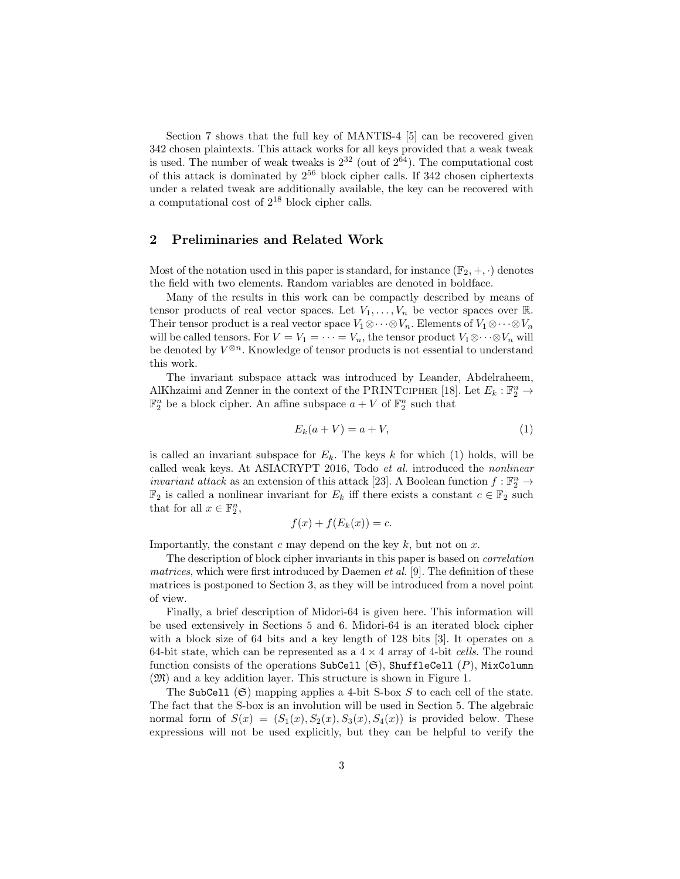Section 7 shows that the full key of MANTIS-4 [5] can be recovered given 342 chosen plaintexts. This attack works for all keys provided that a weak tweak is used. The number of weak tweaks is $2^{32}$ (out of $2^{64}$). The computational cost of this attack is dominated by $2^{56}$ block cipher calls. If 342 chosen ciphertexts under a related tweak are additionally available, the key can be recovered with a computational cost of $2^{18}$ block cipher calls.

## 2 Preliminaries and Related Work

Most of the notation used in this paper is standard, for instance $(\mathbb{F}_2, +, \cdot)$ denotes the field with two elements. Random variables are denoted in boldface.

Many of the results in this work can be compactly described by means of tensor products of real vector spaces. Let $V_1, \ldots, V_n$ be vector spaces over $\mathbb{R}$. Their tensor product is a real vector space $V_1 \otimes \cdots \otimes V_n$. Elements of $V_1 \otimes \cdots \otimes V_n$ will be called tensors. For $V = V_1 = \cdots = V_n$, the tensor product $V_1 \otimes \cdots \otimes V_n$ will be denoted by $V^{\otimes n}$. Knowledge of tensor products is not essential to understand this work.

The invariant subspace attack was introduced by Leander, Abdelraheem, AlKhzaimi and Zenner in the context of the PRINTcipher [18]. Let $E_k : \mathbb{F}_2^n \to \mathbb{F}_2^n$ be a block cipher. An affine subspace $a + V$ of $\mathbb{F}_2^n$ such that

$$E_k(a + V) = a + V, \tag{1}$$

is called an invariant subspace for $E_k$. The keys $k$ for which (1) holds, will be called weak keys. At ASIACRYPT 2016, Todo *et al.* introduced the *nonlinear invariant attack* as an extension of this attack [23]. A Boolean function $f : \mathbb{F}_2^n \to \mathbb{F}_2$ is called a nonlinear invariant for $E_k$ iff there exists a constant $c \in \mathbb{F}_2$ such that for all $x \in \mathbb{F}_2^n$,

$$f(x) + f(E_k(x)) = c.$$

Importantly, the constant $c$ may depend on the key $k$, but not on $x$.

The description of block cipher invariants in this paper is based on *correlation matrices*, which were first introduced by Daemen *et al.* [9]. The definition of these matrices is postponed to Section 3, as they will be introduced from a novel point of view.

Finally, a brief description of Midori-64 is given here. This information will be used extensively in Sections 5 and 6. Midori-64 is an iterated block cipher with a block size of 64 bits and a key length of 128 bits [3]. It operates on a 64-bit state, which can be represented as a $4 \times 4$ array of 4-bit *cells*. The round function consists of the operations `SubCell` ($\mathfrak{S}$), `ShuffleCell` ($P$), `MixColumn` ($\mathfrak{M}$) and a key addition layer. This structure is shown in Figure 1.

The `SubCell` ($\mathfrak{S}$) mapping applies a 4-bit S-box $S$ to each cell of the state. The fact that the S-box is an involution will be used in Section 5. The algebraic normal form of $S(x) = (S_1(x), S_2(x), S_3(x), S_4(x))$ is provided below. These expressions will not be used explicitly, but they can be helpful to verify the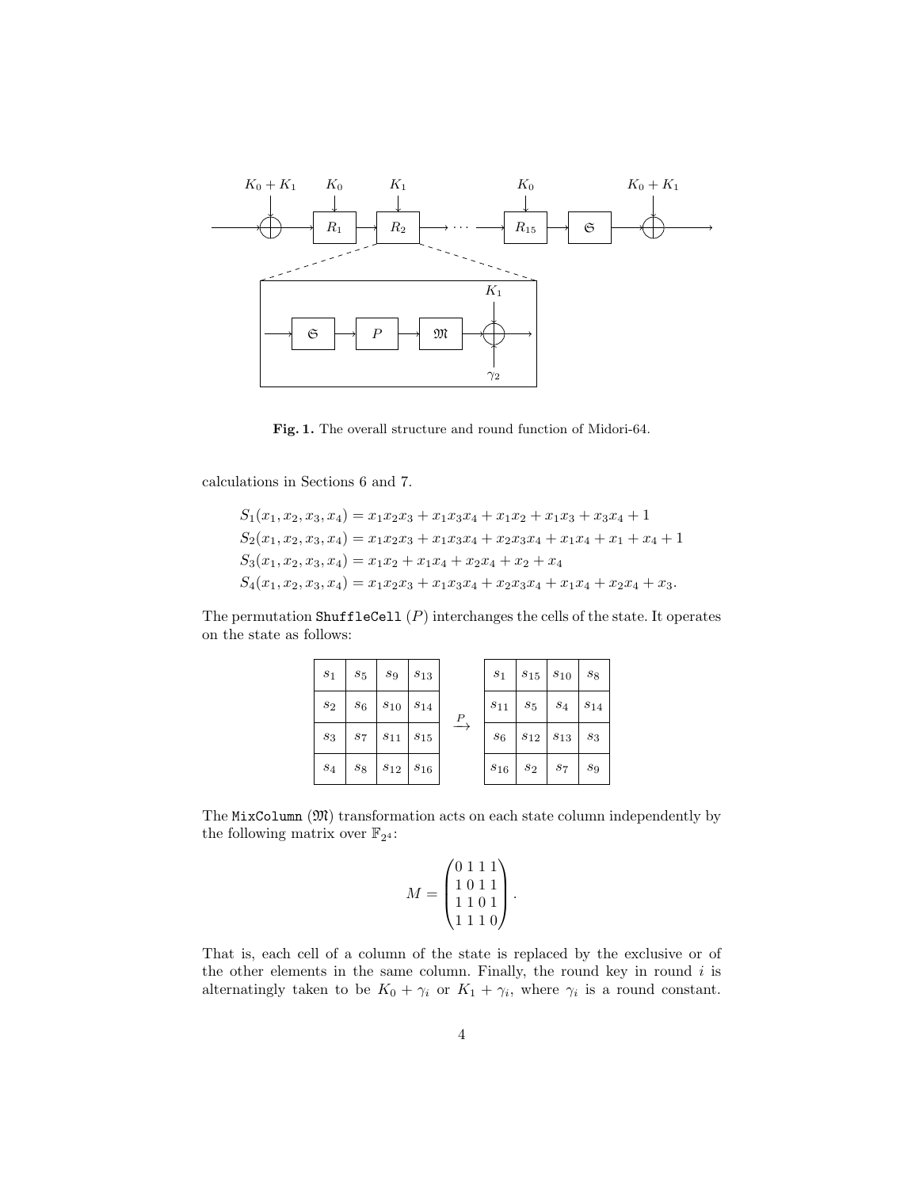**Fig. 1.** The overall structure and round function of Midori-64.

calculations in Sections 6 and 7.

$$S_1(x_1, x_2, x_3, x_4) = x_1x_2x_3 + x_1x_3x_4 + x_1x_2 + x_1x_3 + x_3x_4 + 1$$
$$S_2(x_1, x_2, x_3, x_4) = x_1x_2x_3 + x_1x_3x_4 + x_2x_3x_4 + x_1x_4 + x_1 + x_4 + 1$$
$$S_3(x_1, x_2, x_3, x_4) = x_1x_2 + x_1x_4 + x_2x_4 + x_2 + x_4$$
$$S_4(x_1, x_2, x_3, x_4) = x_1x_2x_3 + x_1x_3x_4 + x_2x_3x_4 + x_1x_4 + x_2x_4 + x_3.$$

The permutation `ShuffleCell` ($P$) interchanges the cells of the state. It operates on the state as follows:

$$\begin{array}{|c|c|c|c|}\hline s_1 & s_5 & s_9 & s_{13} \\ \hline s_2 & s_6 & s_{10} & s_{14} \\ \hline s_3 & s_7 & s_{11} & s_{15} \\ \hline s_4 & s_8 & s_{12} & s_{16} \\ \hline \end{array} \xrightarrow{P} \begin{array}{|c|c|c|c|}\hline s_1 & s_{15} & s_{10} & s_8 \\ \hline s_{11} & s_5 & s_4 & s_{14} \\ \hline s_6 & s_{12} & s_{13} & s_3 \\ \hline s_{16} & s_2 & s_7 & s_9 \\ \hline \end{array}$$

The `MixColumn` ($\mathfrak{M}$) transformation acts on each state column independently by the following matrix over $\mathbb{F}_{2^4}$:

$$M = \begin{pmatrix} 0\,1\,1\,1 \\ 1\,0\,1\,1 \\ 1\,1\,0\,1 \\ 1\,1\,1\,0 \end{pmatrix}.$$

That is, each cell of a column of the state is replaced by the exclusive or of the other elements in the same column. Finally, the round key in round $i$ is alternatingly taken to be $K_0 + \gamma_i$ or $K_1 + \gamma_i$, where $\gamma_i$ is a round constant.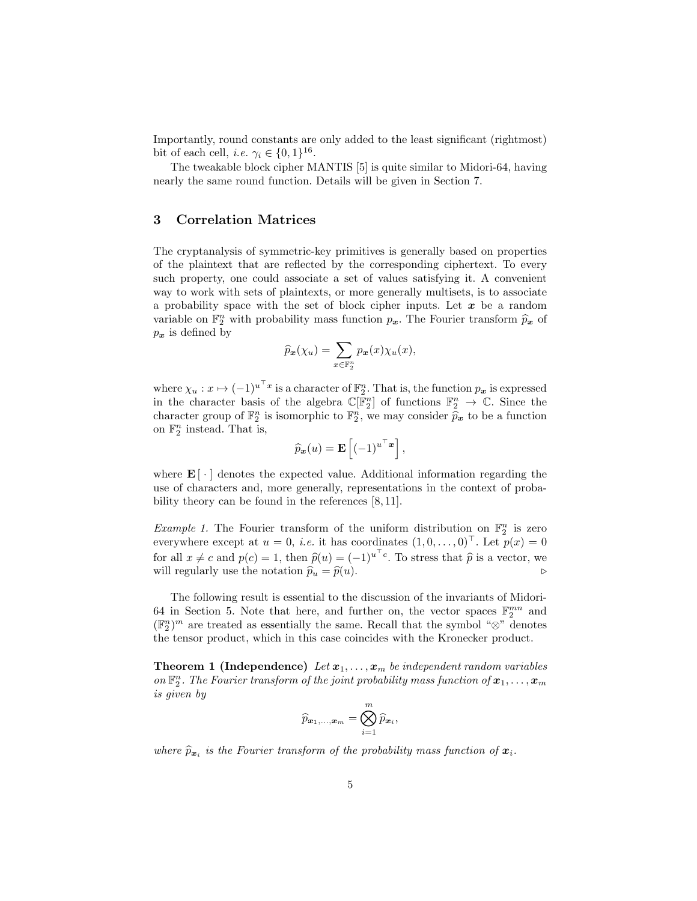Importantly, round constants are only added to the least significant (rightmost) bit of each cell, *i.e.* $\gamma_i \in \{0,1\}^{16}$.

The tweakable block cipher MANTIS [5] is quite similar to Midori-64, having nearly the same round function. Details will be given in Section 7.

## 3 Correlation Matrices

The cryptanalysis of symmetric-key primitives is generally based on properties of the plaintext that are reflected by the corresponding ciphertext. To every such property, one could associate a set of values satisfying it. A convenient way to work with sets of plaintexts, or more generally multisets, is to associate a probability space with the set of block cipher inputs. Let $\boldsymbol{x}$ be a random variable on $\mathbb{F}_2^n$ with probability mass function $p_{\boldsymbol{x}}$. The Fourier transform $\widehat{p}_{\boldsymbol{x}}$ of $p_{\boldsymbol{x}}$ is defined by

$$\widehat{p}_{\boldsymbol{x}}(\chi_u) = \sum_{x \in \mathbb{F}_2^n} p_{\boldsymbol{x}}(x)\chi_u(x),$$

where $\chi_u : x \mapsto (-1)^{u^\top x}$ is a character of $\mathbb{F}_2^n$. That is, the function $p_{\boldsymbol{x}}$ is expressed in the character basis of the algebra $\mathbb{C}[\mathbb{F}_2^n]$ of functions $\mathbb{F}_2^n \to \mathbb{C}$. Since the character group of $\mathbb{F}_2^n$ is isomorphic to $\mathbb{F}_2^n$, we may consider $\widehat{p}_{\boldsymbol{x}}$ to be a function on $\mathbb{F}_2^n$ instead. That is,

$$\widehat{p}_{\boldsymbol{x}}(u) = \mathbf{E}\left[(-1)^{u^\top \boldsymbol{x}}\right],$$

where $\mathbf{E}[\,\cdot\,]$ denotes the expected value. Additional information regarding the use of characters and, more generally, representations in the context of probability theory can be found in the references [8,11].

*Example 1.* The Fourier transform of the uniform distribution on $\mathbb{F}_2^n$ is zero everywhere except at $u = 0$, *i.e.* it has coordinates $(1, 0, \ldots, 0)^\top$. Let $p(x) = 0$ for all $x \neq c$ and $p(c) = 1$, then $\widehat{p}(u) = (-1)^{u^\top c}$. To stress that $\widehat{p}$ is a vector, we will regularly use the notation $\widehat{p}_u = \widehat{p}(u)$. ▷

The following result is essential to the discussion of the invariants of Midori-64 in Section 5. Note that here, and further on, the vector spaces $\mathbb{F}_2^{mn}$ and $(\mathbb{F}_2^n)^m$ are treated as essentially the same. Recall that the symbol "$\otimes$" denotes the tensor product, which in this case coincides with the Kronecker product.

**Theorem 1 (Independence)** *Let $\boldsymbol{x}_1, \ldots, \boldsymbol{x}_m$ be independent random variables on $\mathbb{F}_2^n$. The Fourier transform of the joint probability mass function of $\boldsymbol{x}_1, \ldots, \boldsymbol{x}_m$ is given by*

$$\widehat{p}_{\boldsymbol{x}_1,\ldots,\boldsymbol{x}_m} = \bigotimes_{i=1}^{m} \widehat{p}_{\boldsymbol{x}_i},$$

*where $\widehat{p}_{\boldsymbol{x}_i}$ is the Fourier transform of the probability mass function of $\boldsymbol{x}_i$.*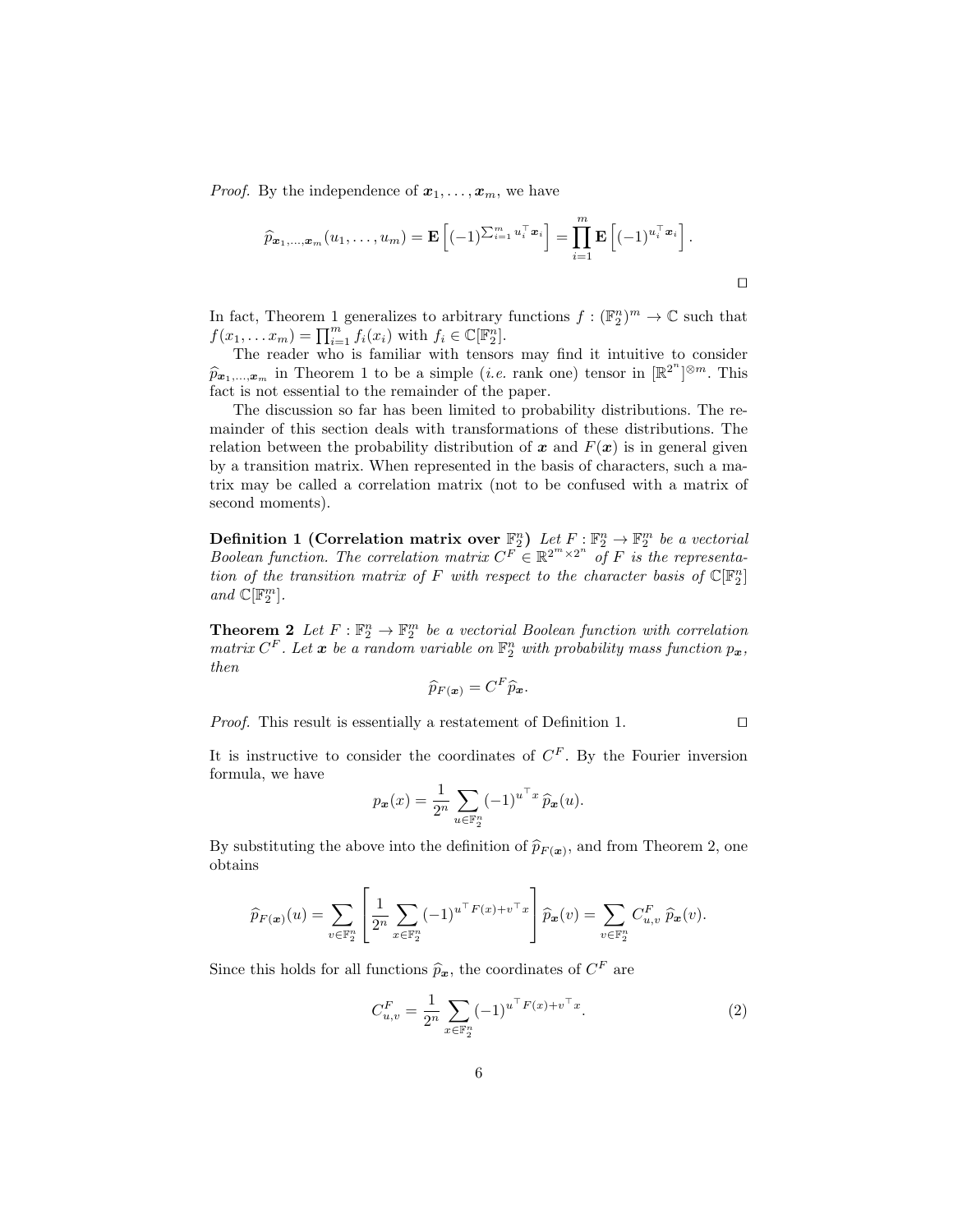*Proof.* By the independence of $\boldsymbol{x}_1, \ldots, \boldsymbol{x}_m$, we have

$$\widehat{p}_{\boldsymbol{x}_1,\ldots,\boldsymbol{x}_m}(u_1, \ldots, u_m) = \mathbf{E}\left[(-1)^{\sum_{i=1}^m u_i^\top \boldsymbol{x}_i}\right] = \prod_{i=1}^m \mathbf{E}\left[(-1)^{u_i^\top \boldsymbol{x}_i}\right].$$

□

In fact, Theorem 1 generalizes to arbitrary functions $f : (\mathbb{F}_2^n)^m \to \mathbb{C}$ such that $f(x_1, \ldots x_m) = \prod_{i=1}^m f_i(x_i)$ with $f_i \in \mathbb{C}[\mathbb{F}_2^n]$.

The reader who is familiar with tensors may find it intuitive to consider $\widehat{p}_{\boldsymbol{x}_1,\ldots,\boldsymbol{x}_m}$ in Theorem 1 to be a simple (*i.e.* rank one) tensor in $[\mathbb{R}^{2^n}]^{\otimes m}$. This fact is not essential to the remainder of the paper.

The discussion so far has been limited to probability distributions. The remainder of this section deals with transformations of these distributions. The relation between the probability distribution of $\boldsymbol{x}$ and $F(\boldsymbol{x})$ is in general given by a transition matrix. When represented in the basis of characters, such a matrix may be called a correlation matrix (not to be confused with a matrix of second moments).

**Definition 1 (Correlation matrix over $\mathbb{F}_2^n$)** *Let $F : \mathbb{F}_2^n \to \mathbb{F}_2^m$ be a vectorial Boolean function. The correlation matrix $C^F \in \mathbb{R}^{2^m \times 2^n}$ of $F$ is the representation of the transition matrix of $F$ with respect to the character basis of $\mathbb{C}[\mathbb{F}_2^n]$ and $\mathbb{C}[\mathbb{F}_2^m]$.*

**Theorem 2** *Let $F : \mathbb{F}_2^n \to \mathbb{F}_2^m$ be a vectorial Boolean function with correlation matrix $C^F$. Let $\boldsymbol{x}$ be a random variable on $\mathbb{F}_2^n$ with probability mass function $p_{\boldsymbol{x}}$, then*

$$\widehat{p}_{F(\boldsymbol{x})} = C^F \widehat{p}_{\boldsymbol{x}}.$$

*Proof.* This result is essentially a restatement of Definition 1. □

It is instructive to consider the coordinates of $C^F$. By the Fourier inversion formula, we have

$$p_{\boldsymbol{x}}(x) = \frac{1}{2^n} \sum_{u \in \mathbb{F}_2^n} (-1)^{u^\top x}\, \widehat{p}_{\boldsymbol{x}}(u).$$

By substituting the above into the definition of $\widehat{p}_{F(\boldsymbol{x})}$, and from Theorem 2, one obtains

$$\widehat{p}_{F(\boldsymbol{x})}(u) = \sum_{v \in \mathbb{F}_2^n} \left[\frac{1}{2^n} \sum_{x \in \mathbb{F}_2^n} (-1)^{u^\top F(x) + v^\top x}\right] \widehat{p}_{\boldsymbol{x}}(v) = \sum_{v \in \mathbb{F}_2^n} C^F_{u,v}\; \widehat{p}_{\boldsymbol{x}}(v).$$

Since this holds for all functions $\widehat{p}_{\boldsymbol{x}}$, the coordinates of $C^F$ are

$$C^F_{u,v} = \frac{1}{2^n} \sum_{x \in \mathbb{F}_2^n} (-1)^{u^\top F(x) + v^\top x}. \tag{2}$$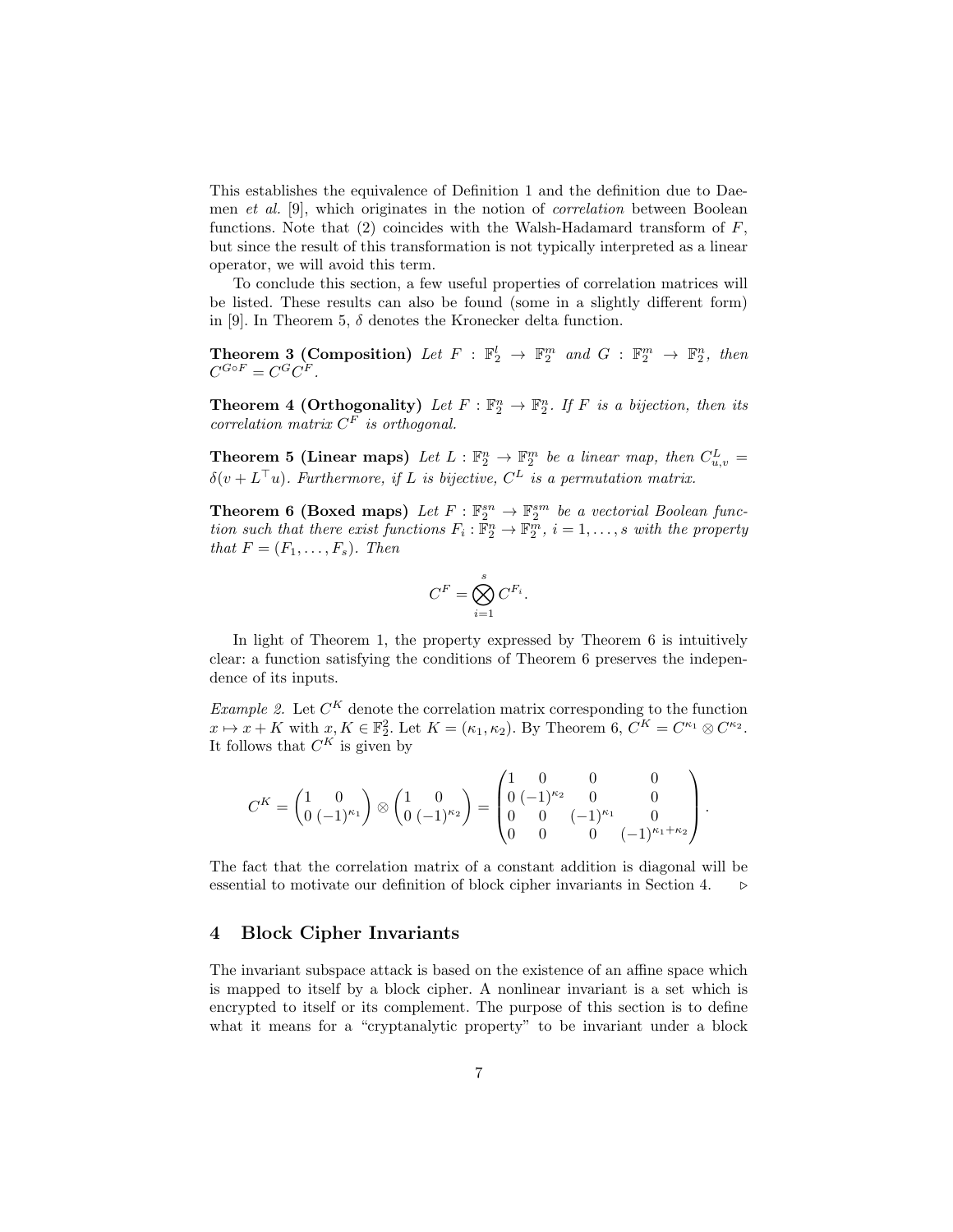This establishes the equivalence of Definition 1 and the definition due to Daemen *et al.* [9], which originates in the notion of *correlation* between Boolean functions. Note that (2) coincides with the Walsh-Hadamard transform of $F$, but since the result of this transformation is not typically interpreted as a linear operator, we will avoid this term.

To conclude this section, a few useful properties of correlation matrices will be listed. These results can also be found (some in a slightly different form) in [9]. In Theorem 5, $\delta$ denotes the Kronecker delta function.

**Theorem 3 (Composition)** *Let $F : \mathbb{F}_2^l \to \mathbb{F}_2^m$ and $G : \mathbb{F}_2^m \to \mathbb{F}_2^n$, then $C^{G\circ F} = C^G C^F$.*

**Theorem 4 (Orthogonality)** *Let $F : \mathbb{F}_2^n \to \mathbb{F}_2^n$. If $F$ is a bijection, then its correlation matrix $C^F$ is orthogonal.*

**Theorem 5 (Linear maps)** *Let $L : \mathbb{F}_2^n \to \mathbb{F}_2^m$ be a linear map, then $C^L_{u,v} = \delta(v + L^\top u)$. Furthermore, if $L$ is bijective, $C^L$ is a permutation matrix.*

**Theorem 6 (Boxed maps)** *Let $F : \mathbb{F}_2^{sn} \to \mathbb{F}_2^{sm}$ be a vectorial Boolean function such that there exist functions $F_i : \mathbb{F}_2^n \to \mathbb{F}_2^m$, $i = 1, \ldots, s$ with the property that $F = (F_1, \ldots, F_s)$. Then*

$$C^F = \bigotimes_{i=1}^{s} C^{F_i}.$$

In light of Theorem 1, the property expressed by Theorem 6 is intuitively clear: a function satisfying the conditions of Theorem 6 preserves the independence of its inputs.

*Example 2.* Let $C^K$ denote the correlation matrix corresponding to the function $x \mapsto x + K$ with $x, K \in \mathbb{F}_2^2$. Let $K = (\kappa_1, \kappa_2)$. By Theorem 6, $C^K = C^{\kappa_1} \otimes C^{\kappa_2}$. It follows that $C^K$ is given by

$$C^K = \begin{pmatrix} 1 & 0 \\ 0 & (-1)^{\kappa_1} \end{pmatrix} \otimes \begin{pmatrix} 1 & 0 \\ 0 & (-1)^{\kappa_2} \end{pmatrix} = \begin{pmatrix} 1 & 0 & 0 & 0 \\ 0 & (-1)^{\kappa_2} & 0 & 0 \\ 0 & 0 & (-1)^{\kappa_1} & 0 \\ 0 & 0 & 0 & (-1)^{\kappa_1+\kappa_2} \end{pmatrix}.$$

The fact that the correlation matrix of a constant addition is diagonal will be essential to motivate our definition of block cipher invariants in Section 4. ▹

## 4 Block Cipher Invariants

The invariant subspace attack is based on the existence of an affine space which is mapped to itself by a block cipher. A nonlinear invariant is a set which is encrypted to itself or its complement. The purpose of this section is to define what it means for a "cryptanalytic property" to be invariant under a block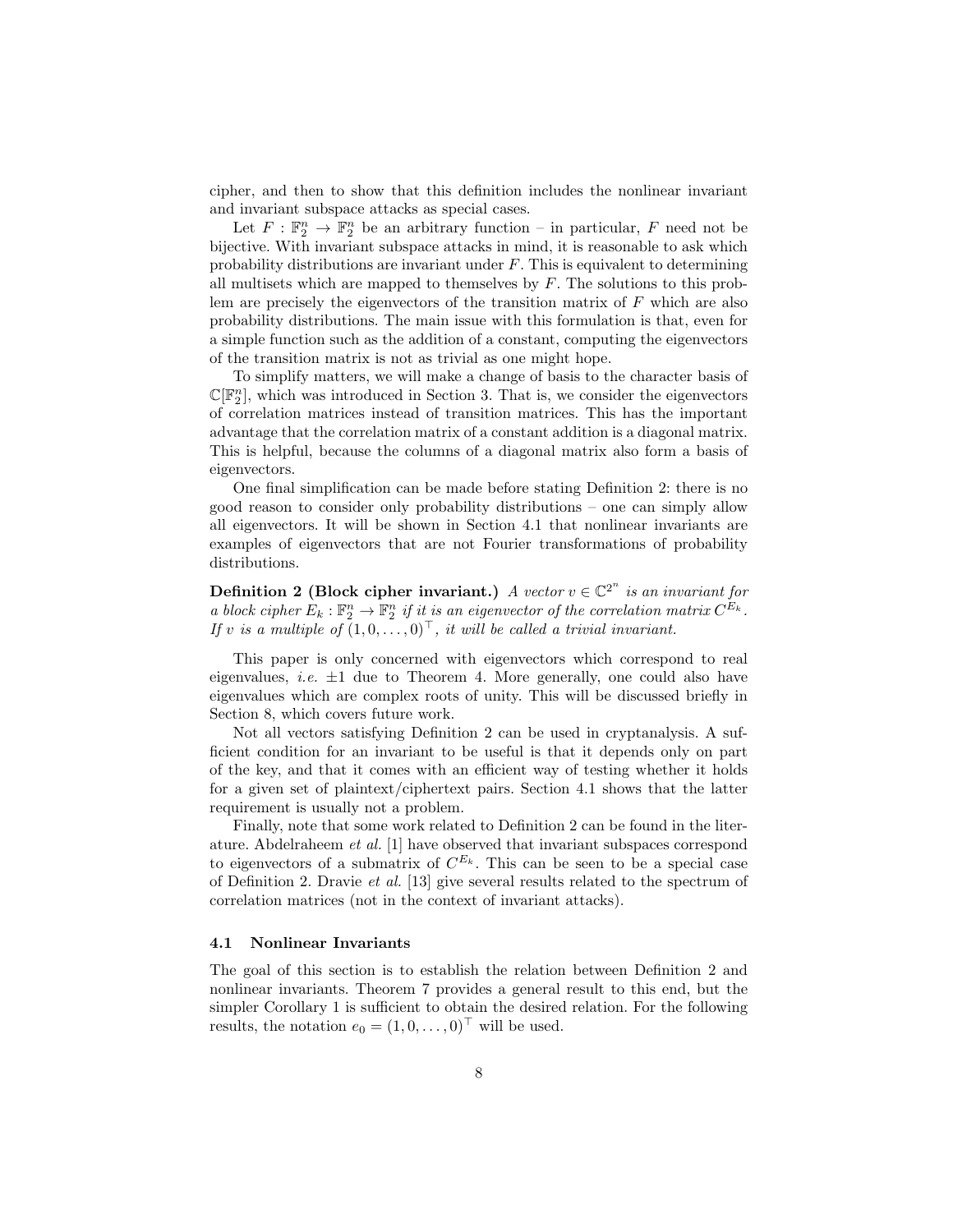cipher, and then to show that this definition includes the nonlinear invariant and invariant subspace attacks as special cases.

Let $F : \mathbb{F}_2^n \to \mathbb{F}_2^n$ be an arbitrary function – in particular, $F$ need not be bijective. With invariant subspace attacks in mind, it is reasonable to ask which probability distributions are invariant under $F$. This is equivalent to determining all multisets which are mapped to themselves by $F$. The solutions to this problem are precisely the eigenvectors of the transition matrix of $F$ which are also probability distributions. The main issue with this formulation is that, even for a simple function such as the addition of a constant, computing the eigenvectors of the transition matrix is not as trivial as one might hope.

To simplify matters, we will make a change of basis to the character basis of $\mathbb{C}[\mathbb{F}_2^n]$, which was introduced in Section 3. That is, we consider the eigenvectors of correlation matrices instead of transition matrices. This has the important advantage that the correlation matrix of a constant addition is a diagonal matrix. This is helpful, because the columns of a diagonal matrix also form a basis of eigenvectors.

One final simplification can be made before stating Definition 2: there is no good reason to consider only probability distributions – one can simply allow all eigenvectors. It will be shown in Section 4.1 that nonlinear invariants are examples of eigenvectors that are not Fourier transformations of probability distributions.

**Definition 2 (Block cipher invariant.)** *A vector $v \in \mathbb{C}^{2^n}$ is an invariant for a block cipher $E_k : \mathbb{F}_2^n \to \mathbb{F}_2^n$ if it is an eigenvector of the correlation matrix $C^{E_k}$. If $v$ is a multiple of $(1, 0, \ldots, 0)^\top$, it will be called a trivial invariant.*

This paper is only concerned with eigenvectors which correspond to real eigenvalues, *i.e.* $\pm 1$ due to Theorem 4. More generally, one could also have eigenvalues which are complex roots of unity. This will be discussed briefly in Section 8, which covers future work.

Not all vectors satisfying Definition 2 can be used in cryptanalysis. A sufficient condition for an invariant to be useful is that it depends only on part of the key, and that it comes with an efficient way of testing whether it holds for a given set of plaintext/ciphertext pairs. Section 4.1 shows that the latter requirement is usually not a problem.

Finally, note that some work related to Definition 2 can be found in the literature. Abdelraheem *et al.* [1] have observed that invariant subspaces correspond to eigenvectors of a submatrix of $C^{E_k}$. This can be seen to be a special case of Definition 2. Dravie *et al.* [13] give several results related to the spectrum of correlation matrices (not in the context of invariant attacks).

### 4.1 Nonlinear Invariants

The goal of this section is to establish the relation between Definition 2 and nonlinear invariants. Theorem 7 provides a general result to this end, but the simpler Corollary 1 is sufficient to obtain the desired relation. For the following results, the notation $e_0 = (1, 0, \ldots, 0)^\top$ will be used.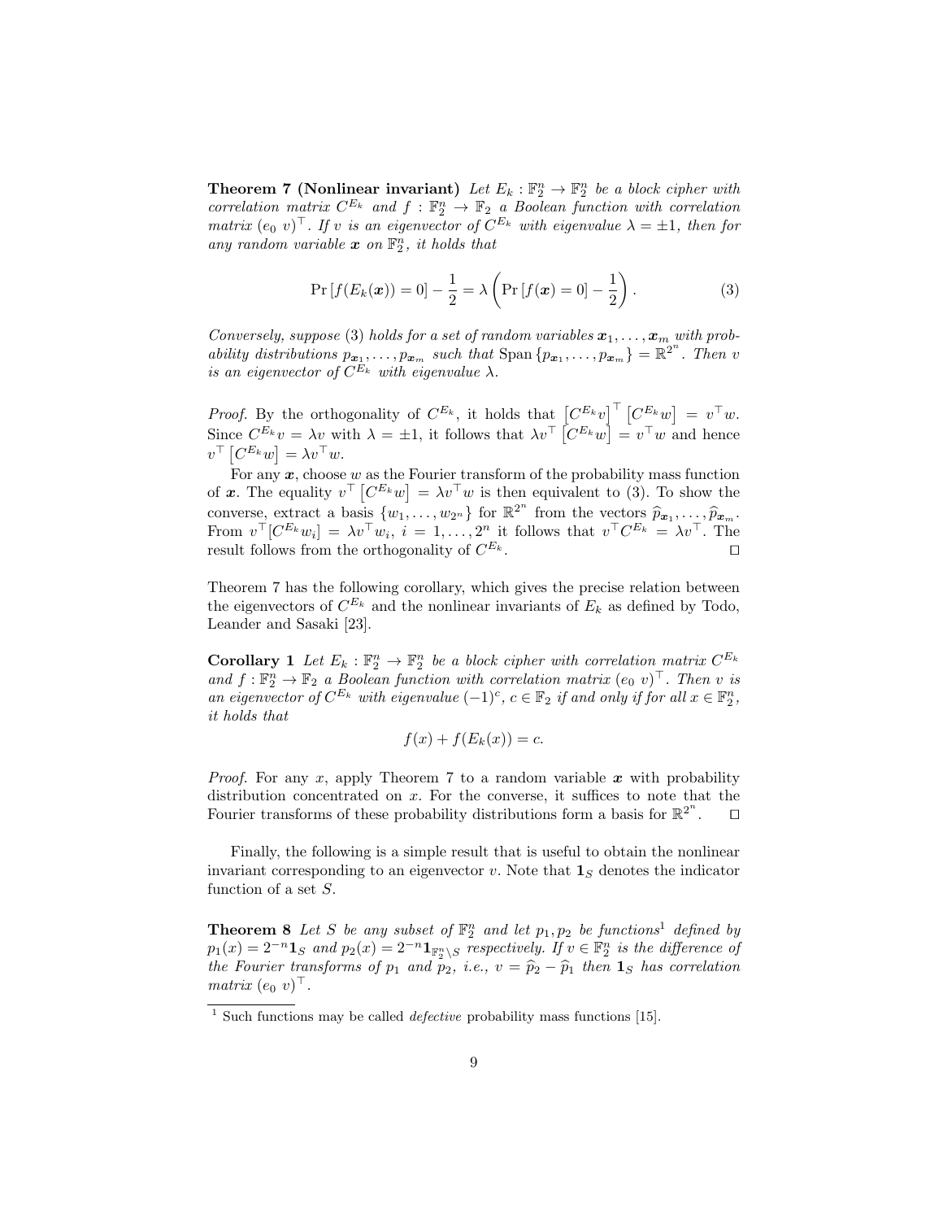**Theorem 7 (Nonlinear invariant)** *Let $E_k : \mathbb{F}_2^n \to \mathbb{F}_2^n$ be a block cipher with correlation matrix $C^{E_k}$ and $f : \mathbb{F}_2^n \to \mathbb{F}_2$ a Boolean function with correlation matrix $(e_0\ v)^\top$. If $v$ is an eigenvector of $C^{E_k}$ with eigenvalue $\lambda = \pm 1$, then for any random variable $\boldsymbol{x}$ on $\mathbb{F}_2^n$, it holds that*

$$\Pr\left[f(E_k(\boldsymbol{x})) = 0\right] - \frac{1}{2} = \lambda\left(\Pr\left[f(\boldsymbol{x}) = 0\right] - \frac{1}{2}\right). \tag{3}$$

*Conversely, suppose (3) holds for a set of random variables $\boldsymbol{x}_1, \ldots, \boldsymbol{x}_m$ with probability distributions $p_{\boldsymbol{x}_1}, \ldots, p_{\boldsymbol{x}_m}$ such that $\operatorname{Span}\{p_{\boldsymbol{x}_1}, \ldots, p_{\boldsymbol{x}_m}\} = \mathbb{R}^{2^n}$. Then $v$ is an eigenvector of $C^{E_k}$ with eigenvalue $\lambda$.*

*Proof.* By the orthogonality of $C^{E_k}$, it holds that $\left[C^{E_k} v\right]^\top \left[C^{E_k} w\right] = v^\top w$. Since $C^{E_k} v = \lambda v$ with $\lambda = \pm 1$, it follows that $\lambda v^\top \left[C^{E_k} w\right] = v^\top w$ and hence $v^\top \left[C^{E_k} w\right] = \lambda v^\top w$.

For any $\boldsymbol{x}$, choose $w$ as the Fourier transform of the probability mass function of $\boldsymbol{x}$. The equality $v^\top \left[C^{E_k} w\right] = \lambda v^\top w$ is then equivalent to (3). To show the converse, extract a basis $\{w_1, \ldots, w_{2^n}\}$ for $\mathbb{R}^{2^n}$ from the vectors $\widehat{p}_{\boldsymbol{x}_1}, \ldots, \widehat{p}_{\boldsymbol{x}_m}$. From $v^\top [C^{E_k} w_i] = \lambda v^\top w_i$, $i = 1, \ldots, 2^n$ it follows that $v^\top C^{E_k} = \lambda v^\top$. The result follows from the orthogonality of $C^{E_k}$. □

Theorem 7 has the following corollary, which gives the precise relation between the eigenvectors of $C^{E_k}$ and the nonlinear invariants of $E_k$ as defined by Todo, Leander and Sasaki [23].

**Corollary 1** *Let $E_k : \mathbb{F}_2^n \to \mathbb{F}_2^n$ be a block cipher with correlation matrix $C^{E_k}$ and $f : \mathbb{F}_2^n \to \mathbb{F}_2$ a Boolean function with correlation matrix $(e_0\ v)^\top$. Then $v$ is an eigenvector of $C^{E_k}$ with eigenvalue $(-1)^c$, $c \in \mathbb{F}_2$ if and only if for all $x \in \mathbb{F}_2^n$, it holds that*

$$f(x) + f(E_k(x)) = c.$$

*Proof.* For any $x$, apply Theorem 7 to a random variable $\boldsymbol{x}$ with probability distribution concentrated on $x$. For the converse, it suffices to note that the Fourier transforms of these probability distributions form a basis for $\mathbb{R}^{2^n}$. □

Finally, the following is a simple result that is useful to obtain the nonlinear invariant corresponding to an eigenvector $v$. Note that $\mathbf{1}_S$ denotes the indicator function of a set $S$.

**Theorem 8** *Let $S$ be any subset of $\mathbb{F}_2^n$ and let $p_1, p_2$ be functions[1] defined by $p_1(x) = 2^{-n}\mathbf{1}_S$ and $p_2(x) = 2^{-n}\mathbf{1}_{\mathbb{F}_2^n \setminus S}$ respectively. If $v \in \mathbb{F}_2^n$ is the difference of the Fourier transforms of $p_1$ and $p_2$, i.e., $v = \widehat{p}_2 - \widehat{p}_1$ then $\mathbf{1}_S$ has correlation matrix $(e_0\ v)^\top$.*

[1] Such functions may be called *defective* probability mass functions [15].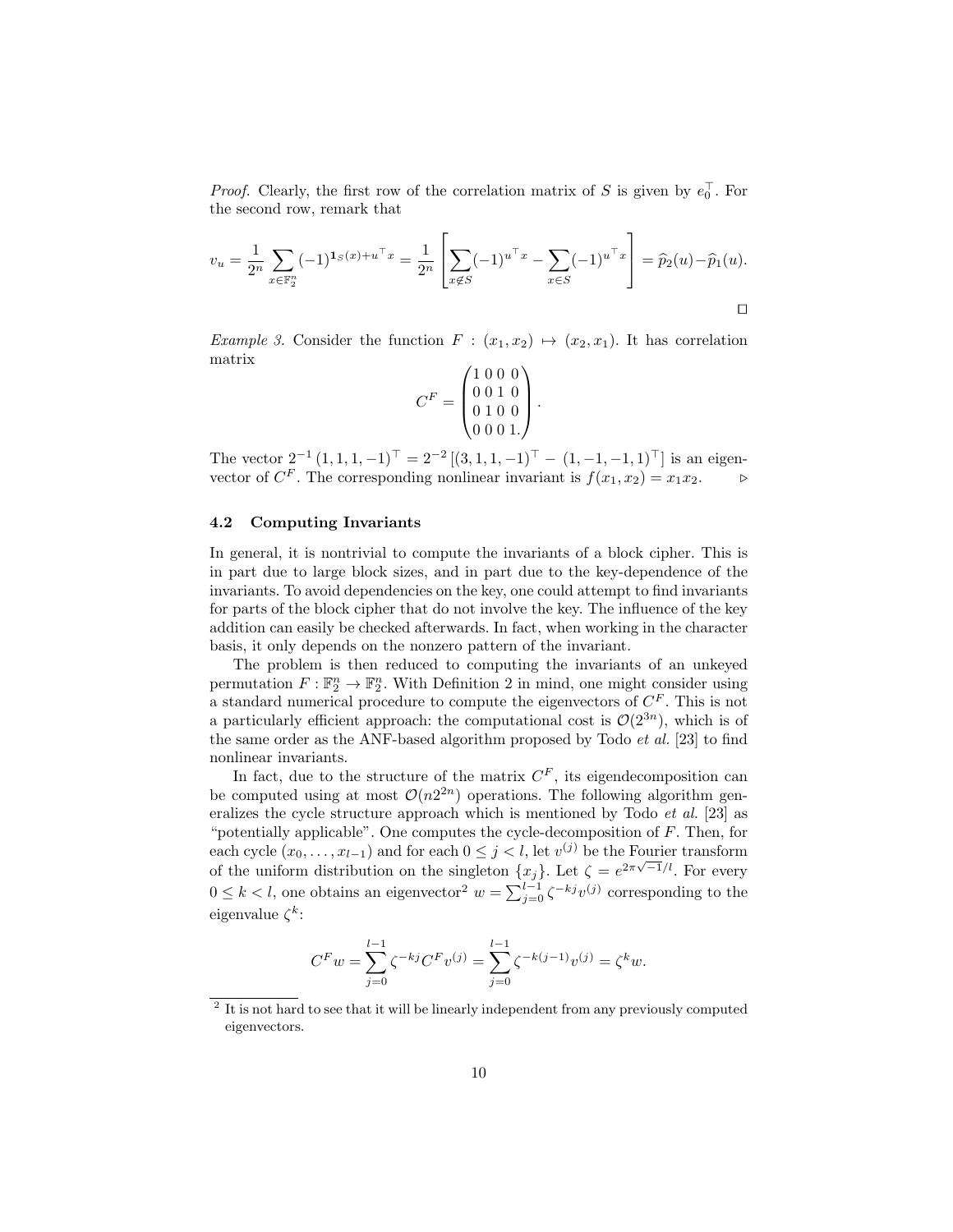*Proof.* Clearly, the first row of the correlation matrix of $S$ is given by $e_0^\top$. For the second row, remark that

$$v_u = \frac{1}{2^n} \sum_{x \in \mathbb{F}_2^n} (-1)^{\mathbf{1}_S(x) + u^\top x} = \frac{1}{2^n} \left[ \sum_{x \notin S} (-1)^{u^\top x} - \sum_{x \in S} (-1)^{u^\top x} \right] = \widehat{p}_2(u) - \widehat{p}_1(u).$$

□

*Example 3.* Consider the function $F : (x_1, x_2) \mapsto (x_2, x_1)$. It has correlation matrix

$$C^F = \begin{pmatrix} 1 & 0 & 0 & 0 \\ 0 & 0 & 1 & 0 \\ 0 & 1 & 0 & 0 \\ 0 & 0 & 0 & 1. \end{pmatrix}.$$

The vector $2^{-1}(1, 1, 1, -1)^\top = 2^{-2}\left[(3, 1, 1, -1)^\top - (1, -1, -1, 1)^\top\right]$ is an eigenvector of $C^F$. The corresponding nonlinear invariant is $f(x_1, x_2) = x_1 x_2$. ▷

### 4.2 Computing Invariants

In general, it is nontrivial to compute the invariants of a block cipher. This is in part due to large block sizes, and in part due to the key-dependence of the invariants. To avoid dependencies on the key, one could attempt to find invariants for parts of the block cipher that do not involve the key. The influence of the key addition can easily be checked afterwards. In fact, when working in the character basis, it only depends on the nonzero pattern of the invariant.

The problem is then reduced to computing the invariants of an unkeyed permutation $F : \mathbb{F}_2^n \to \mathbb{F}_2^n$. With Definition 2 in mind, one might consider using a standard numerical procedure to compute the eigenvectors of $C^F$. This is not a particularly efficient approach: the computational cost is $\mathcal{O}(2^{3n})$, which is of the same order as the ANF-based algorithm proposed by Todo *et al.* [23] to find nonlinear invariants.

In fact, due to the structure of the matrix $C^F$, its eigendecomposition can be computed using at most $\mathcal{O}(n2^{2n})$ operations. The following algorithm generalizes the cycle structure approach which is mentioned by Todo *et al.* [23] as "potentially applicable". One computes the cycle-decomposition of $F$. Then, for each cycle $(x_0, \ldots, x_{l-1})$ and for each $0 \leq j < l$, let $v^{(j)}$ be the Fourier transform of the uniform distribution on the singleton $\{x_j\}$. Let $\zeta = e^{2\pi\sqrt{-1}/l}$. For every $0 \leq k < l$, one obtains an eigenvector[2] $w = \sum_{j=0}^{l-1} \zeta^{-kj} v^{(j)}$ corresponding to the eigenvalue $\zeta^k$:

$$C^F w = \sum_{j=0}^{l-1} \zeta^{-kj} C^F v^{(j)} = \sum_{j=0}^{l-1} \zeta^{-k(j-1)} v^{(j)} = \zeta^k w.$$

[2] It is not hard to see that it will be linearly independent from any previously computed eigenvectors.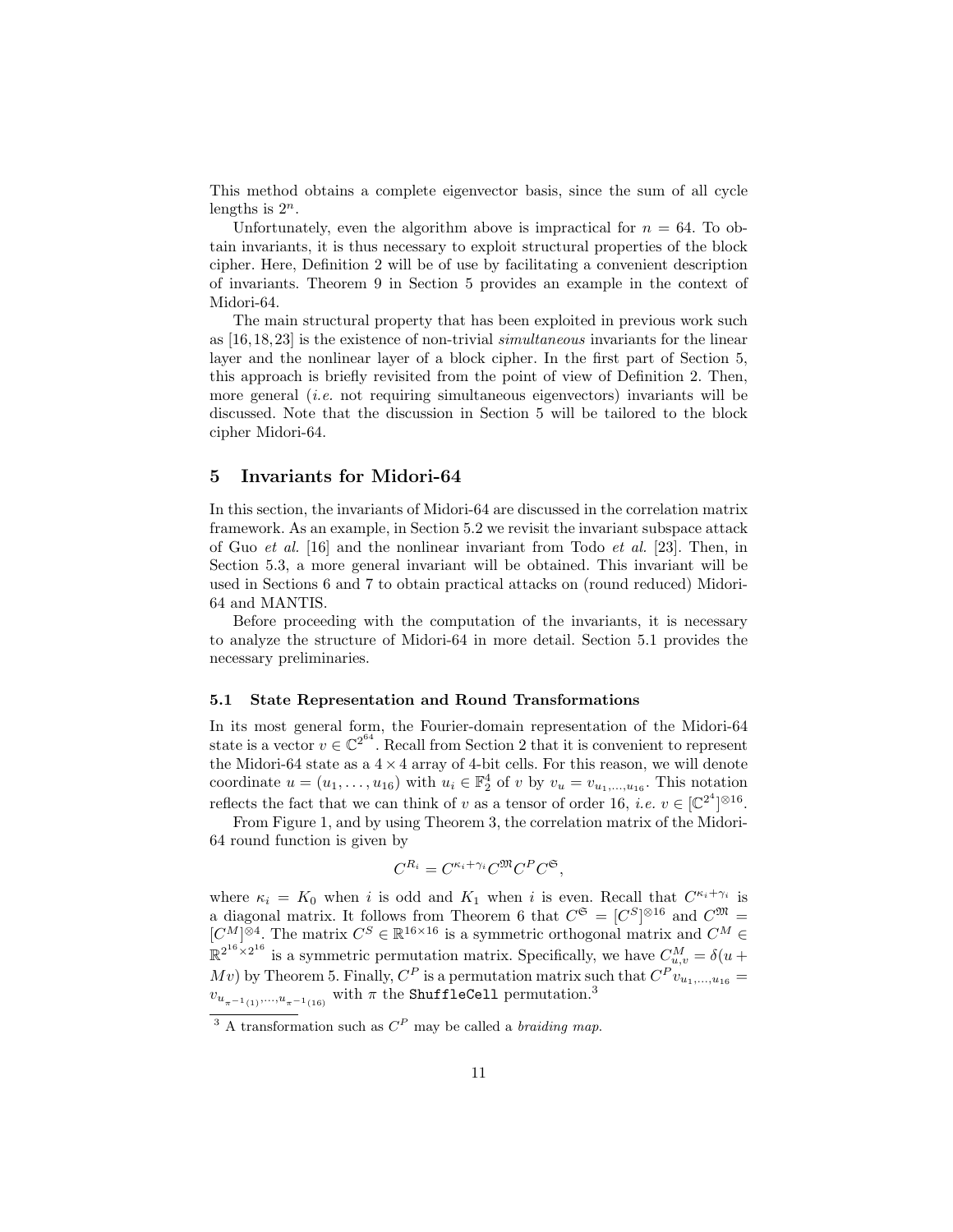This method obtains a complete eigenvector basis, since the sum of all cycle lengths is $2^n$.

Unfortunately, even the algorithm above is impractical for $n = 64$. To obtain invariants, it is thus necessary to exploit structural properties of the block cipher. Here, Definition 2 will be of use by facilitating a convenient description of invariants. Theorem 9 in Section 5 provides an example in the context of Midori-64.

The main structural property that has been exploited in previous work such as [16,18,23] is the existence of non-trivial *simultaneous* invariants for the linear layer and the nonlinear layer of a block cipher. In the first part of Section 5, this approach is briefly revisited from the point of view of Definition 2. Then, more general (*i.e.* not requiring simultaneous eigenvectors) invariants will be discussed. Note that the discussion in Section 5 will be tailored to the block cipher Midori-64.

## 5 Invariants for Midori-64

In this section, the invariants of Midori-64 are discussed in the correlation matrix framework. As an example, in Section 5.2 we revisit the invariant subspace attack of Guo *et al.* [16] and the nonlinear invariant from Todo *et al.* [23]. Then, in Section 5.3, a more general invariant will be obtained. This invariant will be used in Sections 6 and 7 to obtain practical attacks on (round reduced) Midori-64 and MANTIS.

Before proceeding with the computation of the invariants, it is necessary to analyze the structure of Midori-64 in more detail. Section 5.1 provides the necessary preliminaries.

### 5.1 State Representation and Round Transformations

In its most general form, the Fourier-domain representation of the Midori-64 state is a vector $v \in \mathbb{C}^{2^{64}}$. Recall from Section 2 that it is convenient to represent the Midori-64 state as a $4 \times 4$ array of 4-bit cells. For this reason, we will denote coordinate $u = (u_1, \ldots, u_{16})$ with $u_i \in \mathbb{F}_2^4$ of $v$ by $v_u = v_{u_1,\ldots,u_{16}}$. This notation reflects the fact that we can think of $v$ as a tensor of order 16, *i.e.* $v \in [\mathbb{C}^{2^4}]^{\otimes 16}$.

From Figure 1, and by using Theorem 3, the correlation matrix of the Midori-64 round function is given by

$$C^{R_i} = C^{\kappa_i + \gamma_i} C^{\mathfrak{M}} C^P C^{\mathfrak{S}},$$

where $\kappa_i = K_0$ when $i$ is odd and $K_1$ when $i$ is even. Recall that $C^{\kappa_i+\gamma_i}$ is a diagonal matrix. It follows from Theorem 6 that $C^{\mathfrak{S}} = [C^S]^{\otimes 16}$ and $C^{\mathfrak{M}} = [C^M]^{\otimes 4}$. The matrix $C^S \in \mathbb{R}^{16\times 16}$ is a symmetric orthogonal matrix and $C^M \in \mathbb{R}^{2^{16}\times 2^{16}}$ is a symmetric permutation matrix. Specifically, we have $C^M_{u,v} = \delta(u + Mv)$ by Theorem 5. Finally, $C^P$ is a permutation matrix such that $C^P v_{u_1,\ldots,u_{16}} = v_{u_{\pi^{-1}(1)},\ldots,u_{\pi^{-1}(16)}}$ with $\pi$ the `ShuffleCell` permutation.[3]

[3] A transformation such as $C^P$ may be called a *braiding map*.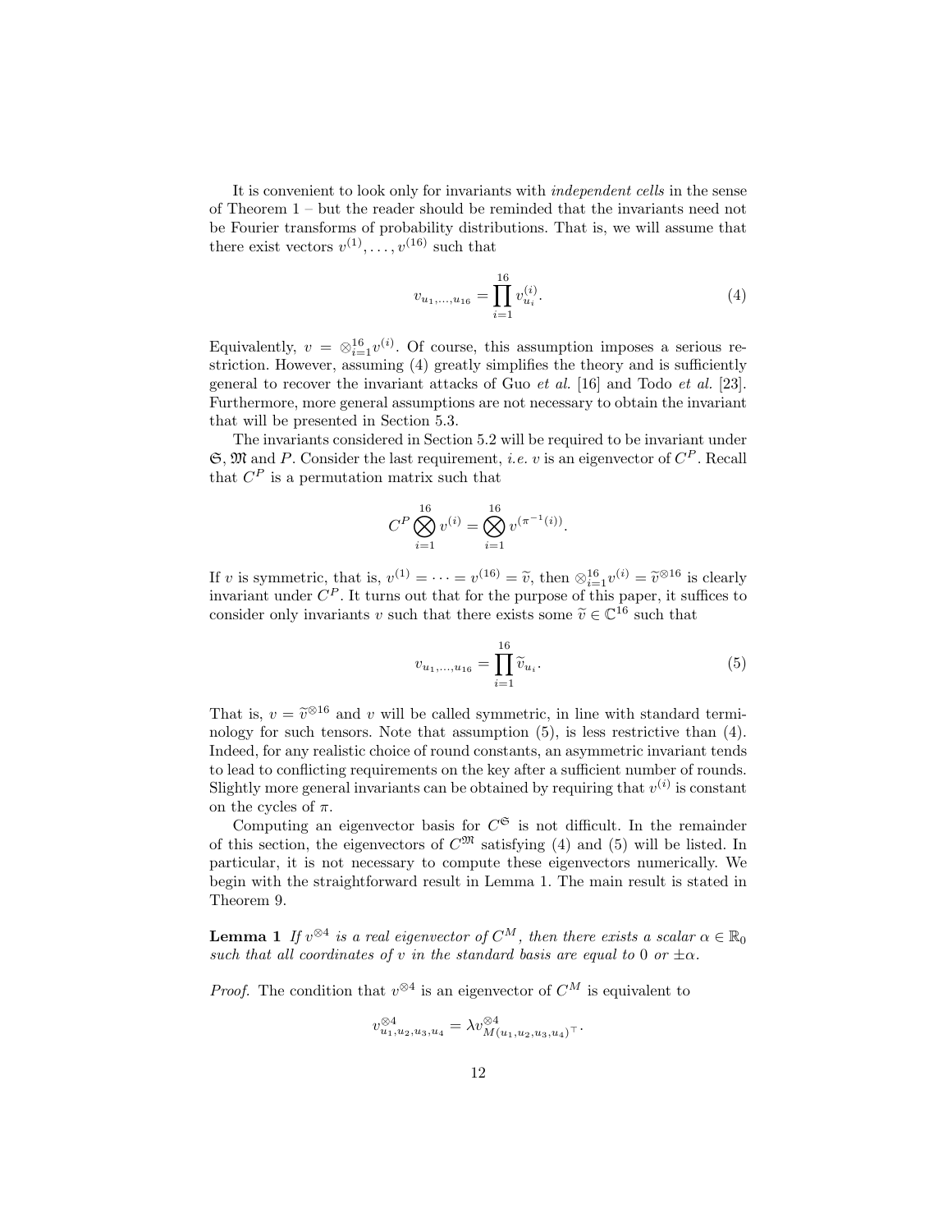It is convenient to look only for invariants with *independent cells* in the sense of Theorem 1 – but the reader should be reminded that the invariants need not be Fourier transforms of probability distributions. That is, we will assume that there exist vectors $v^{(1)}, \ldots, v^{(16)}$ such that

$$v_{u_1,\ldots,u_{16}} = \prod_{i=1}^{16} v_{u_i}^{(i)}. \tag{4}$$

Equivalently, $v = \otimes_{i=1}^{16} v^{(i)}$. Of course, this assumption imposes a serious restriction. However, assuming (4) greatly simplifies the theory and is sufficiently general to recover the invariant attacks of Guo *et al.* [16] and Todo *et al.* [23]. Furthermore, more general assumptions are not necessary to obtain the invariant that will be presented in Section 5.3.

The invariants considered in Section 5.2 will be required to be invariant under $\mathfrak{S}$, $\mathfrak{M}$ and $P$. Consider the last requirement, *i.e.* $v$ is an eigenvector of $C^P$. Recall that $C^P$ is a permutation matrix such that

$$C^P \bigotimes_{i=1}^{16} v^{(i)} = \bigotimes_{i=1}^{16} v^{(\pi^{-1}(i))}.$$

If $v$ is symmetric, that is, $v^{(1)} = \cdots = v^{(16)} = \widetilde{v}$, then $\otimes_{i=1}^{16} v^{(i)} = \widetilde{v}^{\otimes 16}$ is clearly invariant under $C^P$. It turns out that for the purpose of this paper, it suffices to consider only invariants $v$ such that there exists some $\widetilde{v} \in \mathbb{C}^{16}$ such that

$$v_{u_1,\ldots,u_{16}} = \prod_{i=1}^{16} \widetilde{v}_{u_i}. \tag{5}$$

That is, $v = \widetilde{v}^{\otimes 16}$ and $v$ will be called symmetric, in line with standard terminology for such tensors. Note that assumption (5), is less restrictive than (4). Indeed, for any realistic choice of round constants, an asymmetric invariant tends to lead to conflicting requirements on the key after a sufficient number of rounds. Slightly more general invariants can be obtained by requiring that $v^{(i)}$ is constant on the cycles of $\pi$.

Computing an eigenvector basis for $C^{\mathfrak{S}}$ is not difficult. In the remainder of this section, the eigenvectors of $C^{\mathfrak{M}}$ satisfying (4) and (5) will be listed. In particular, it is not necessary to compute these eigenvectors numerically. We begin with the straightforward result in Lemma 1. The main result is stated in Theorem 9.

**Lemma 1** *If $v^{\otimes 4}$ is a real eigenvector of $C^M$, then there exists a scalar $\alpha \in \mathbb{R}_0$ such that all coordinates of $v$ in the standard basis are equal to 0 or $\pm\alpha$.*

*Proof.* The condition that $v^{\otimes 4}$ is an eigenvector of $C^M$ is equivalent to

$$v^{\otimes 4}_{u_1,u_2,u_3,u_4} = \lambda v^{\otimes 4}_{M(u_1,u_2,u_3,u_4)^\top}.$$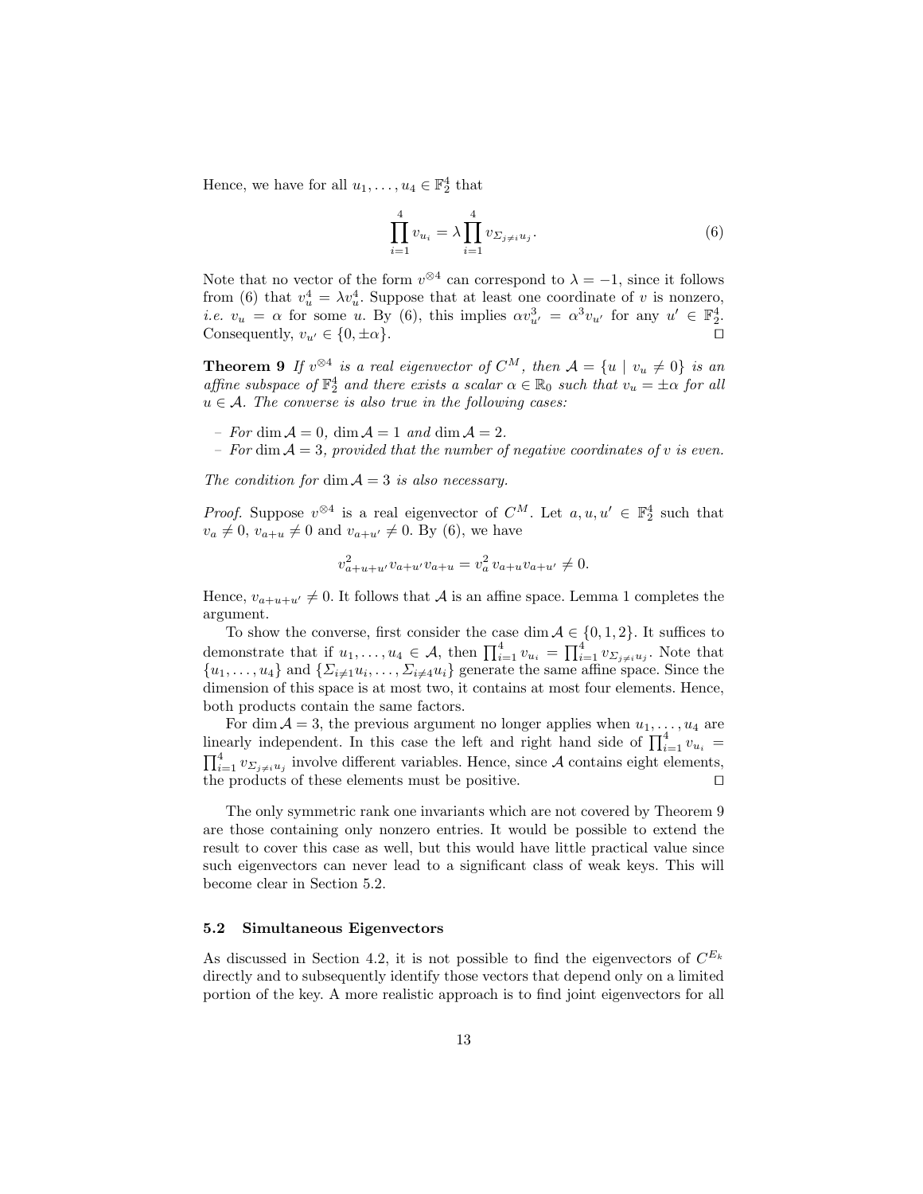Hence, we have for all $u_1, \ldots, u_4 \in \mathbb{F}_2^4$ that

$$\prod_{i=1}^{4} v_{u_i} = \lambda \prod_{i=1}^{4} v_{\Sigma_{j \neq i} u_j}. \tag{6}$$

Note that no vector of the form $v^{\otimes 4}$ can correspond to $\lambda = -1$, since it follows from (6) that $v_u^4 = \lambda v_u^4$. Suppose that at least one coordinate of $v$ is nonzero, *i.e.* $v_u = \alpha$ for some $u$. By (6), this implies $\alpha v_{u'}^3 = \alpha^3 v_{u'}$ for any $u' \in \mathbb{F}_2^4$. Consequently, $v_{u'} \in \{0, \pm\alpha\}$. □

**Theorem 9** *If $v^{\otimes 4}$ is a real eigenvector of $C^M$, then $\mathcal{A} = \{u \mid v_u \neq 0\}$ is an affine subspace of $\mathbb{F}_2^4$ and there exists a scalar $\alpha \in \mathbb{R}_0$ such that $v_u = \pm\alpha$ for all $u \in \mathcal{A}$. The converse is also true in the following cases:*

- *For $\dim \mathcal{A} = 0$, $\dim \mathcal{A} = 1$ and $\dim \mathcal{A} = 2$.*
- *For $\dim \mathcal{A} = 3$, provided that the number of negative coordinates of v is even.*

*The condition for $\dim \mathcal{A} = 3$ is also necessary.*

*Proof.* Suppose $v^{\otimes 4}$ is a real eigenvector of $C^M$. Let $a, u, u' \in \mathbb{F}_2^4$ such that $v_a \neq 0$, $v_{a+u} \neq 0$ and $v_{a+u'} \neq 0$. By (6), we have

$$v_{a+u+u'}^2 v_{a+u'} v_{a+u} = v_a^2 \, v_{a+u} v_{a+u'} \neq 0.$$

Hence, $v_{a+u+u'} \neq 0$. It follows that $\mathcal{A}$ is an affine space. Lemma 1 completes the argument.

To show the converse, first consider the case $\dim \mathcal{A} \in \{0, 1, 2\}$. It suffices to demonstrate that if $u_1, \ldots, u_4 \in \mathcal{A}$, then $\prod_{i=1}^{4} v_{u_i} = \prod_{i=1}^{4} v_{\Sigma_{j \neq i} u_j}$. Note that $\{u_1, \ldots, u_4\}$ and $\{\Sigma_{i \neq 1} u_i, \ldots, \Sigma_{i \neq 4} u_i\}$ generate the same affine space. Since the dimension of this space is at most two, it contains at most four elements. Hence, both products contain the same factors.

For $\dim \mathcal{A} = 3$, the previous argument no longer applies when $u_1, \ldots, u_4$ are linearly independent. In this case the left and right hand side of $\prod_{i=1}^{4} v_{u_i} = \prod_{i=1}^{4} v_{\Sigma_{j \neq i} u_j}$ involve different variables. Hence, since $\mathcal{A}$ contains eight elements, the products of these elements must be positive. □

The only symmetric rank one invariants which are not covered by Theorem 9 are those containing only nonzero entries. It would be possible to extend the result to cover this case as well, but this would have little practical value since such eigenvectors can never lead to a significant class of weak keys. This will become clear in Section 5.2.

### 5.2 Simultaneous Eigenvectors

As discussed in Section 4.2, it is not possible to find the eigenvectors of $C^{E_k}$ directly and to subsequently identify those vectors that depend only on a limited portion of the key. A more realistic approach is to find joint eigenvectors for all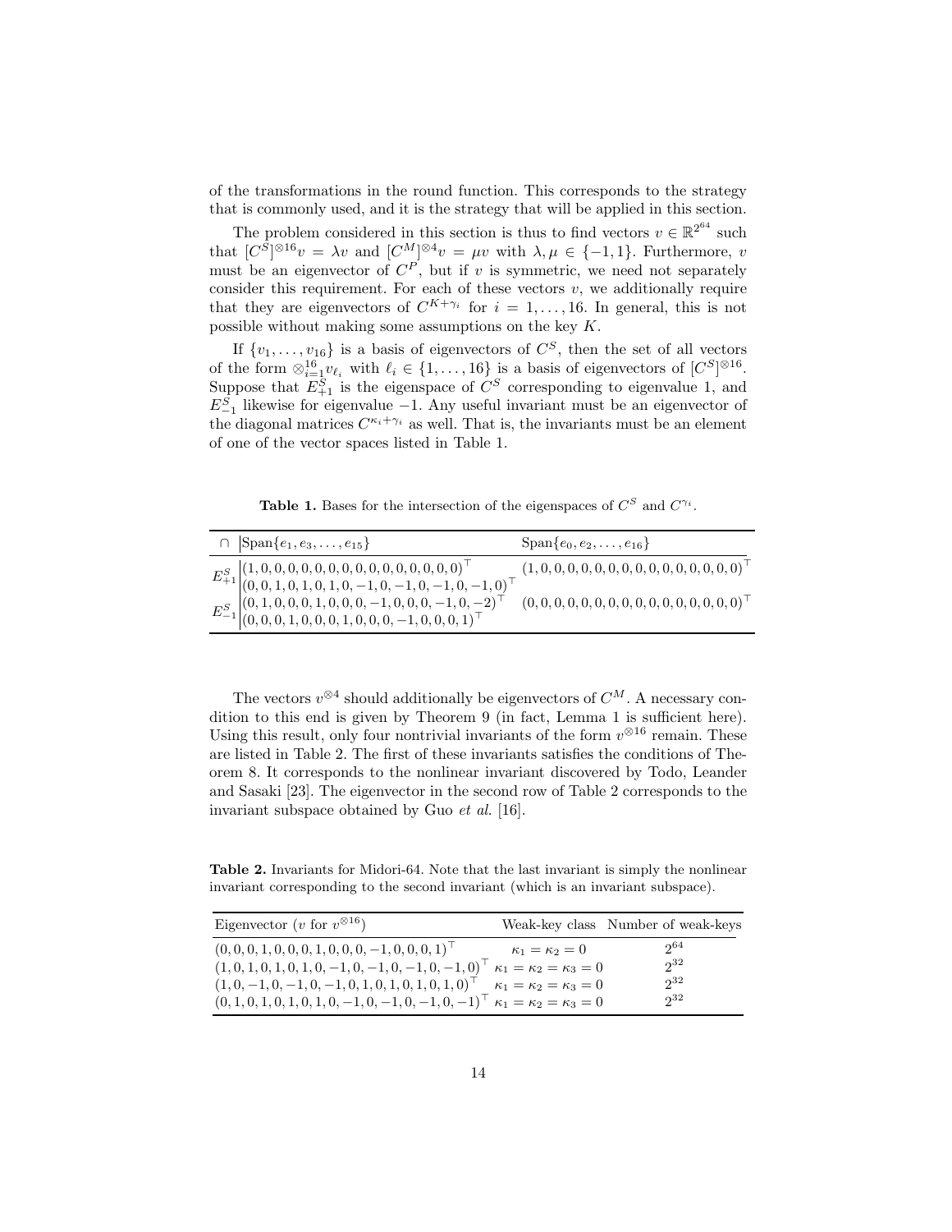of the transformations in the round function. This corresponds to the strategy that is commonly used, and it is the strategy that will be applied in this section.

The problem considered in this section is thus to find vectors $v \in \mathbb{R}^{2^{64}}$ such that $[C^S]^{\otimes 16} v = \lambda v$ and $[C^M]^{\otimes 4} v = \mu v$ with $\lambda, \mu \in \{-1, 1\}$. Furthermore, $v$ must be an eigenvector of $C^P$, but if $v$ is symmetric, we need not separately consider this requirement. For each of these vectors $v$, we additionally require that they are eigenvectors of $C^{K+\gamma_i}$ for $i = 1, \ldots, 16$. In general, this is not possible without making some assumptions on the key $K$.

If $\{v_1, \ldots, v_{16}\}$ is a basis of eigenvectors of $C^S$, then the set of all vectors of the form $\otimes_{i=1}^{16} v_{\ell_i}$ with $\ell_i \in \{1, \ldots, 16\}$ is a basis of eigenvectors of $[C^S]^{\otimes 16}$. Suppose that $E^S_{+1}$ is the eigenspace of $C^S$ corresponding to eigenvalue 1, and $E^S_{-1}$ likewise for eigenvalue $-1$. Any useful invariant must be an eigenvector of the diagonal matrices $C^{\kappa_i+\gamma_i}$ as well. That is, the invariants must be an element of one of the vector spaces listed in Table 1.

**Table 1.** Bases for the intersection of the eigenspaces of $C^S$ and $C^{\gamma_i}$.

| $\cap$ | $\mathrm{Span}\{e_1, e_3, \ldots, e_{15}\}$ | $\mathrm{Span}\{e_0, e_2, \ldots, e_{16}\}$ |
|---|---|---|
| $E^S_{+1}$ | $(1,0,0,0,0,0,0,0,0,0,0,0,0,0,0,0)^\top$ <br> $(0,0,1,0,1,0,1,0,-1,0,-1,0,-1,0,-1,0)^\top$ | $(1,0,0,0,0,0,0,0,0,0,0,0,0,0,0,0)^\top$ |
| $E^S_{-1}$ | $(0,1,0,0,0,1,0,0,0,-1,0,0,0,-1,0,-2)^\top$ <br> $(0,0,0,1,0,0,0,1,0,0,0,-1,0,0,0,1)^\top$ | $(0,0,0,0,0,0,0,0,0,0,0,0,0,0,0,0)^\top$ |

The vectors $v^{\otimes 4}$ should additionally be eigenvectors of $C^M$. A necessary condition to this end is given by Theorem 9 (in fact, Lemma 1 is sufficient here). Using this result, only four nontrivial invariants of the form $v^{\otimes 16}$ remain. These are listed in Table 2. The first of these invariants satisfies the conditions of Theorem 8. It corresponds to the nonlinear invariant discovered by Todo, Leander and Sasaki [23]. The eigenvector in the second row of Table 2 corresponds to the invariant subspace obtained by Guo *et al.* [16].

**Table 2.** Invariants for Midori-64. Note that the last invariant is simply the nonlinear invariant corresponding to the second invariant (which is an invariant subspace).

| Eigenvector ($v$ for $v^{\otimes 16}$) | Weak-key class | Number of weak-keys |
|---|---|---|
| $(0,0,0,1,0,0,0,1,0,0,0,-1,0,0,0,1)^\top$ | $\kappa_1 = \kappa_2 = 0$ | $2^{64}$ |
| $(1,0,1,0,1,0,1,0,-1,0,-1,0,-1,0,-1,0)^\top$ | $\kappa_1 = \kappa_2 = \kappa_3 = 0$ | $2^{32}$ |
| $(1,0,-1,0,-1,0,-1,0,1,0,1,0,1,0,1,0)^\top$ | $\kappa_1 = \kappa_2 = \kappa_3 = 0$ | $2^{32}$ |
| $(0,1,0,1,0,1,0,1,0,-1,0,-1,0,-1,0,-1)^\top$ | $\kappa_1 = \kappa_2 = \kappa_3 = 0$ | $2^{32}$ |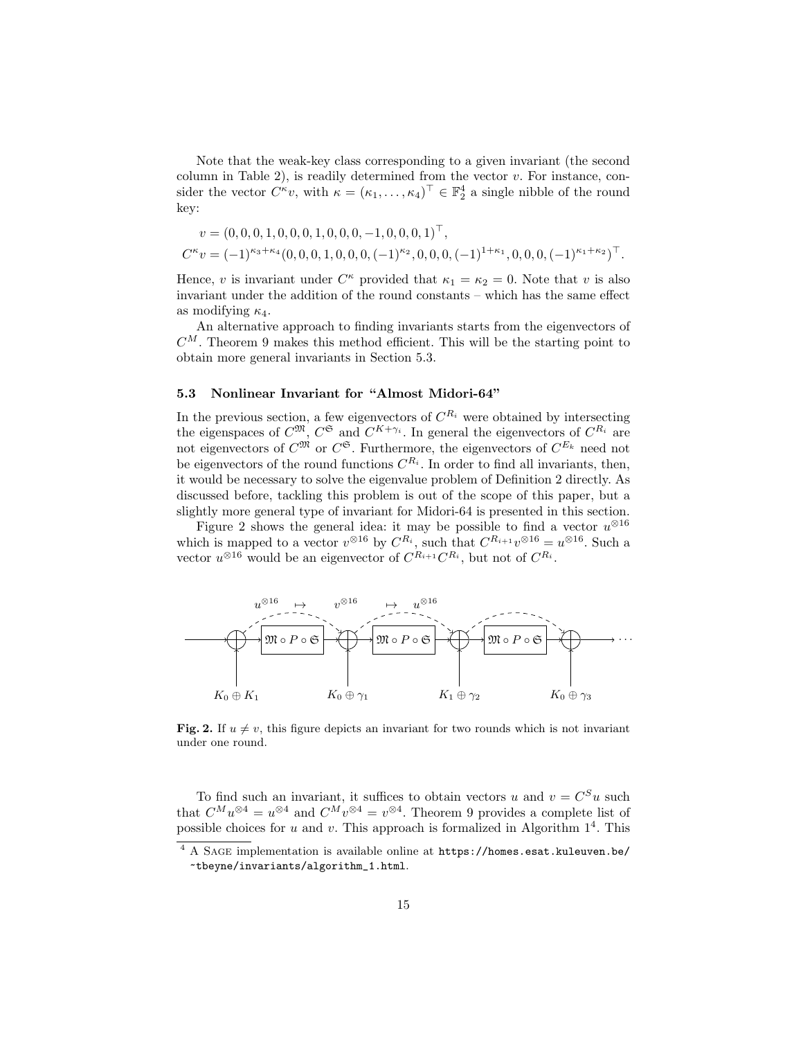Note that the weak-key class corresponding to a given invariant (the second column in Table 2), is readily determined from the vector $v$. For instance, consider the vector $C^{\kappa}v$, with $\kappa = (\kappa_1, \ldots, \kappa_4)^\top \in \mathbb{F}_2^4$ a single nibble of the round key:

$$v = (0, 0, 0, 1, 0, 0, 0, 1, 0, 0, 0, -1, 0, 0, 0, 1)^\top,$$

$$C^{\kappa}v = (-1)^{\kappa_3+\kappa_4}(0, 0, 0, 1, 0, 0, 0, (-1)^{\kappa_2}, 0, 0, 0, (-1)^{1+\kappa_1}, 0, 0, 0, (-1)^{\kappa_1+\kappa_2})^\top.$$

Hence, $v$ is invariant under $C^{\kappa}$ provided that $\kappa_1 = \kappa_2 = 0$. Note that $v$ is also invariant under the addition of the round constants – which has the same effect as modifying $\kappa_4$.

An alternative approach to finding invariants starts from the eigenvectors of $C^M$. Theorem 9 makes this method efficient. This will be the starting point to obtain more general invariants in Section 5.3.

### 5.3 Nonlinear Invariant for "Almost Midori-64"

In the previous section, a few eigenvectors of $C^{R_i}$ were obtained by intersecting the eigenspaces of $C^{\mathfrak{M}}$, $C^{\mathfrak{S}}$ and $C^{K+\gamma_i}$. In general the eigenvectors of $C^{R_i}$ are not eigenvectors of $C^{\mathfrak{M}}$ or $C^{\mathfrak{S}}$. Furthermore, the eigenvectors of $C^{E_k}$ need not be eigenvectors of the round functions $C^{R_i}$. In order to find all invariants, then, it would be necessary to solve the eigenvalue problem of Definition 2 directly. As discussed before, tackling this problem is out of the scope of this paper, but a slightly more general type of invariant for Midori-64 is presented in this section.

Figure 2 shows the general idea: it may be possible to find a vector $u^{\otimes 16}$ which is mapped to a vector $v^{\otimes 16}$ by $C^{R_i}$, such that $C^{R_{i+1}}v^{\otimes 16} = u^{\otimes 16}$. Such a vector $u^{\otimes 16}$ would be an eigenvector of $C^{R_{i+1}}C^{R_i}$, but not of $C^{R_i}$.

**Fig. 2.** If $u \neq v$, this figure depicts an invariant for two rounds which is not invariant under one round.

To find such an invariant, it suffices to obtain vectors $u$ and $v = C^S u$ such that $C^M u^{\otimes 4} = u^{\otimes 4}$ and $C^M v^{\otimes 4} = v^{\otimes 4}$. Theorem 9 provides a complete list of possible choices for $u$ and $v$. This approach is formalized in Algorithm 1[4]. This

[4] A Sage implementation is available online at https://homes.esat.kuleuven.be/~tbeyne/invariants/algorithm_1.html.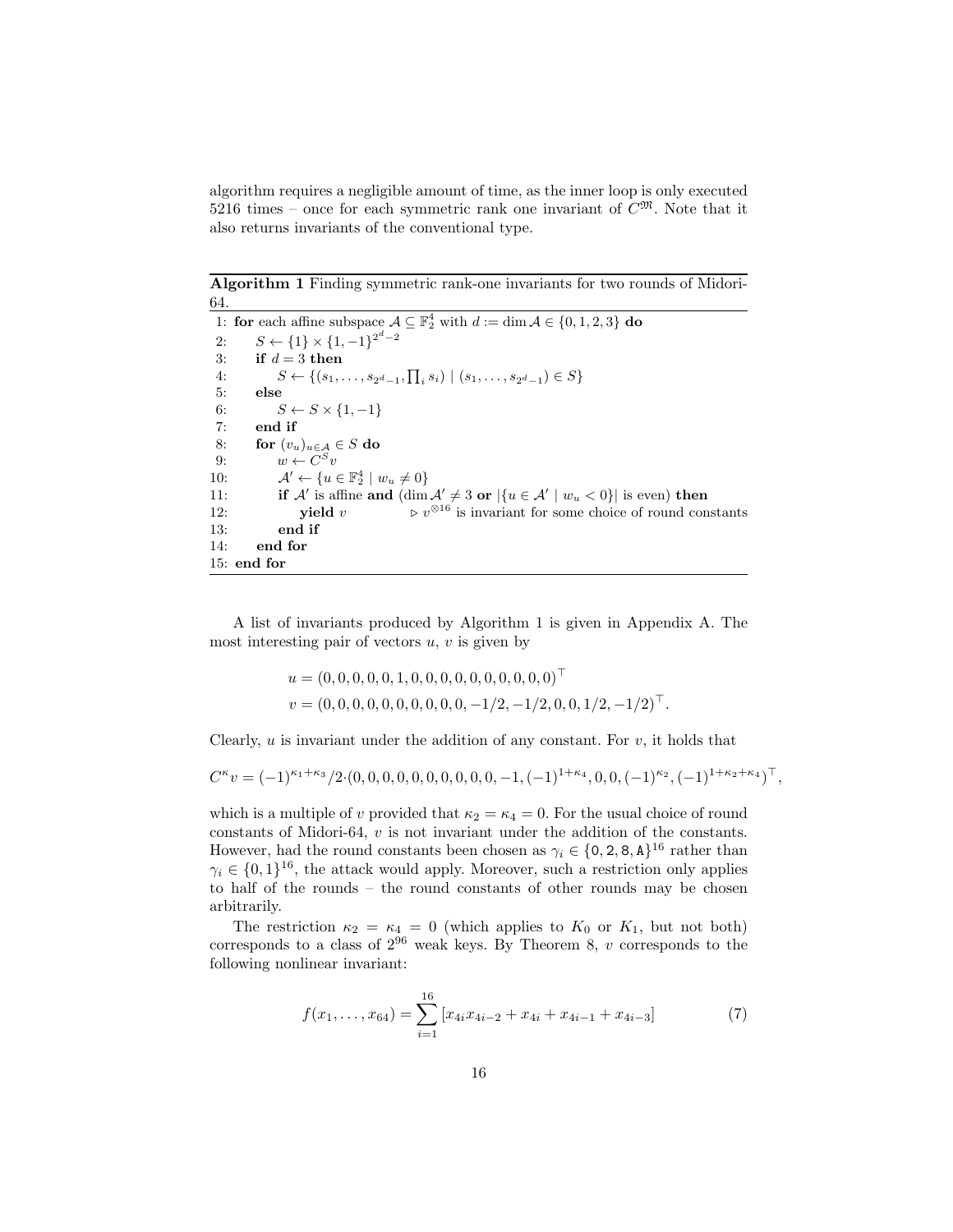algorithm requires a negligible amount of time, as the inner loop is only executed 5216 times – once for each symmetric rank one invariant of $C^{\mathfrak{M}}$. Note that it also returns invariants of the conventional type.

**Algorithm 1** Finding symmetric rank-one invariants for two rounds of Midori-64.

```
1: for each affine subspace A ⊆ F_2^4 with d := dim A ∈ {0, 1, 2, 3} do
2:     S ← {1} × {1, −1}^(2^d − 2)
3:     if d = 3 then
4:         S ← {(s_1, ..., s_{2^d − 1}, ∏_i s_i) | (s_1, ..., s_{2^d − 1}) ∈ S}
5:     else
6:         S ← S × {1, −1}
7:     end if
8:     for (v_u)_{u∈A} ∈ S do
9:         w ← C^S v
10:        A' ← {u ∈ F_2^4 | w_u ≠ 0}
11:        if A' is affine and (dim A' ≠ 3 or |{u ∈ A' | w_u < 0}| is even) then
12:            yield v        ▷ v^{⊗16} is invariant for some choice of round constants
13:        end if
14:    end for
15: end for
```

A list of invariants produced by Algorithm 1 is given in Appendix A. The most interesting pair of vectors $u$, $v$ is given by

$$u = (0, 0, 0, 0, 0, 1, 0, 0, 0, 0, 0, 0, 0, 0, 0, 0)^\top$$
$$v = (0, 0, 0, 0, 0, 0, 0, 0, 0, 0, -1/2, -1/2, 0, 0, 1/2, -1/2)^\top.$$

Clearly, $u$ is invariant under the addition of any constant. For $v$, it holds that

$$C^\kappa v = (-1)^{\kappa_1+\kappa_3}/2 \cdot (0, 0, 0, 0, 0, 0, 0, 0, 0, 0, -1, (-1)^{1+\kappa_4}, 0, 0, (-1)^{\kappa_2}, (-1)^{1+\kappa_2+\kappa_4})^\top,$$

which is a multiple of $v$ provided that $\kappa_2 = \kappa_4 = 0$. For the usual choice of round constants of Midori-64, $v$ is not invariant under the addition of the constants. However, had the round constants been chosen as $\gamma_i \in \{\mathtt{0}, \mathtt{2}, \mathtt{8}, \mathtt{A}\}^{16}$ rather than $\gamma_i \in \{0, 1\}^{16}$, the attack would apply. Moreover, such a restriction only applies to half of the rounds – the round constants of other rounds may be chosen arbitrarily.

The restriction $\kappa_2 = \kappa_4 = 0$ (which applies to $K_0$ or $K_1$, but not both) corresponds to a class of $2^{96}$ weak keys. By Theorem 8, $v$ corresponds to the following nonlinear invariant:

$$f(x_1, \dots, x_{64}) = \sum_{i=1}^{16} \left[x_{4i} x_{4i-2} + x_{4i} + x_{4i-1} + x_{4i-3}\right] \tag{7}$$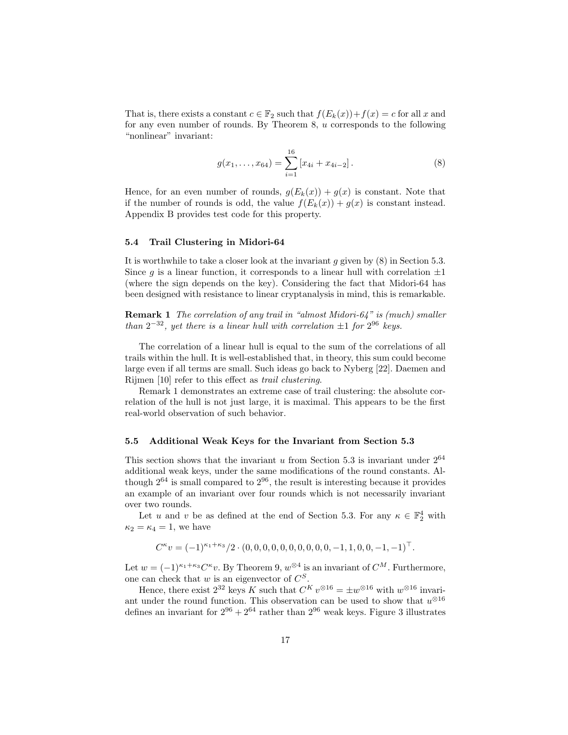That is, there exists a constant $c \in \mathbb{F}_2$ such that $f(E_k(x)) + f(x) = c$ for all $x$ and for any even number of rounds. By Theorem 8, $u$ corresponds to the following "nonlinear" invariant:

$$g(x_1, \ldots, x_{64}) = \sum_{i=1}^{16} \left[x_{4i} + x_{4i-2}\right]. \tag{8}$$

Hence, for an even number of rounds, $g(E_k(x)) + g(x)$ is constant. Note that if the number of rounds is odd, the value $f(E_k(x)) + g(x)$ is constant instead. Appendix B provides test code for this property.

### 5.4 Trail Clustering in Midori-64

It is worthwhile to take a closer look at the invariant $g$ given by (8) in Section 5.3. Since $g$ is a linear function, it corresponds to a linear hull with correlation $\pm 1$ (where the sign depends on the key). Considering the fact that Midori-64 has been designed with resistance to linear cryptanalysis in mind, this is remarkable.

**Remark 1** *The correlation of any trail in "almost Midori-64" is (much) smaller than $2^{-32}$, yet there is a linear hull with correlation $\pm 1$ for $2^{96}$ keys.*

The correlation of a linear hull is equal to the sum of the correlations of all trails within the hull. It is well-established that, in theory, this sum could become large even if all terms are small. Such ideas go back to Nyberg [22]. Daemen and Rijmen [10] refer to this effect as *trail clustering*.

Remark 1 demonstrates an extreme case of trail clustering: the absolute correlation of the hull is not just large, it is maximal. This appears to be the first real-world observation of such behavior.

### 5.5 Additional Weak Keys for the Invariant from Section 5.3

This section shows that the invariant $u$ from Section 5.3 is invariant under $2^{64}$ additional weak keys, under the same modifications of the round constants. Although $2^{64}$ is small compared to $2^{96}$, the result is interesting because it provides an example of an invariant over four rounds which is not necessarily invariant over two rounds.

Let $u$ and $v$ be as defined at the end of Section 5.3. For any $\kappa \in \mathbb{F}_2^4$ with $\kappa_2 = \kappa_4 = 1$, we have

$$C^{\kappa} v = (-1)^{\kappa_1 + \kappa_3}/2 \cdot (0, 0, 0, 0, 0, 0, 0, 0, 0, 0, -1, 1, 0, 0, -1, -1)^{\top}.$$

Let $w = (-1)^{\kappa_1 + \kappa_3} C^{\kappa} v$. By Theorem 9, $w^{\otimes 4}$ is an invariant of $C^M$. Furthermore, one can check that $w$ is an eigenvector of $C^S$.

Hence, there exist $2^{32}$ keys $K$ such that $C^K\, v^{\otimes 16} = \pm w^{\otimes 16}$ with $w^{\otimes 16}$ invariant under the round function. This observation can be used to show that $u^{\otimes 16}$ defines an invariant for $2^{96} + 2^{64}$ rather than $2^{96}$ weak keys. Figure 3 illustrates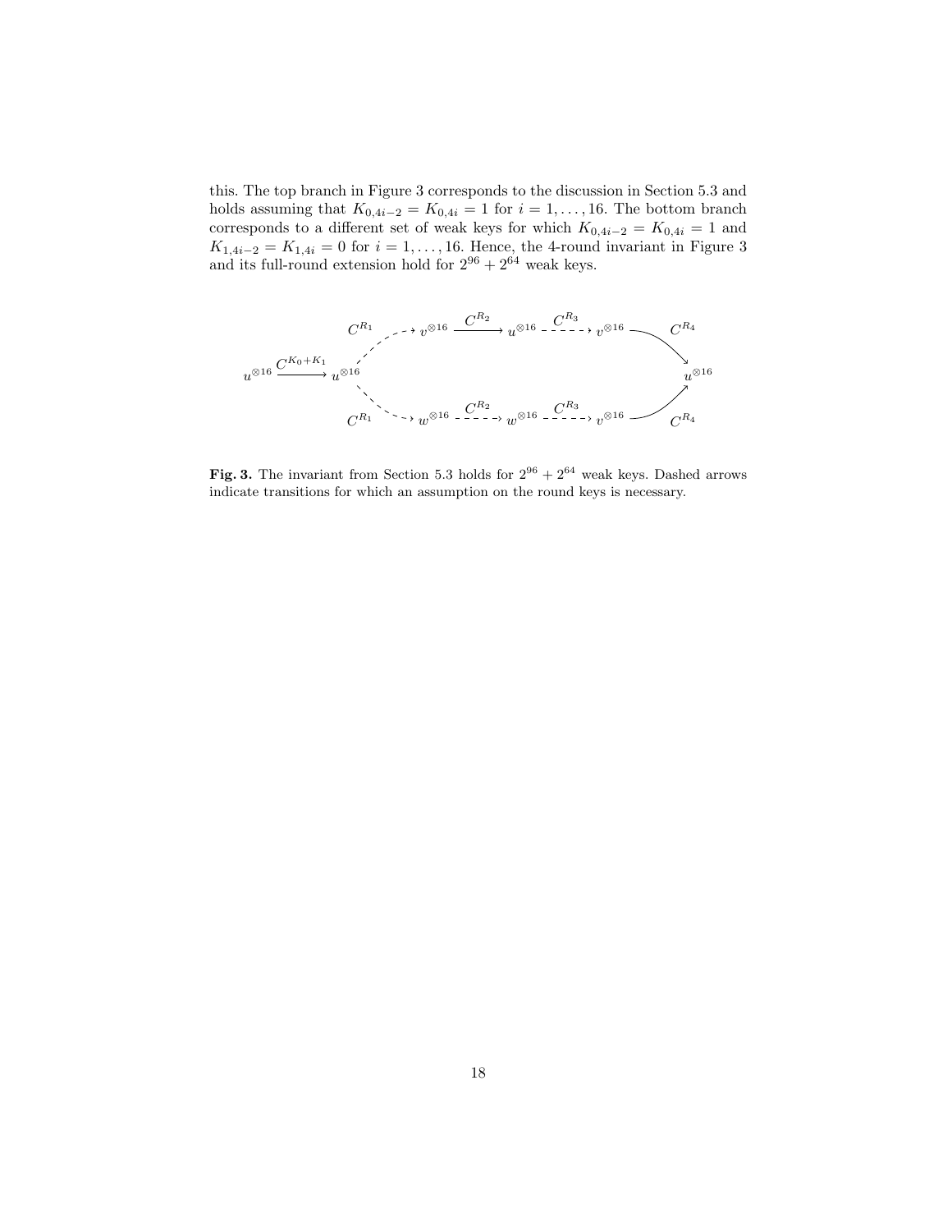this. The top branch in Figure 3 corresponds to the discussion in Section 5.3 and holds assuming that $K_{0,4i-2} = K_{0,4i} = 1$ for $i = 1, \ldots, 16$. The bottom branch corresponds to a different set of weak keys for which $K_{0,4i-2} = K_{0,4i} = 1$ and $K_{1,4i-2} = K_{1,4i} = 0$ for $i = 1, \ldots, 16$. Hence, the 4-round invariant in Figure 3 and its full-round extension hold for $2^{96} + 2^{64}$ weak keys.

$$
\begin{array}{c}
\text{Top: } u^{\otimes 16} \xrightarrow{C^{K_0+K_1}} u^{\otimes 16} \overset{C^{R_1}}{\dashrightarrow} v^{\otimes 16} \xrightarrow{C^{R_2}} u^{\otimes 16} \overset{C^{R_3}}{\dashrightarrow} v^{\otimes 16} \xrightarrow{C^{R_4}} u^{\otimes 16} \\
\text{Bottom: } u^{\otimes 16} \xrightarrow{C^{K_0+K_1}} u^{\otimes 16} \overset{C^{R_1}}{\dashrightarrow} w^{\otimes 16} \overset{C^{R_2}}{\dashrightarrow} w^{\otimes 16} \overset{C^{R_3}}{\dashrightarrow} v^{\otimes 16} \xrightarrow{C^{R_4}} u^{\otimes 16}
\end{array}
$$

**Fig. 3.** The invariant from Section 5.3 holds for $2^{96} + 2^{64}$ weak keys. Dashed arrows indicate transitions for which an assumption on the round keys is necessary.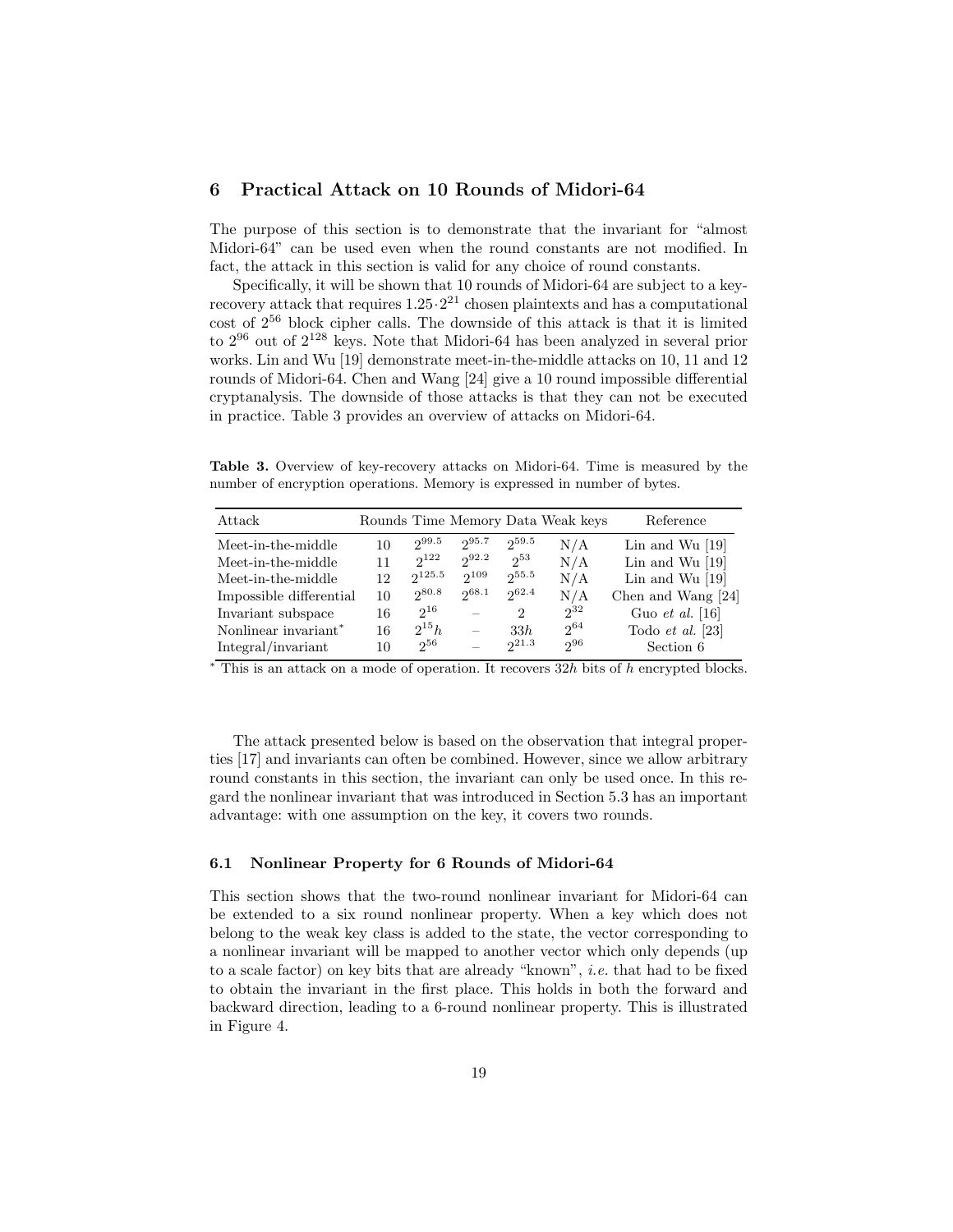## 6 Practical Attack on 10 Rounds of Midori-64

The purpose of this section is to demonstrate that the invariant for "almost Midori-64" can be used even when the round constants are not modified. In fact, the attack in this section is valid for any choice of round constants.

Specifically, it will be shown that 10 rounds of Midori-64 are subject to a key-recovery attack that requires $1.25 \cdot 2^{21}$ chosen plaintexts and has a computational cost of $2^{56}$ block cipher calls. The downside of this attack is that it is limited to $2^{96}$ out of $2^{128}$ keys. Note that Midori-64 has been analyzed in several prior works. Lin and Wu [19] demonstrate meet-in-the-middle attacks on 10, 11 and 12 rounds of Midori-64. Chen and Wang [24] give a 10 round impossible differential cryptanalysis. The downside of those attacks is that they can not be executed in practice. Table 3 provides an overview of attacks on Midori-64.

**Table 3.** Overview of key-recovery attacks on Midori-64. Time is measured by the number of encryption operations. Memory is expressed in number of bytes.

| Attack | Rounds | Time | Memory | Data | Weak keys | Reference |
|---|---|---|---|---|---|---|
| Meet-in-the-middle | 10 | $2^{99.5}$ | $2^{95.7}$ | $2^{59.5}$ | N/A | Lin and Wu [19] |
| Meet-in-the-middle | 11 | $2^{122}$ | $2^{92.2}$ | $2^{53}$ | N/A | Lin and Wu [19] |
| Meet-in-the-middle | 12 | $2^{125.5}$ | $2^{109}$ | $2^{55.5}$ | N/A | Lin and Wu [19] |
| Impossible differential | 10 | $2^{80.8}$ | $2^{68.1}$ | $2^{62.4}$ | N/A | Chen and Wang [24] |
| Invariant subspace | 16 | $2^{16}$ | – | 2 | $2^{32}$ | Guo *et al.* [16] |
| Nonlinear invariant* | 16 | $2^{15}h$ | – | $33h$ | $2^{64}$ | Todo *et al.* [23] |
| Integral/invariant | 10 | $2^{56}$ | – | $2^{21.3}$ | $2^{96}$ | Section 6 |

* This is an attack on a mode of operation. It recovers $32h$ bits of $h$ encrypted blocks.

The attack presented below is based on the observation that integral properties [17] and invariants can often be combined. However, since we allow arbitrary round constants in this section, the invariant can only be used once. In this regard the nonlinear invariant that was introduced in Section 5.3 has an important advantage: with one assumption on the key, it covers two rounds.

### 6.1 Nonlinear Property for 6 Rounds of Midori-64

This section shows that the two-round nonlinear invariant for Midori-64 can be extended to a six round nonlinear property. When a key which does not belong to the weak key class is added to the state, the vector corresponding to a nonlinear invariant will be mapped to another vector which only depends (up to a scale factor) on key bits that are already "known", *i.e.* that had to be fixed to obtain the invariant in the first place. This holds in both the forward and backward direction, leading to a 6-round nonlinear property. This is illustrated in Figure 4.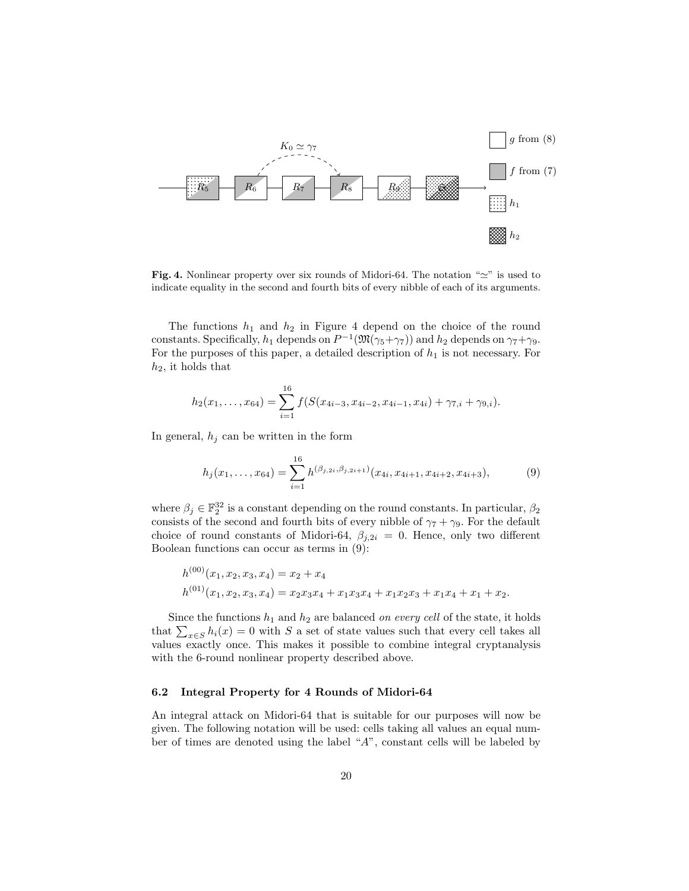Fig. 4. Nonlinear property over six rounds of Midori-64. The notation "$\simeq$" is used to indicate equality in the second and fourth bits of every nibble of each of its arguments.

The functions $h_1$ and $h_2$ in Figure 4 depend on the choice of the round constants. Specifically, $h_1$ depends on $P^{-1}(\mathfrak{M}(\gamma_5+\gamma_7))$ and $h_2$ depends on $\gamma_7+\gamma_9$. For the purposes of this paper, a detailed description of $h_1$ is not necessary. For $h_2$, it holds that

$$h_2(x_1, \ldots, x_{64}) = \sum_{i=1}^{16} f(S(x_{4i-3}, x_{4i-2}, x_{4i-1}, x_{4i}) + \gamma_{7,i} + \gamma_{9,i}).$$

In general, $h_j$ can be written in the form

$$h_j(x_1, \ldots, x_{64}) = \sum_{i=1}^{16} h^{(\beta_{j,2i}, \beta_{j,2i+1})}(x_{4i}, x_{4i+1}, x_{4i+2}, x_{4i+3}), \tag{9}$$

where $\beta_j \in \mathbb{F}_2^{32}$ is a constant depending on the round constants. In particular, $\beta_2$ consists of the second and fourth bits of every nibble of $\gamma_7 + \gamma_9$. For the default choice of round constants of Midori-64, $\beta_{j,2i} = 0$. Hence, only two different Boolean functions can occur as terms in (9):

$$h^{(00)}(x_1, x_2, x_3, x_4) = x_2 + x_4$$
$$h^{(01)}(x_1, x_2, x_3, x_4) = x_2x_3x_4 + x_1x_3x_4 + x_1x_2x_3 + x_1x_4 + x_1 + x_2.$$

Since the functions $h_1$ and $h_2$ are balanced *on every cell* of the state, it holds that $\sum_{x \in S} h_i(x) = 0$ with $S$ a set of state values such that every cell takes all values exactly once. This makes it possible to combine integral cryptanalysis with the 6-round nonlinear property described above.

### 6.2 Integral Property for 4 Rounds of Midori-64

An integral attack on Midori-64 that is suitable for our purposes will now be given. The following notation will be used: cells taking all values an equal number of times are denoted using the label "$A$", constant cells will be labeled by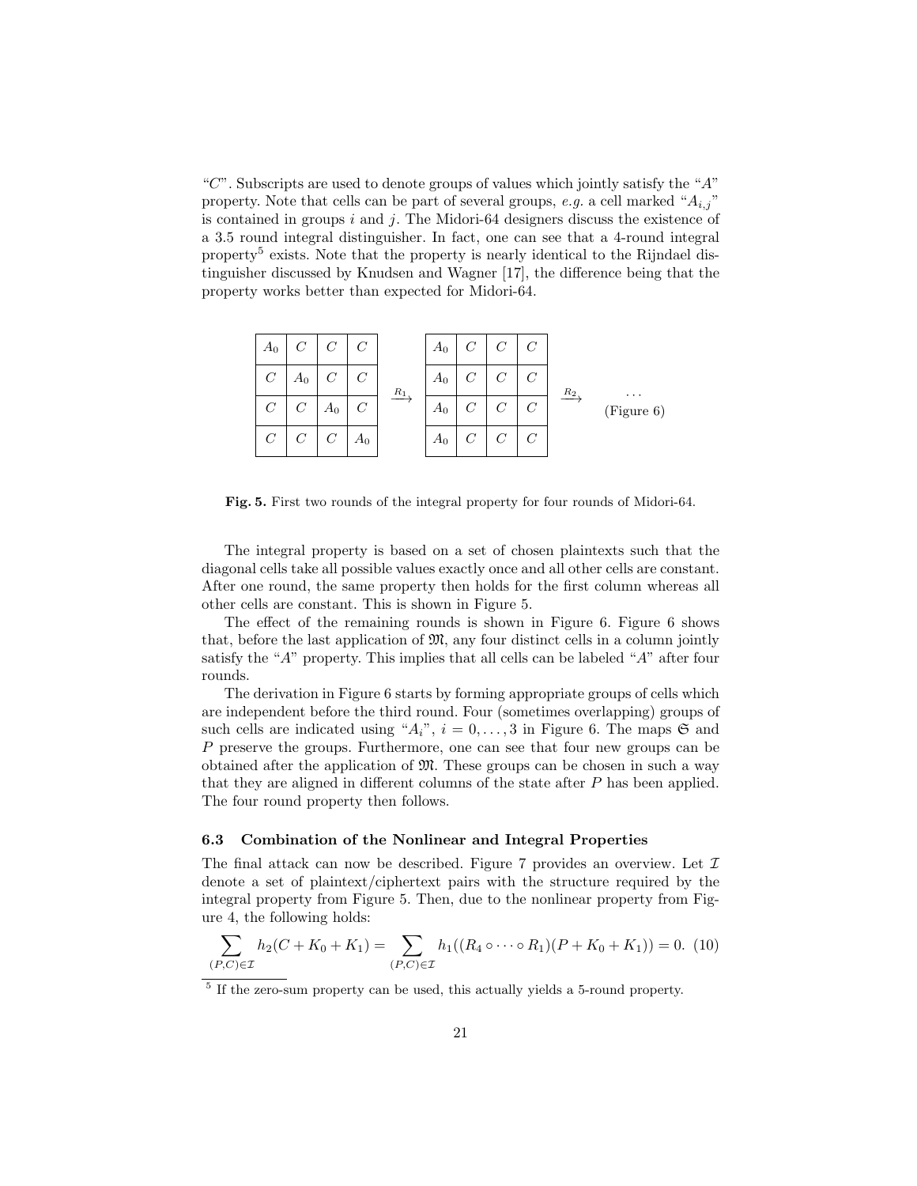"$C$". Subscripts are used to denote groups of values which jointly satisfy the "$A$" property. Note that cells can be part of several groups, *e.g.* a cell marked "$A_{i,j}$" is contained in groups $i$ and $j$. The Midori-64 designers discuss the existence of a 3.5 round integral distinguisher. In fact, one can see that a 4-round integral property[5] exists. Note that the property is nearly identical to the Rijndael distinguisher discussed by Knudsen and Wagner [17], the difference being that the property works better than expected for Midori-64.

| | | | |
|---|---|---|---|
| $A_0$ | $C$ | $C$ | $C$ |
| $C$ | $A_0$ | $C$ | $C$ |
| $C$ | $C$ | $A_0$ | $C$ |
| $C$ | $C$ | $C$ | $A_0$ |

$\xrightarrow{R_1}$

| | | | |
|---|---|---|---|
| $A_0$ | $C$ | $C$ | $C$ |
| $A_0$ | $C$ | $C$ | $C$ |
| $A_0$ | $C$ | $C$ | $C$ |
| $A_0$ | $C$ | $C$ | $C$ |

$\xrightarrow{R_2}$ ... (Figure 6)

**Fig. 5.** First two rounds of the integral property for four rounds of Midori-64.

The integral property is based on a set of chosen plaintexts such that the diagonal cells take all possible values exactly once and all other cells are constant. After one round, the same property then holds for the first column whereas all other cells are constant. This is shown in Figure 5.

The effect of the remaining rounds is shown in Figure 6. Figure 6 shows that, before the last application of $\mathfrak{M}$, any four distinct cells in a column jointly satisfy the "$A$" property. This implies that all cells can be labeled "$A$" after four rounds.

The derivation in Figure 6 starts by forming appropriate groups of cells which are independent before the third round. Four (sometimes overlapping) groups of such cells are indicated using "$A_i$", $i = 0, \dots, 3$ in Figure 6. The maps $\mathfrak{S}$ and $P$ preserve the groups. Furthermore, one can see that four new groups can be obtained after the application of $\mathfrak{M}$. These groups can be chosen in such a way that they are aligned in different columns of the state after $P$ has been applied. The four round property then follows.

### 6.3 Combination of the Nonlinear and Integral Properties

The final attack can now be described. Figure 7 provides an overview. Let $\mathcal{I}$ denote a set of plaintext/ciphertext pairs with the structure required by the integral property from Figure 5. Then, due to the nonlinear property from Figure 4, the following holds:

$$\sum_{(P,C)\in\mathcal{I}} h_2(C + K_0 + K_1) = \sum_{(P,C)\in\mathcal{I}} h_1((R_4 \circ \dots \circ R_1)(P + K_0 + K_1)) = 0. \quad (10)$$

[5] If the zero-sum property can be used, this actually yields a 5-round property.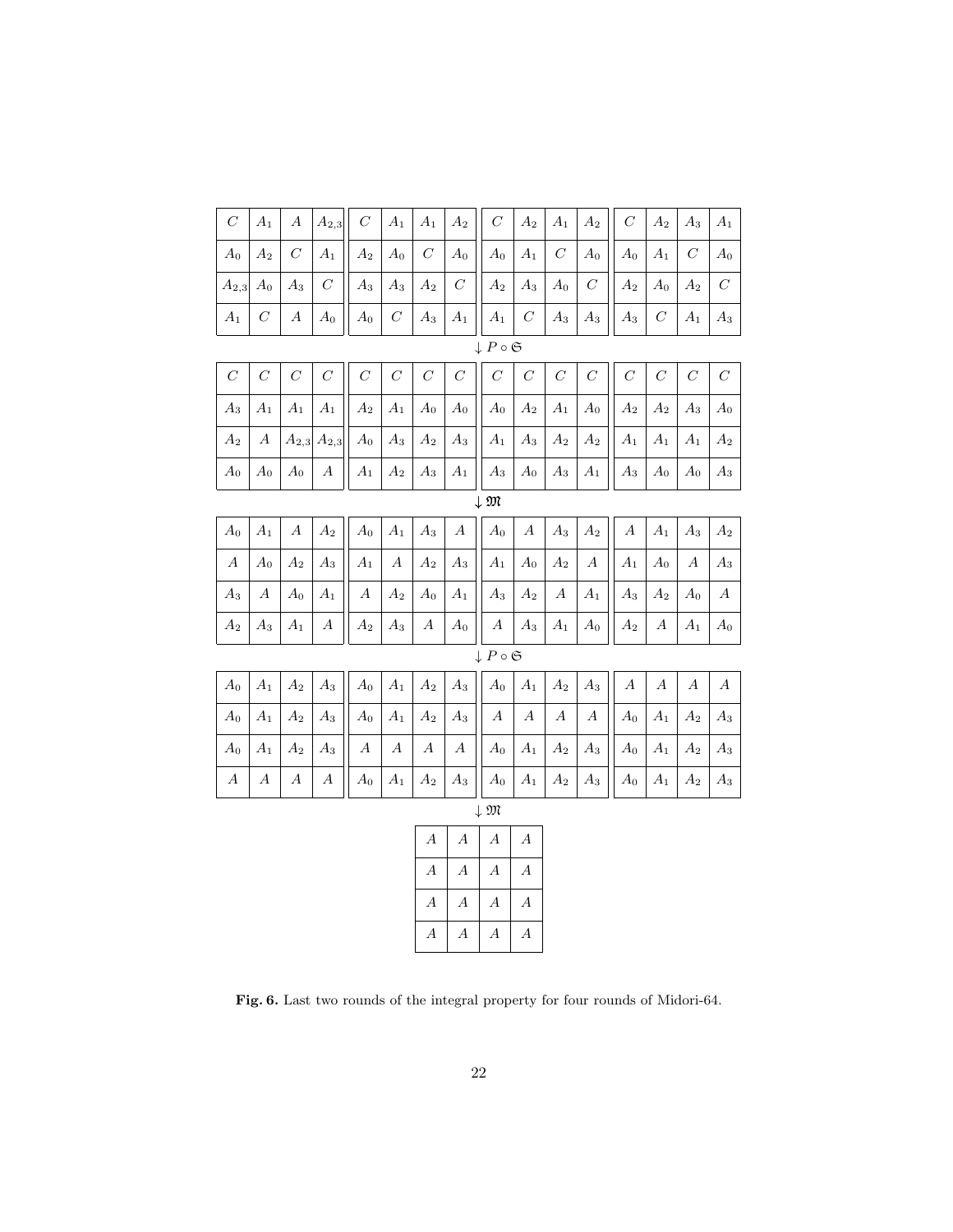| $C$ | $A_1$ | $A$ | $A_{2,3}$ | $C$ | $A_1$ | $A_1$ | $A_2$ | $C$ | $A_2$ | $A_1$ | $A_2$ | $C$ | $A_2$ | $A_3$ | $A_1$ |
|---|---|---|---|---|---|---|---|---|---|---|---|---|---|---|---|
| $A_0$ | $A_2$ | $C$ | $A_1$ | $A_2$ | $A_0$ | $C$ | $A_0$ | $A_0$ | $A_1$ | $C$ | $A_0$ | $A_0$ | $A_1$ | $C$ | $A_0$ |
| $A_{2,3}$ | $A_0$ | $A_3$ | $C$ | $A_3$ | $A_3$ | $A_2$ | $C$ | $A_2$ | $A_3$ | $A_0$ | $C$ | $A_2$ | $A_0$ | $A_2$ | $C$ |
| $A_1$ | $C$ | $A$ | $A_0$ | $A_0$ | $C$ | $A_3$ | $A_1$ | $A_1$ | $C$ | $A_3$ | $A_3$ | $A_3$ | $C$ | $A_1$ | $A_3$ |

$\downarrow P \circ \mathfrak{S}$

| $C$ | $C$ | $C$ | $C$ | $C$ | $C$ | $C$ | $C$ | $C$ | $C$ | $C$ | $C$ | $C$ | $C$ | $C$ | $C$ |
|---|---|---|---|---|---|---|---|---|---|---|---|---|---|---|---|
| $A_3$ | $A_1$ | $A_1$ | $A_1$ | $A_2$ | $A_1$ | $A_0$ | $A_0$ | $A_0$ | $A_2$ | $A_1$ | $A_0$ | $A_2$ | $A_2$ | $A_3$ | $A_0$ |
| $A_2$ | $A$ | $A_{2,3}$ | $A_{2,3}$ | $A_0$ | $A_3$ | $A_2$ | $A_3$ | $A_1$ | $A_3$ | $A_2$ | $A_2$ | $A_1$ | $A_1$ | $A_1$ | $A_2$ |
| $A_0$ | $A_0$ | $A_0$ | $A$ | $A_1$ | $A_2$ | $A_3$ | $A_1$ | $A_3$ | $A_0$ | $A_3$ | $A_1$ | $A_3$ | $A_0$ | $A_0$ | $A_3$ |

$\downarrow \mathfrak{M}$

| $A_0$ | $A_1$ | $A$ | $A_2$ | $A_0$ | $A_1$ | $A_3$ | $A$ | $A_0$ | $A$ | $A_3$ | $A_2$ | $A$ | $A_1$ | $A_3$ | $A_2$ |
|---|---|---|---|---|---|---|---|---|---|---|---|---|---|---|---|
| $A$ | $A_0$ | $A_2$ | $A_3$ | $A_1$ | $A$ | $A_2$ | $A_3$ | $A_1$ | $A_0$ | $A_2$ | $A$ | $A_1$ | $A_0$ | $A$ | $A_3$ |
| $A_3$ | $A$ | $A_0$ | $A_1$ | $A$ | $A_2$ | $A_0$ | $A_1$ | $A_3$ | $A_2$ | $A$ | $A_1$ | $A_3$ | $A_2$ | $A_0$ | $A$ |
| $A_2$ | $A_3$ | $A_1$ | $A$ | $A_2$ | $A_3$ | $A$ | $A_0$ | $A$ | $A_3$ | $A_1$ | $A_0$ | $A_2$ | $A$ | $A_1$ | $A_0$ |

$\downarrow P \circ \mathfrak{S}$

| $A_0$ | $A_1$ | $A_2$ | $A_3$ | $A_0$ | $A_1$ | $A_2$ | $A_3$ | $A_0$ | $A_1$ | $A_2$ | $A_3$ | $A$ | $A$ | $A$ | $A$ |
|---|---|---|---|---|---|---|---|---|---|---|---|---|---|---|---|
| $A_0$ | $A_1$ | $A_2$ | $A_3$ | $A_0$ | $A_1$ | $A_2$ | $A_3$ | $A$ | $A$ | $A$ | $A$ | $A_0$ | $A_1$ | $A_2$ | $A_3$ |
| $A_0$ | $A_1$ | $A_2$ | $A_3$ | $A$ | $A$ | $A$ | $A$ | $A_0$ | $A_1$ | $A_2$ | $A_3$ | $A_0$ | $A_1$ | $A_2$ | $A_3$ |
| $A$ | $A$ | $A$ | $A$ | $A_0$ | $A_1$ | $A_2$ | $A_3$ | $A_0$ | $A_1$ | $A_2$ | $A_3$ | $A_0$ | $A_1$ | $A_2$ | $A_3$ |

$\downarrow \mathfrak{M}$

| $A$ | $A$ | $A$ | $A$ |
|---|---|---|---|
| $A$ | $A$ | $A$ | $A$ |
| $A$ | $A$ | $A$ | $A$ |
| $A$ | $A$ | $A$ | $A$ |

**Fig. 6.** Last two rounds of the integral property for four rounds of Midori-64.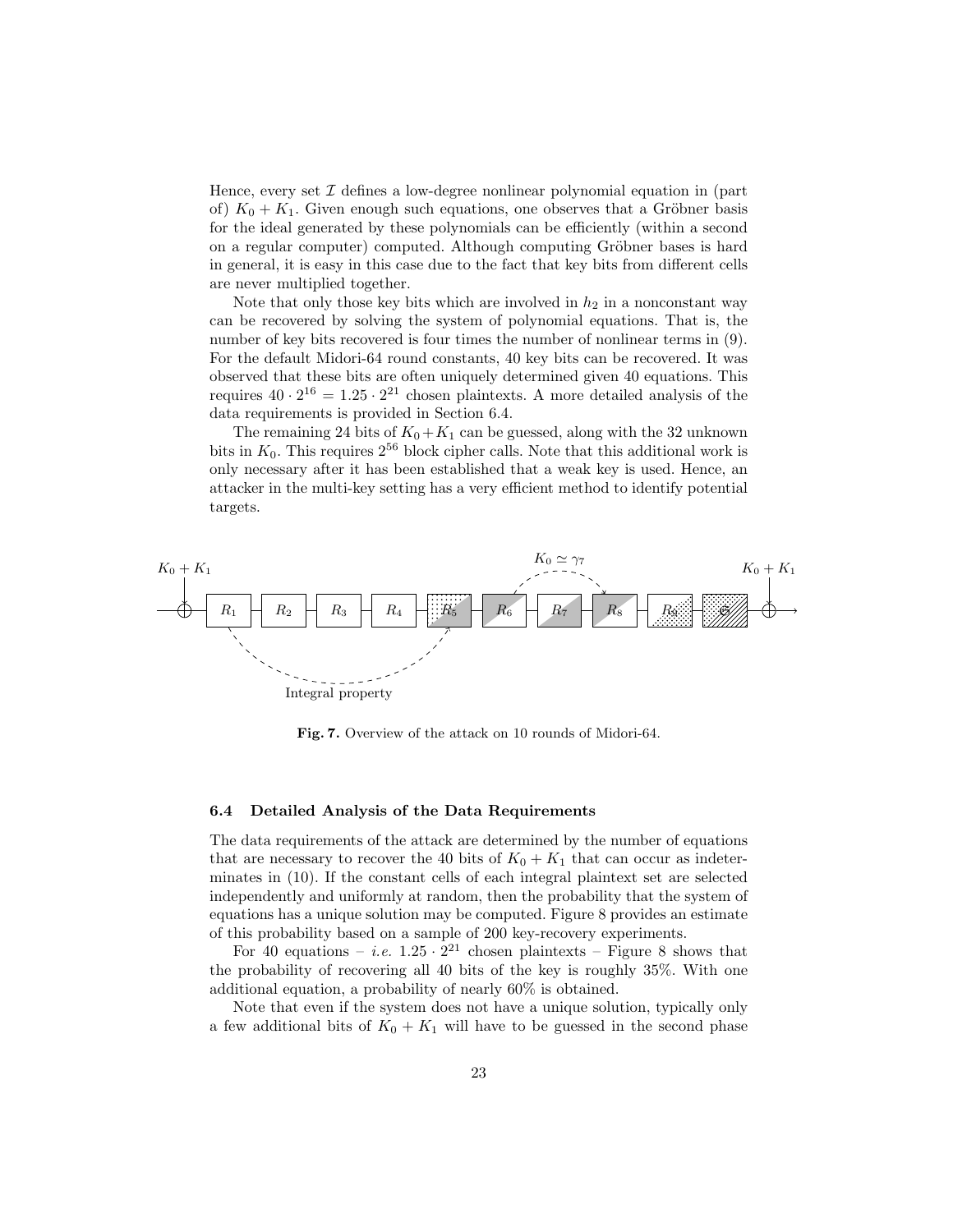Hence, every set $\mathcal{I}$ defines a low-degree nonlinear polynomial equation in (part of) $K_0 + K_1$. Given enough such equations, one observes that a Gröbner basis for the ideal generated by these polynomials can be efficiently (within a second on a regular computer) computed. Although computing Gröbner bases is hard in general, it is easy in this case due to the fact that key bits from different cells are never multiplied together.

Note that only those key bits which are involved in $h_2$ in a nonconstant way can be recovered by solving the system of polynomial equations. That is, the number of key bits recovered is four times the number of nonlinear terms in (9). For the default Midori-64 round constants, 40 key bits can be recovered. It was observed that these bits are often uniquely determined given 40 equations. This requires $40 \cdot 2^{16} = 1.25 \cdot 2^{21}$ chosen plaintexts. A more detailed analysis of the data requirements is provided in Section 6.4.

The remaining 24 bits of $K_0 + K_1$ can be guessed, along with the 32 unknown bits in $K_0$. This requires $2^{56}$ block cipher calls. Note that this additional work is only necessary after it has been established that a weak key is used. Hence, an attacker in the multi-key setting has a very efficient method to identify potential targets.

**Fig. 7.** Overview of the attack on 10 rounds of Midori-64.

### 6.4 Detailed Analysis of the Data Requirements

The data requirements of the attack are determined by the number of equations that are necessary to recover the 40 bits of $K_0 + K_1$ that can occur as indeterminates in (10). If the constant cells of each integral plaintext set are selected independently and uniformly at random, then the probability that the system of equations has a unique solution may be computed. Figure 8 provides an estimate of this probability based on a sample of 200 key-recovery experiments.

For 40 equations – *i.e.* $1.25 \cdot 2^{21}$ chosen plaintexts – Figure 8 shows that the probability of recovering all 40 bits of the key is roughly 35%. With one additional equation, a probability of nearly 60% is obtained.

Note that even if the system does not have a unique solution, typically only a few additional bits of $K_0 + K_1$ will have to be guessed in the second phase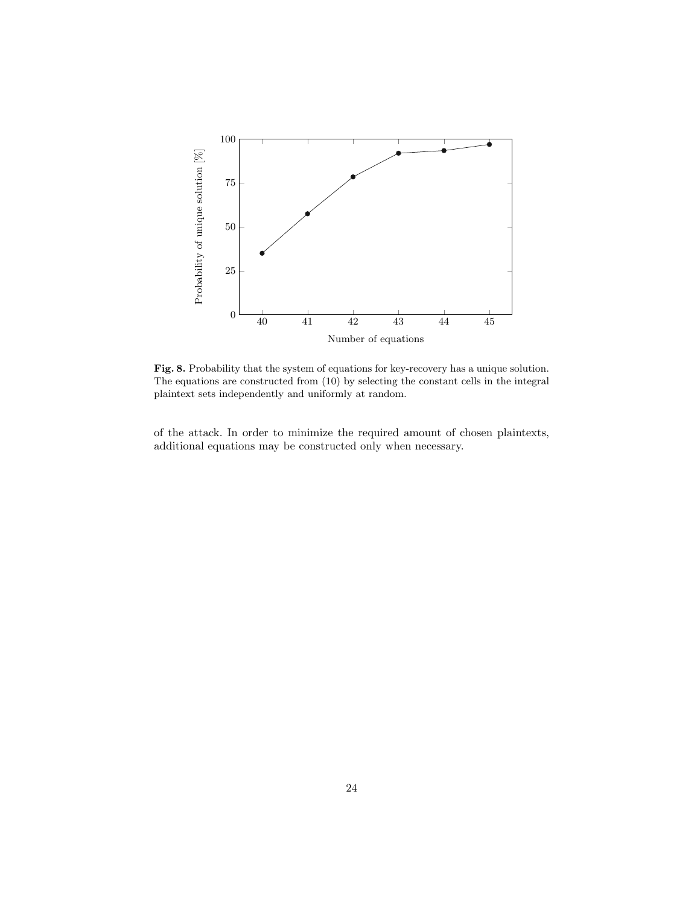**Fig. 8.** Probability that the system of equations for key-recovery has a unique solution. The equations are constructed from (10) by selecting the constant cells in the integral plaintext sets independently and uniformly at random.

of the attack. In order to minimize the required amount of chosen plaintexts, additional equations may be constructed only when necessary.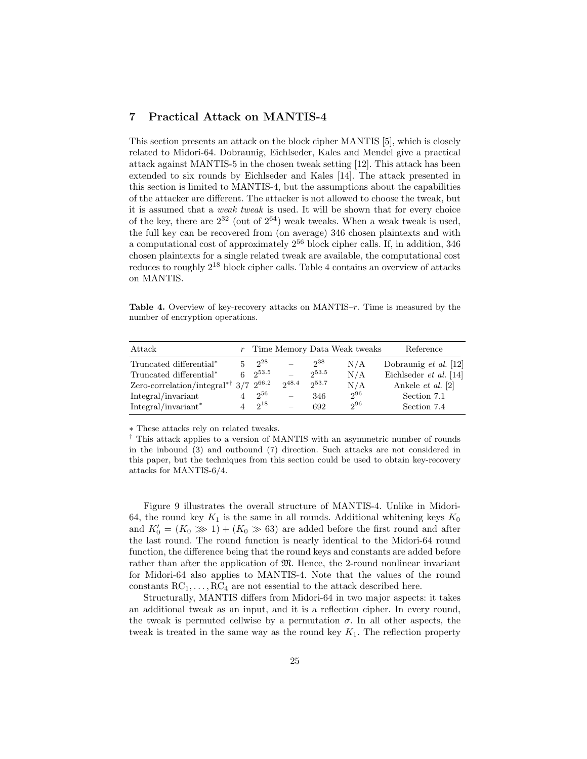## 7 Practical Attack on MANTIS-4

This section presents an attack on the block cipher MANTIS [5], which is closely related to Midori-64. Dobraunig, Eichlseder, Kales and Mendel give a practical attack against MANTIS-5 in the chosen tweak setting [12]. This attack has been extended to six rounds by Eichlseder and Kales [14]. The attack presented in this section is limited to MANTIS-4, but the assumptions about the capabilities of the attacker are different. The attacker is not allowed to choose the tweak, but it is assumed that a *weak tweak* is used. It will be shown that for every choice of the key, there are $2^{32}$ (out of $2^{64}$) weak tweaks. When a weak tweak is used, the full key can be recovered from (on average) 346 chosen plaintexts and with a computational cost of approximately $2^{56}$ block cipher calls. If, in addition, 346 chosen plaintexts for a single related tweak are available, the computational cost reduces to roughly $2^{18}$ block cipher calls. Table 4 contains an overview of attacks on MANTIS.

**Table 4.** Overview of key-recovery attacks on MANTIS–$r$. Time is measured by the number of encryption operations.

| Attack | $r$ | Time | Memory | Data | Weak tweaks | Reference |
|---|---|---|---|---|---|---|
| Truncated differential* | 5 | $2^{28}$ | – | $2^{38}$ | N/A | Dobraunig *et al.* [12] |
| Truncated differential* | 6 | $2^{53.5}$ | – | $2^{53.5}$ | N/A | Eichlseder *et al.* [14] |
| Zero-correlation/integral*† | 3/7 | $2^{66.2}$ | $2^{48.4}$ | $2^{53.7}$ | N/A | Ankele *et al.* [2] |
| Integral/invariant | 4 | $2^{56}$ | – | 346 | $2^{96}$ | Section 7.1 |
| Integral/invariant* | 4 | $2^{18}$ | – | 692 | $2^{96}$ | Section 7.4 |

∗ These attacks rely on related tweaks.

† This attack applies to a version of MANTIS with an asymmetric number of rounds in the inbound (3) and outbound (7) direction. Such attacks are not considered in this paper, but the techniques from this section could be used to obtain key-recovery attacks for MANTIS-6/4.

Figure 9 illustrates the overall structure of MANTIS-4. Unlike in Midori-64, the round key $K_1$ is the same in all rounds. Additional whitening keys $K_0$ and $K_0' = (K_0 \ggg 1) + (K_0 \gg 63)$ are added before the first round and after the last round. The round function is nearly identical to the Midori-64 round function, the difference being that the round keys and constants are added before rather than after the application of $\mathfrak{M}$. Hence, the 2-round nonlinear invariant for Midori-64 also applies to MANTIS-4. Note that the values of the round constants $\mathrm{RC}_1, \ldots, \mathrm{RC}_4$ are not essential to the attack described here.

Structurally, MANTIS differs from Midori-64 in two major aspects: it takes an additional tweak as an input, and it is a reflection cipher. In every round, the tweak is permuted cellwise by a permutation $\sigma$. In all other aspects, the tweak is treated in the same way as the round key $K_1$. The reflection property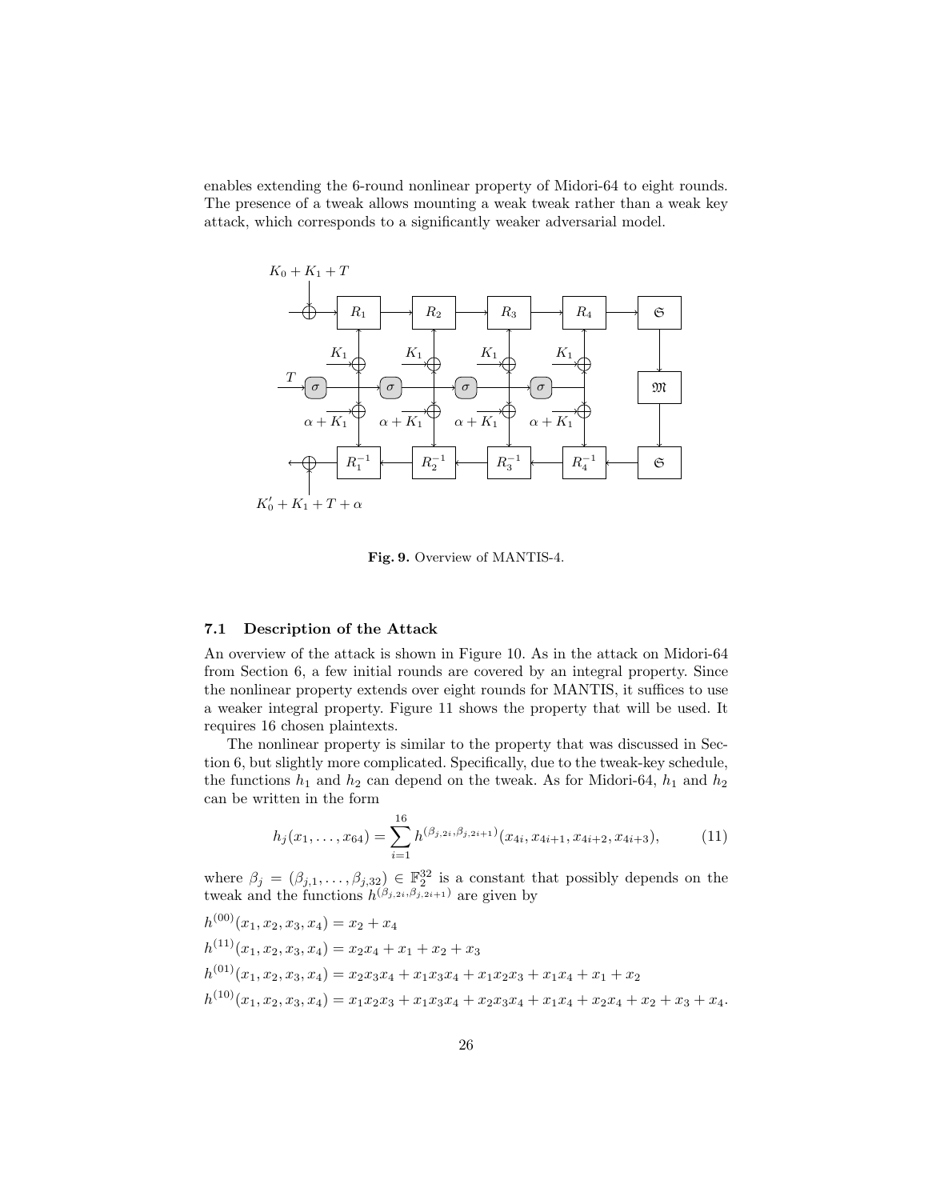enables extending the 6-round nonlinear property of Midori-64 to eight rounds. The presence of a tweak allows mounting a weak tweak rather than a weak key attack, which corresponds to a significantly weaker adversarial model.

**Fig. 9.** Overview of MANTIS-4.

### 7.1 Description of the Attack

An overview of the attack is shown in Figure 10. As in the attack on Midori-64 from Section 6, a few initial rounds are covered by an integral property. Since the nonlinear property extends over eight rounds for MANTIS, it suffices to use a weaker integral property. Figure 11 shows the property that will be used. It requires 16 chosen plaintexts.

The nonlinear property is similar to the property that was discussed in Section 6, but slightly more complicated. Specifically, due to the tweak-key schedule, the functions $h_1$ and $h_2$ can depend on the tweak. As for Midori-64, $h_1$ and $h_2$ can be written in the form

$$h_j(x_1, \ldots, x_{64}) = \sum_{i=1}^{16} h^{(\beta_{j,2i}, \beta_{j,2i+1})}(x_{4i}, x_{4i+1}, x_{4i+2}, x_{4i+3}), \tag{11}$$

where $\beta_j = (\beta_{j,1}, \ldots, \beta_{j,32}) \in \mathbb{F}_2^{32}$ is a constant that possibly depends on the tweak and the functions $h^{(\beta_{j,2i}, \beta_{j,2i+1})}$ are given by

$$h^{(00)}(x_1, x_2, x_3, x_4) = x_2 + x_4$$
$$h^{(11)}(x_1, x_2, x_3, x_4) = x_2x_4 + x_1 + x_2 + x_3$$
$$h^{(01)}(x_1, x_2, x_3, x_4) = x_2x_3x_4 + x_1x_3x_4 + x_1x_2x_3 + x_1x_4 + x_1 + x_2$$
$$h^{(10)}(x_1, x_2, x_3, x_4) = x_1x_2x_3 + x_1x_3x_4 + x_2x_3x_4 + x_1x_4 + x_2x_4 + x_2 + x_3 + x_4.$$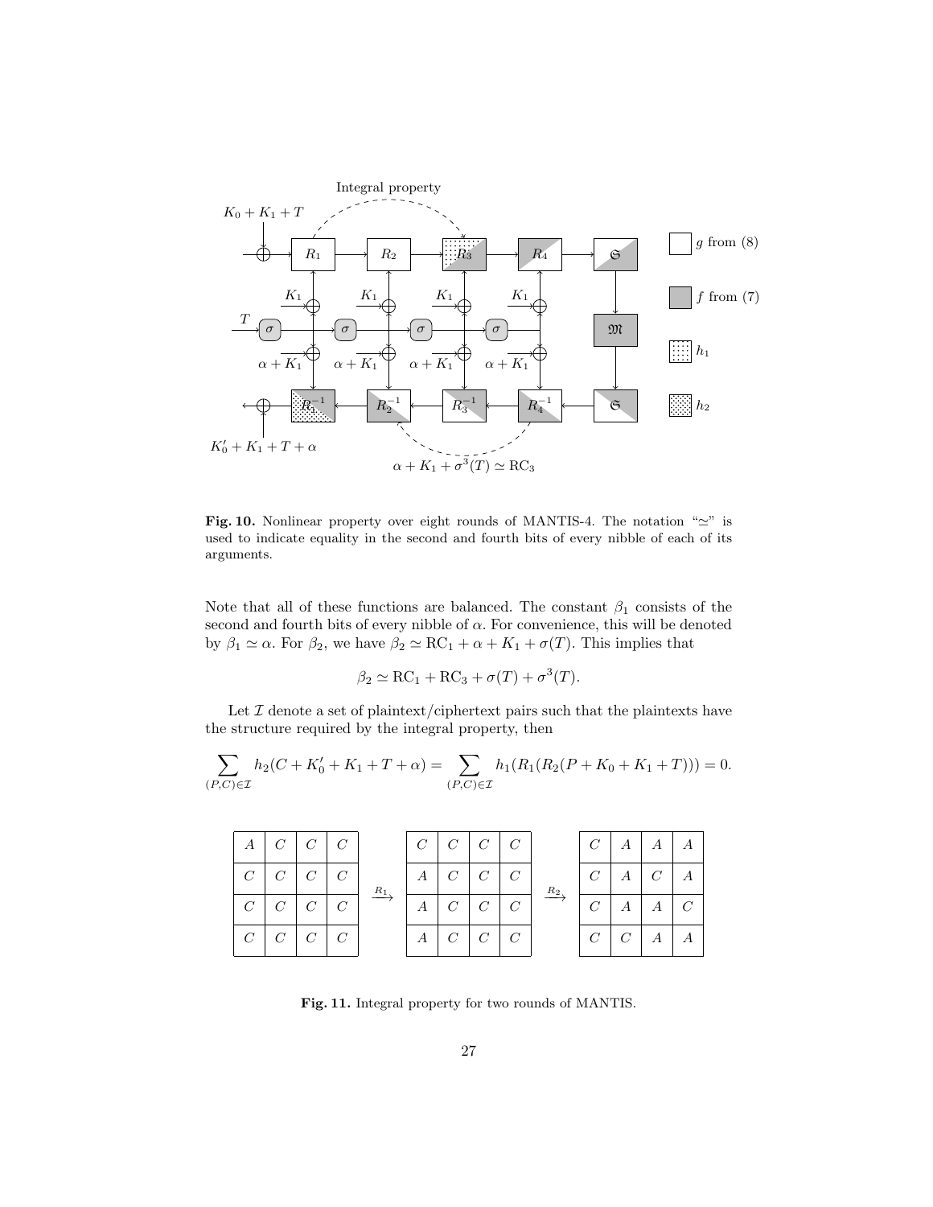**Fig. 10.** Nonlinear property over eight rounds of MANTIS-4. The notation "$\simeq$" is used to indicate equality in the second and fourth bits of every nibble of each of its arguments.

Note that all of these functions are balanced. The constant $\beta_1$ consists of the second and fourth bits of every nibble of $\alpha$. For convenience, this will be denoted by $\beta_1 \simeq \alpha$. For $\beta_2$, we have $\beta_2 \simeq \mathrm{RC}_1 + \alpha + K_1 + \sigma(T)$. This implies that

$$\beta_2 \simeq \mathrm{RC}_1 + \mathrm{RC}_3 + \sigma(T) + \sigma^3(T).$$

Let $\mathcal{I}$ denote a set of plaintext/ciphertext pairs such that the plaintexts have the structure required by the integral property, then

$$\sum_{(P,C)\in\mathcal{I}} h_2(C + K_0' + K_1 + T + \alpha) = \sum_{(P,C)\in\mathcal{I}} h_1(R_1(R_2(P + K_0 + K_1 + T))) = 0.$$

| A | C | C | C |
|---|---|---|---|
| C | C | C | C |
| C | C | C | C |
| C | C | C | C |

$\xrightarrow{R_1}$

| C | C | C | C |
|---|---|---|---|
| A | C | C | C |
| A | C | C | C |
| A | C | C | C |

$\xrightarrow{R_2}$

| C | A | A | A |
|---|---|---|---|
| C | A | C | A |
| C | A | A | C |
| C | C | A | A |

**Fig. 11.** Integral property for two rounds of MANTIS.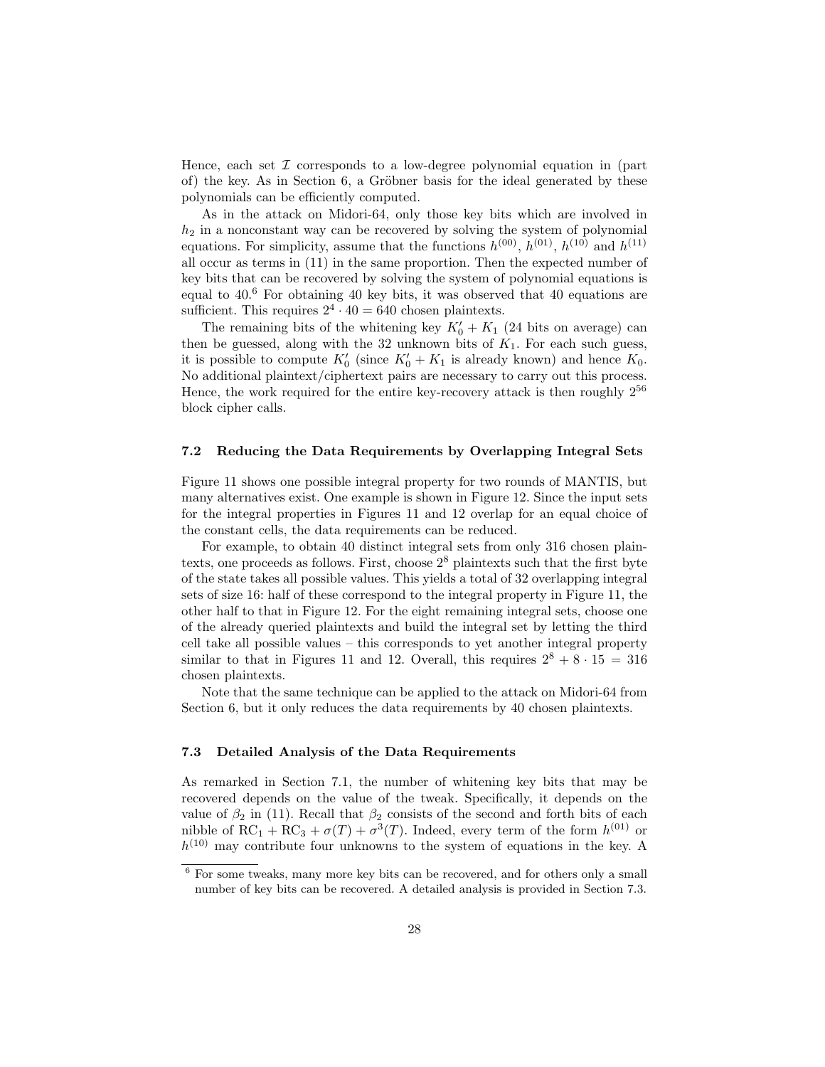Hence, each set $\mathcal{I}$ corresponds to a low-degree polynomial equation in (part of) the key. As in Section 6, a Gröbner basis for the ideal generated by these polynomials can be efficiently computed.

As in the attack on Midori-64, only those key bits which are involved in $h_2$ in a nonconstant way can be recovered by solving the system of polynomial equations. For simplicity, assume that the functions $h^{(00)}$, $h^{(01)}$, $h^{(10)}$ and $h^{(11)}$ all occur as terms in (11) in the same proportion. Then the expected number of key bits that can be recovered by solving the system of polynomial equations is equal to 40.[6] For obtaining 40 key bits, it was observed that 40 equations are sufficient. This requires $2^4 \cdot 40 = 640$ chosen plaintexts.

The remaining bits of the whitening key $K_0' + K_1$ (24 bits on average) can then be guessed, along with the 32 unknown bits of $K_1$. For each such guess, it is possible to compute $K_0'$ (since $K_0' + K_1$ is already known) and hence $K_0$. No additional plaintext/ciphertext pairs are necessary to carry out this process. Hence, the work required for the entire key-recovery attack is then roughly $2^{56}$ block cipher calls.

### 7.2 Reducing the Data Requirements by Overlapping Integral Sets

Figure 11 shows one possible integral property for two rounds of MANTIS, but many alternatives exist. One example is shown in Figure 12. Since the input sets for the integral properties in Figures 11 and 12 overlap for an equal choice of the constant cells, the data requirements can be reduced.

For example, to obtain 40 distinct integral sets from only 316 chosen plaintexts, one proceeds as follows. First, choose $2^8$ plaintexts such that the first byte of the state takes all possible values. This yields a total of 32 overlapping integral sets of size 16: half of these correspond to the integral property in Figure 11, the other half to that in Figure 12. For the eight remaining integral sets, choose one of the already queried plaintexts and build the integral set by letting the third cell take all possible values – this corresponds to yet another integral property similar to that in Figures 11 and 12. Overall, this requires $2^8 + 8 \cdot 15 = 316$ chosen plaintexts.

Note that the same technique can be applied to the attack on Midori-64 from Section 6, but it only reduces the data requirements by 40 chosen plaintexts.

### 7.3 Detailed Analysis of the Data Requirements

As remarked in Section 7.1, the number of whitening key bits that may be recovered depends on the value of the tweak. Specifically, it depends on the value of $\beta_2$ in (11). Recall that $\beta_2$ consists of the second and forth bits of each nibble of $\mathrm{RC}_1 + \mathrm{RC}_3 + \sigma(T) + \sigma^3(T)$. Indeed, every term of the form $h^{(01)}$ or $h^{(10)}$ may contribute four unknowns to the system of equations in the key. A

---

[6] For some tweaks, many more key bits can be recovered, and for others only a small number of key bits can be recovered. A detailed analysis is provided in Section 7.3.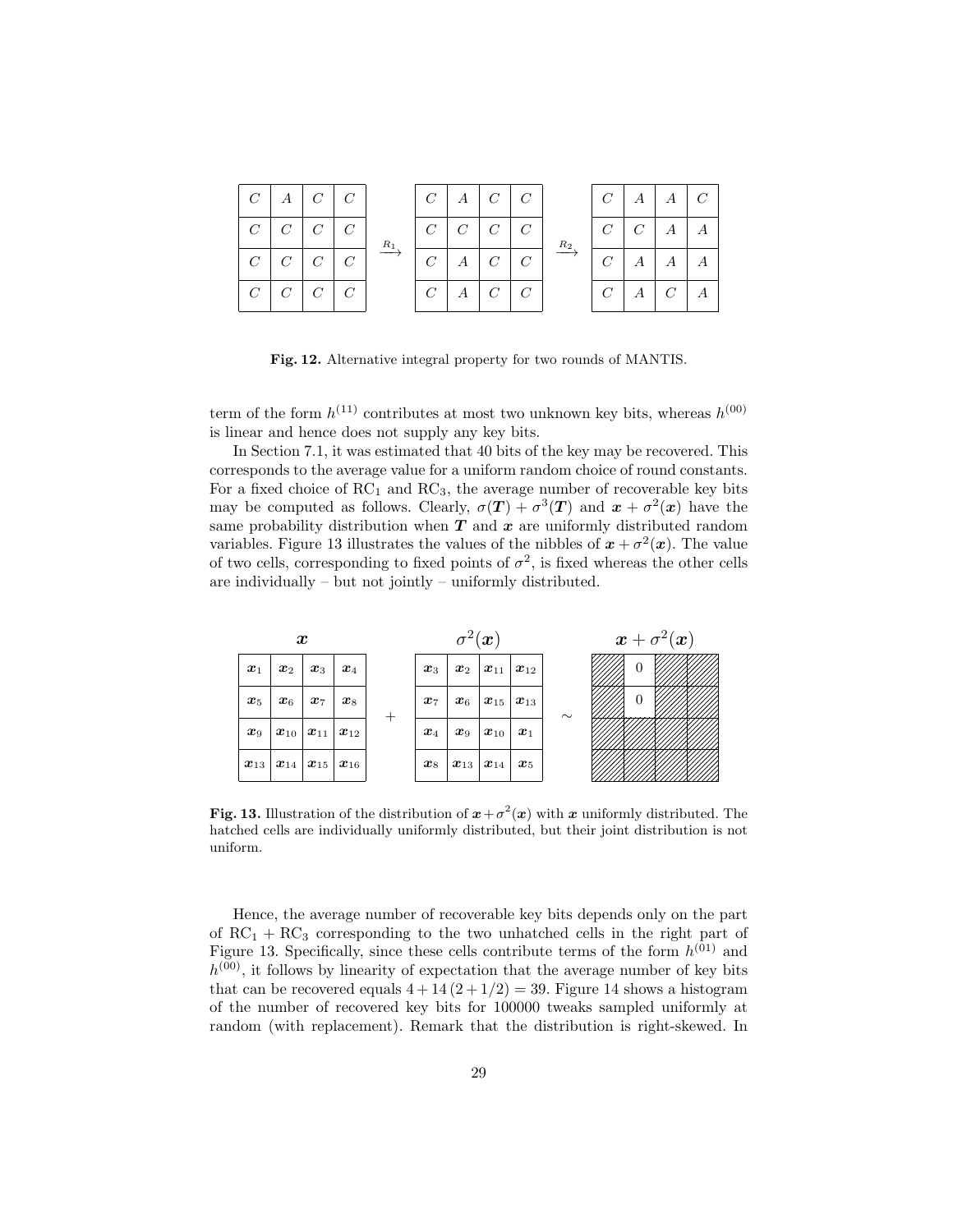| $C$ | $A$ | $C$ | $C$ |
|---|---|---|---|
| $C$ | $C$ | $C$ | $C$ |
| $C$ | $C$ | $C$ | $C$ |
| $C$ | $C$ | $C$ | $C$ |

$\xrightarrow{R_1}$

| $C$ | $A$ | $C$ | $C$ |
|---|---|---|---|
| $C$ | $C$ | $C$ | $C$ |
| $C$ | $A$ | $C$ | $C$ |
| $C$ | $A$ | $C$ | $C$ |

$\xrightarrow{R_2}$

| $C$ | $A$ | $A$ | $C$ |
|---|---|---|---|
| $C$ | $C$ | $A$ | $A$ |
| $C$ | $A$ | $A$ | $A$ |
| $C$ | $A$ | $C$ | $A$ |

**Fig. 12.** Alternative integral property for two rounds of MANTIS.

term of the form $h^{(11)}$ contributes at most two unknown key bits, whereas $h^{(00)}$ is linear and hence does not supply any key bits.

In Section 7.1, it was estimated that 40 bits of the key may be recovered. This corresponds to the average value for a uniform random choice of round constants. For a fixed choice of $\mathrm{RC}_1$ and $\mathrm{RC}_3$, the average number of recoverable key bits may be computed as follows. Clearly, $\sigma(\boldsymbol{T}) + \sigma^3(\boldsymbol{T})$ and $\boldsymbol{x} + \sigma^2(\boldsymbol{x})$ have the same probability distribution when $\boldsymbol{T}$ and $\boldsymbol{x}$ are uniformly distributed random variables. Figure 13 illustrates the values of the nibbles of $\boldsymbol{x} + \sigma^2(\boldsymbol{x})$. The value of two cells, corresponding to fixed points of $\sigma^2$, is fixed whereas the other cells are individually – but not jointly – uniformly distributed.

$\boldsymbol{x}$

| $\boldsymbol{x}_1$ | $\boldsymbol{x}_2$ | $\boldsymbol{x}_3$ | $\boldsymbol{x}_4$ |
|---|---|---|---|
| $\boldsymbol{x}_5$ | $\boldsymbol{x}_6$ | $\boldsymbol{x}_7$ | $\boldsymbol{x}_8$ |
| $\boldsymbol{x}_9$ | $\boldsymbol{x}_{10}$ | $\boldsymbol{x}_{11}$ | $\boldsymbol{x}_{12}$ |
| $\boldsymbol{x}_{13}$ | $\boldsymbol{x}_{14}$ | $\boldsymbol{x}_{15}$ | $\boldsymbol{x}_{16}$ |

$+$ $\sigma^2(\boldsymbol{x})$

| $\boldsymbol{x}_3$ | $\boldsymbol{x}_2$ | $\boldsymbol{x}_{11}$ | $\boldsymbol{x}_{12}$ |
|---|---|---|---|
| $\boldsymbol{x}_7$ | $\boldsymbol{x}_6$ | $\boldsymbol{x}_{15}$ | $\boldsymbol{x}_{13}$ |
| $\boldsymbol{x}_4$ | $\boldsymbol{x}_9$ | $\boldsymbol{x}_{10}$ | $\boldsymbol{x}_1$ |
| $\boldsymbol{x}_8$ | $\boldsymbol{x}_{13}$ | $\boldsymbol{x}_{14}$ | $\boldsymbol{x}_5$ |

$\sim$ $\boldsymbol{x} + \sigma^2(\boldsymbol{x})$

| (hatched) | 0 | (hatched) | (hatched) |
|---|---|---|---|
| (hatched) | 0 | (hatched) | (hatched) |
| (hatched) | (hatched) | (hatched) | (hatched) |
| (hatched) | (hatched) | (hatched) | (hatched) |

**Fig. 13.** Illustration of the distribution of $\boldsymbol{x} + \sigma^2(\boldsymbol{x})$ with $\boldsymbol{x}$ uniformly distributed. The hatched cells are individually uniformly distributed, but their joint distribution is not uniform.

Hence, the average number of recoverable key bits depends only on the part of $\mathrm{RC}_1 + \mathrm{RC}_3$ corresponding to the two unhatched cells in the right part of Figure 13. Specifically, since these cells contribute terms of the form $h^{(01)}$ and $h^{(00)}$, it follows by linearity of expectation that the average number of key bits that can be recovered equals $4 + 14\,(2 + 1/2) = 39$. Figure 14 shows a histogram of the number of recovered key bits for 100000 tweaks sampled uniformly at random (with replacement). Remark that the distribution is right-skewed. In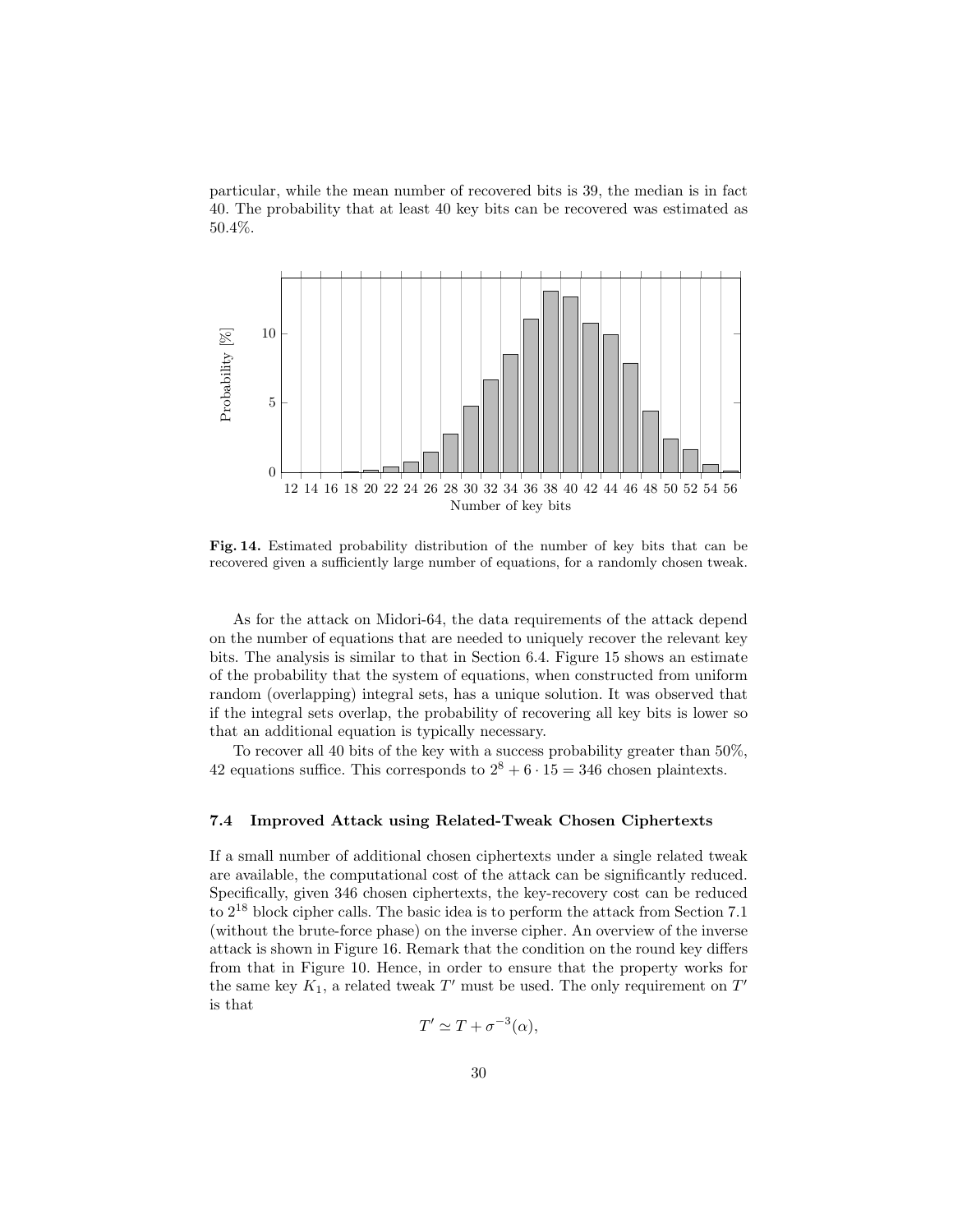particular, while the mean number of recovered bits is 39, the median is in fact 40. The probability that at least 40 key bits can be recovered was estimated as 50.4%.

**Fig. 14.** Estimated probability distribution of the number of key bits that can be recovered given a sufficiently large number of equations, for a randomly chosen tweak.

As for the attack on Midori-64, the data requirements of the attack depend on the number of equations that are needed to uniquely recover the relevant key bits. The analysis is similar to that in Section 6.4. Figure 15 shows an estimate of the probability that the system of equations, when constructed from uniform random (overlapping) integral sets, has a unique solution. It was observed that if the integral sets overlap, the probability of recovering all key bits is lower so that an additional equation is typically necessary.

To recover all 40 bits of the key with a success probability greater than 50%, 42 equations suffice. This corresponds to $2^8 + 6 \cdot 15 = 346$ chosen plaintexts.

### 7.4 Improved Attack using Related-Tweak Chosen Ciphertexts

If a small number of additional chosen ciphertexts under a single related tweak are available, the computational cost of the attack can be significantly reduced. Specifically, given 346 chosen ciphertexts, the key-recovery cost can be reduced to $2^{18}$ block cipher calls. The basic idea is to perform the attack from Section 7.1 (without the brute-force phase) on the inverse cipher. An overview of the inverse attack is shown in Figure 16. Remark that the condition on the round key differs from that in Figure 10. Hence, in order to ensure that the property works for the same key $K_1$, a related tweak $T'$ must be used. The only requirement on $T'$ is that

$$T' \simeq T + \sigma^{-3}(\alpha),$$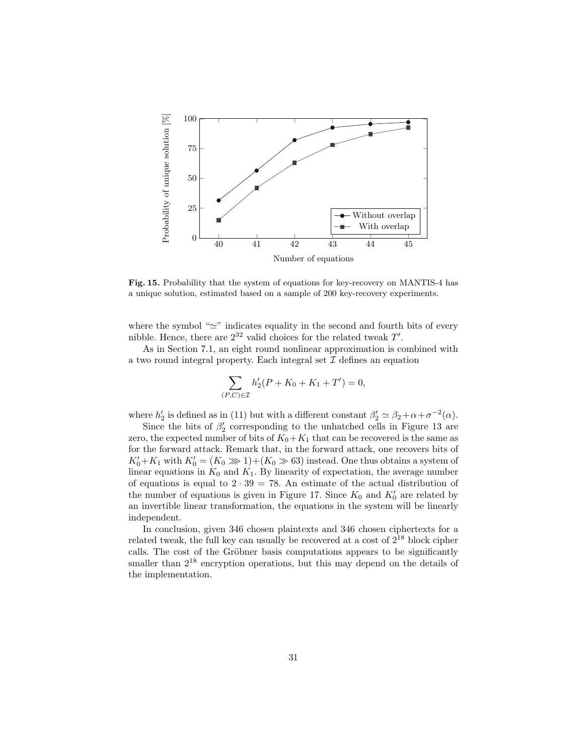Fig. 15. Probability that the system of equations for key-recovery on MANTIS-4 has a unique solution, estimated based on a sample of 200 key-recovery experiments.

where the symbol "$\simeq$" indicates equality in the second and fourth bits of every nibble. Hence, there are $2^{32}$ valid choices for the related tweak $T'$.

As in Section 7.1, an eight round nonlinear approximation is combined with a two round integral property. Each integral set $\mathcal{I}$ defines an equation

$$\sum_{(P,C)\in\mathcal{I}} h_2'(P + K_0 + K_1 + T') = 0,$$

where $h_2'$ is defined as in (11) but with a different constant $\beta_2' \simeq \beta_2 + \alpha + \sigma^{-2}(\alpha)$.

Since the bits of $\beta_2'$ corresponding to the unhatched cells in Figure 13 are zero, the expected number of bits of $K_0 + K_1$ that can be recovered is the same as for the forward attack. Remark that, in the forward attack, one recovers bits of $K_0' + K_1$ with $K_0' = (K_0 \ggg 1) + (K_0 \gg 63)$ instead. One thus obtains a system of linear equations in $K_0$ and $K_1$. By linearity of expectation, the average number of equations is equal to $2 \cdot 39 = 78$. An estimate of the actual distribution of the number of equations is given in Figure 17. Since $K_0$ and $K_0'$ are related by an invertible linear transformation, the equations in the system will be linearly independent.

In conclusion, given 346 chosen plaintexts and 346 chosen ciphertexts for a related tweak, the full key can usually be recovered at a cost of $2^{18}$ block cipher calls. The cost of the Gröbner basis computations appears to be significantly smaller than $2^{18}$ encryption operations, but this may depend on the details of the implementation.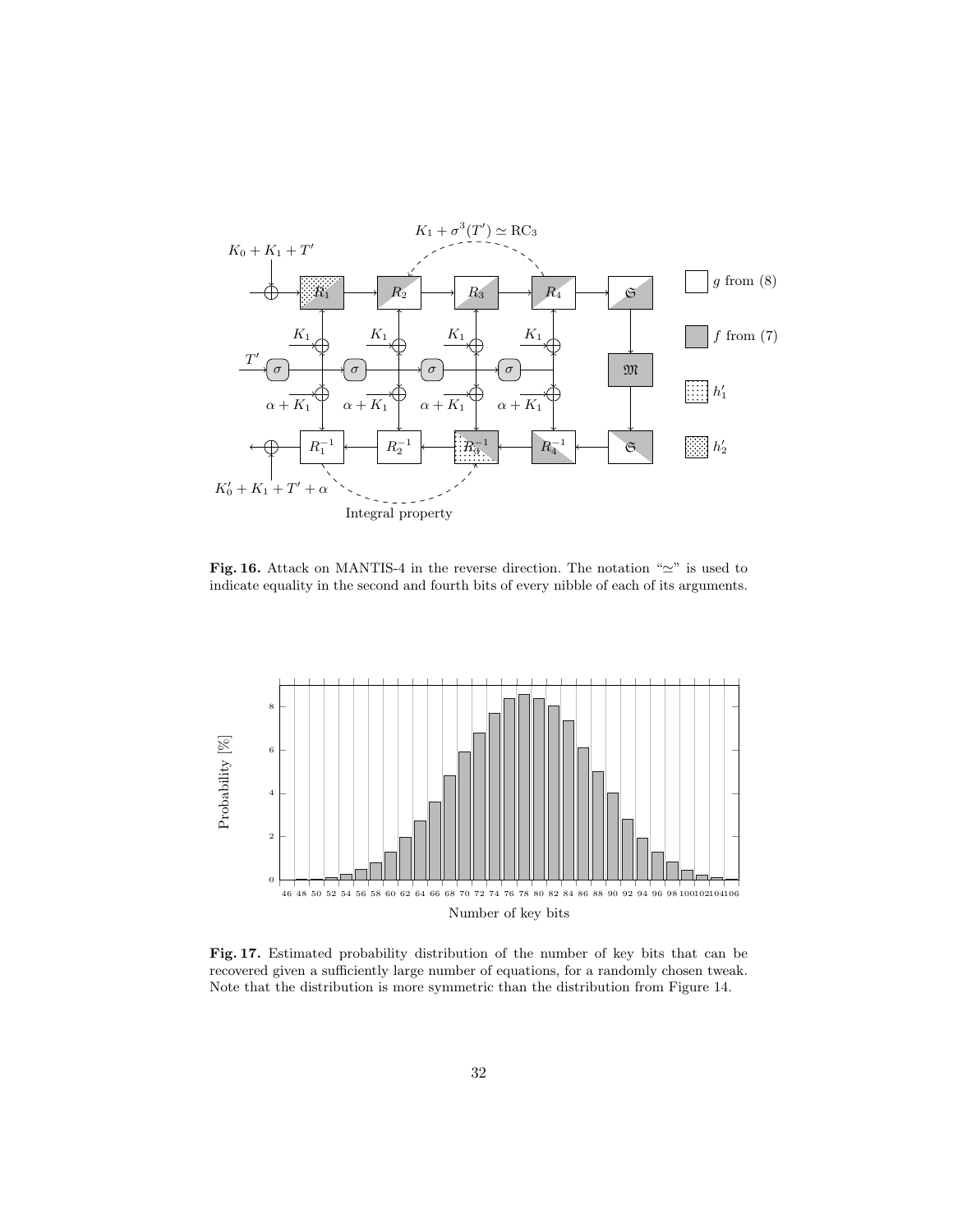**Fig. 16.** Attack on MANTIS-4 in the reverse direction. The notation "$\simeq$" is used to indicate equality in the second and fourth bits of every nibble of each of its arguments.

**Fig. 17.** Estimated probability distribution of the number of key bits that can be recovered given a sufficiently large number of equations, for a randomly chosen tweak. Note that the distribution is more symmetric than the distribution from Figure 14.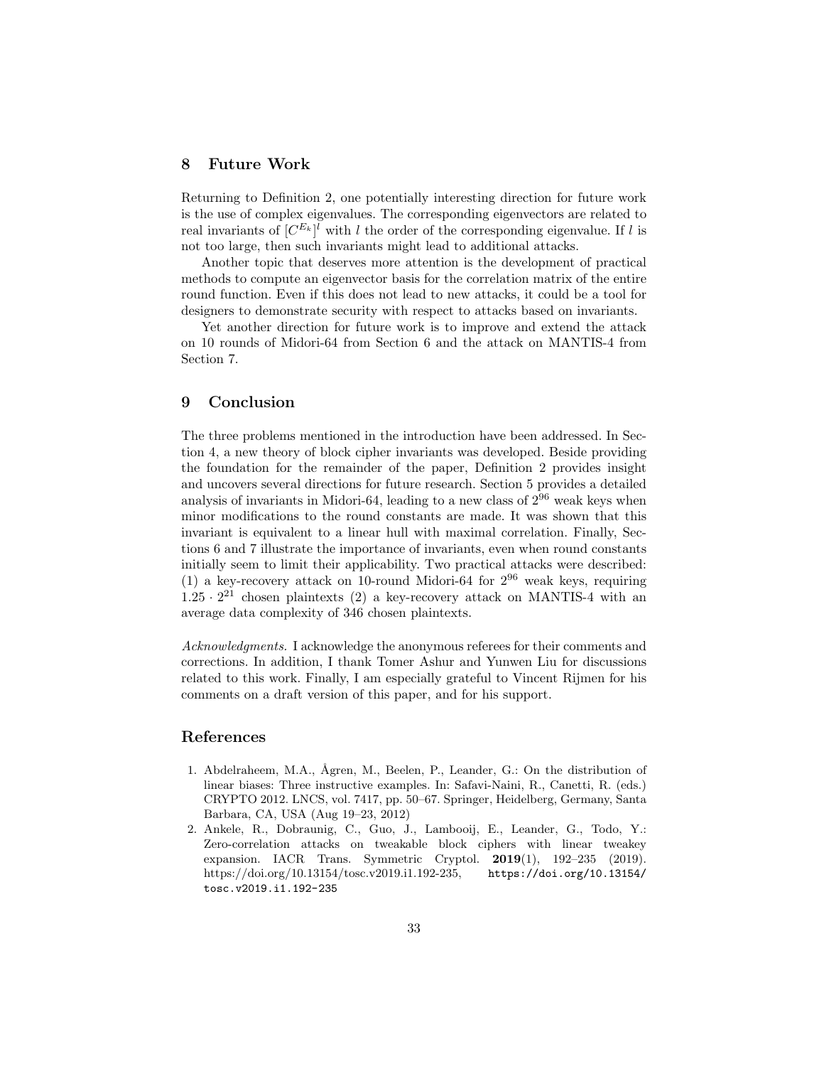## 8 Future Work

Returning to Definition 2, one potentially interesting direction for future work is the use of complex eigenvalues. The corresponding eigenvectors are related to real invariants of $[C^{E_k}]^l$ with $l$ the order of the corresponding eigenvalue. If $l$ is not too large, then such invariants might lead to additional attacks.

Another topic that deserves more attention is the development of practical methods to compute an eigenvector basis for the correlation matrix of the entire round function. Even if this does not lead to new attacks, it could be a tool for designers to demonstrate security with respect to attacks based on invariants.

Yet another direction for future work is to improve and extend the attack on 10 rounds of Midori-64 from Section 6 and the attack on MANTIS-4 from Section 7.

## 9 Conclusion

The three problems mentioned in the introduction have been addressed. In Section 4, a new theory of block cipher invariants was developed. Beside providing the foundation for the remainder of the paper, Definition 2 provides insight and uncovers several directions for future research. Section 5 provides a detailed analysis of invariants in Midori-64, leading to a new class of $2^{96}$ weak keys when minor modifications to the round constants are made. It was shown that this invariant is equivalent to a linear hull with maximal correlation. Finally, Sections 6 and 7 illustrate the importance of invariants, even when round constants initially seem to limit their applicability. Two practical attacks were described: (1) a key-recovery attack on 10-round Midori-64 for $2^{96}$ weak keys, requiring $1.25 \cdot 2^{21}$ chosen plaintexts (2) a key-recovery attack on MANTIS-4 with an average data complexity of 346 chosen plaintexts.

*Acknowledgments.* I acknowledge the anonymous referees for their comments and corrections. In addition, I thank Tomer Ashur and Yunwen Liu for discussions related to this work. Finally, I am especially grateful to Vincent Rijmen for his comments on a draft version of this paper, and for his support.

## References

1. Abdelraheem, M.A., Ågren, M., Beelen, P., Leander, G.: On the distribution of linear biases: Three instructive examples. In: Safavi-Naini, R., Canetti, R. (eds.) CRYPTO 2012. LNCS, vol. 7417, pp. 50–67. Springer, Heidelberg, Germany, Santa Barbara, CA, USA (Aug 19–23, 2012)
2. Ankele, R., Dobraunig, C., Guo, J., Lambooij, E., Leander, G., Todo, Y.: Zero-correlation attacks on tweakable block ciphers with linear tweakey expansion. IACR Trans. Symmetric Cryptol. **2019**(1), 192–235 (2019). https://doi.org/10.13154/tosc.v2019.i1.192-235, `https://doi.org/10.13154/tosc.v2019.i1.192-235`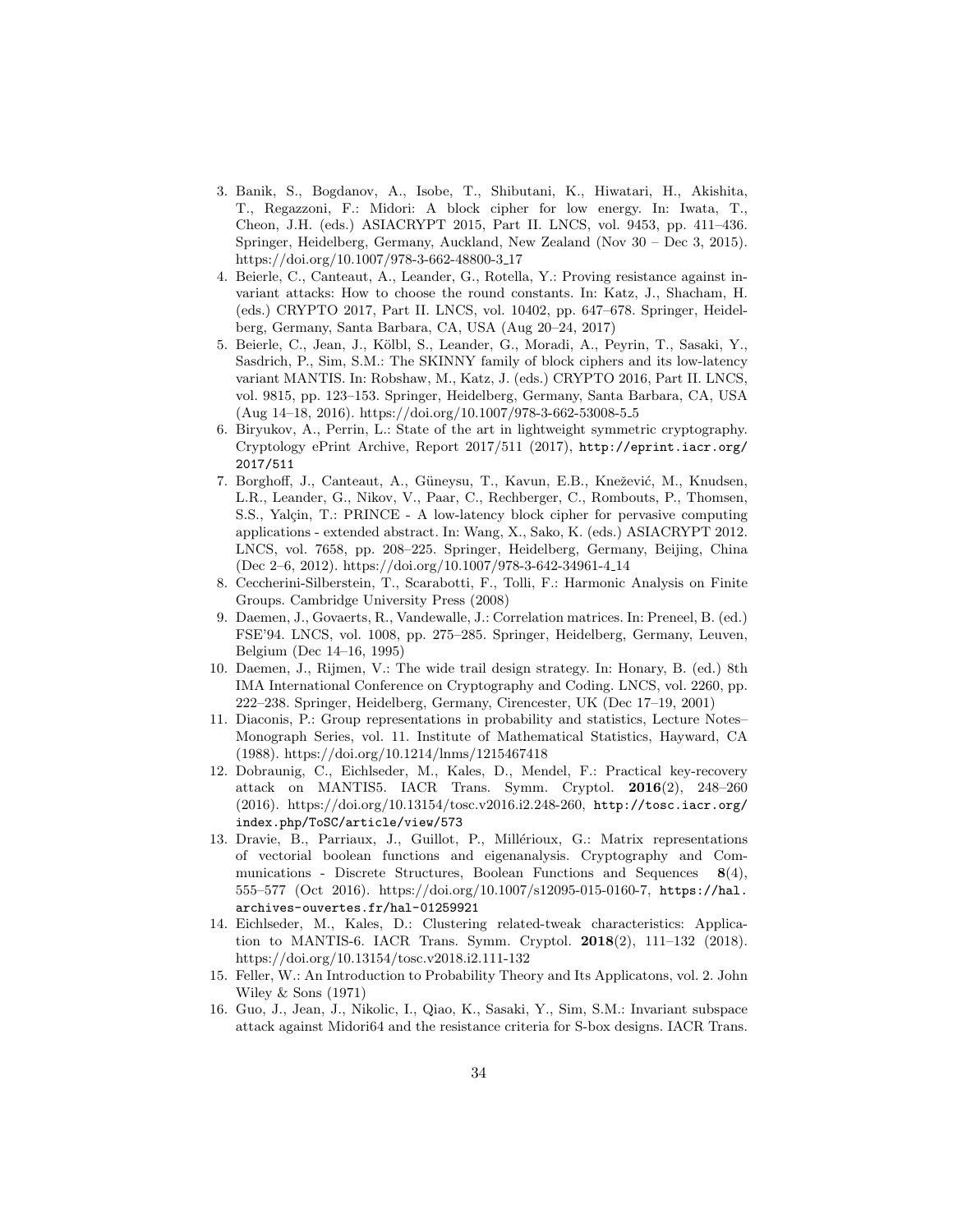3. Banik, S., Bogdanov, A., Isobe, T., Shibutani, K., Hiwatari, H., Akishita, T., Regazzoni, F.: Midori: A block cipher for low energy. In: Iwata, T., Cheon, J.H. (eds.) ASIACRYPT 2015, Part II. LNCS, vol. 9453, pp. 411–436. Springer, Heidelberg, Germany, Auckland, New Zealand (Nov 30 – Dec 3, 2015). https://doi.org/10.1007/978-3-662-48800-3_17
4. Beierle, C., Canteaut, A., Leander, G., Rotella, Y.: Proving resistance against invariant attacks: How to choose the round constants. In: Katz, J., Shacham, H. (eds.) CRYPTO 2017, Part II. LNCS, vol. 10402, pp. 647–678. Springer, Heidelberg, Germany, Santa Barbara, CA, USA (Aug 20–24, 2017)
5. Beierle, C., Jean, J., Kölbl, S., Leander, G., Moradi, A., Peyrin, T., Sasaki, Y., Sasdrich, P., Sim, S.M.: The SKINNY family of block ciphers and its low-latency variant MANTIS. In: Robshaw, M., Katz, J. (eds.) CRYPTO 2016, Part II. LNCS, vol. 9815, pp. 123–153. Springer, Heidelberg, Germany, Santa Barbara, CA, USA (Aug 14–18, 2016). https://doi.org/10.1007/978-3-662-53008-5_5
6. Biryukov, A., Perrin, L.: State of the art in lightweight symmetric cryptography. Cryptology ePrint Archive, Report 2017/511 (2017), http://eprint.iacr.org/2017/511
7. Borghoff, J., Canteaut, A., Güneysu, T., Kavun, E.B., Knežević, M., Knudsen, L.R., Leander, G., Nikov, V., Paar, C., Rechberger, C., Rombouts, P., Thomsen, S.S., Yalçin, T.: PRINCE - A low-latency block cipher for pervasive computing applications - extended abstract. In: Wang, X., Sako, K. (eds.) ASIACRYPT 2012. LNCS, vol. 7658, pp. 208–225. Springer, Heidelberg, Germany, Beijing, China (Dec 2–6, 2012). https://doi.org/10.1007/978-3-642-34961-4_14
8. Ceccherini-Silberstein, T., Scarabotti, F., Tolli, F.: Harmonic Analysis on Finite Groups. Cambridge University Press (2008)
9. Daemen, J., Govaerts, R., Vandewalle, J.: Correlation matrices. In: Preneel, B. (ed.) FSE'94. LNCS, vol. 1008, pp. 275–285. Springer, Heidelberg, Germany, Leuven, Belgium (Dec 14–16, 1995)
10. Daemen, J., Rijmen, V.: The wide trail design strategy. In: Honary, B. (ed.) 8th IMA International Conference on Cryptography and Coding. LNCS, vol. 2260, pp. 222–238. Springer, Heidelberg, Germany, Cirencester, UK (Dec 17–19, 2001)
11. Diaconis, P.: Group representations in probability and statistics, Lecture Notes–Monograph Series, vol. 11. Institute of Mathematical Statistics, Hayward, CA (1988). https://doi.org/10.1214/lnms/1215467418
12. Dobraunig, C., Eichlseder, M., Kales, D., Mendel, F.: Practical key-recovery attack on MANTIS5. IACR Trans. Symm. Cryptol. **2016**(2), 248–260 (2016). https://doi.org/10.13154/tosc.v2016.i2.248-260, http://tosc.iacr.org/index.php/ToSC/article/view/573
13. Dravie, B., Parriaux, J., Guillot, P., Millérioux, G.: Matrix representations of vectorial boolean functions and eigenanalysis. Cryptography and Communications - Discrete Structures, Boolean Functions and Sequences **8**(4), 555–577 (Oct 2016). https://doi.org/10.1007/s12095-015-0160-7, https://hal.archives-ouvertes.fr/hal-01259921
14. Eichlseder, M., Kales, D.: Clustering related-tweak characteristics: Application to MANTIS-6. IACR Trans. Symm. Cryptol. **2018**(2), 111–132 (2018). https://doi.org/10.13154/tosc.v2018.i2.111-132
15. Feller, W.: An Introduction to Probability Theory and Its Applicatons, vol. 2. John Wiley & Sons (1971)
16. Guo, J., Jean, J., Nikolic, I., Qiao, K., Sasaki, Y., Sim, S.M.: Invariant subspace attack against Midori64 and the resistance criteria for S-box designs. IACR Trans.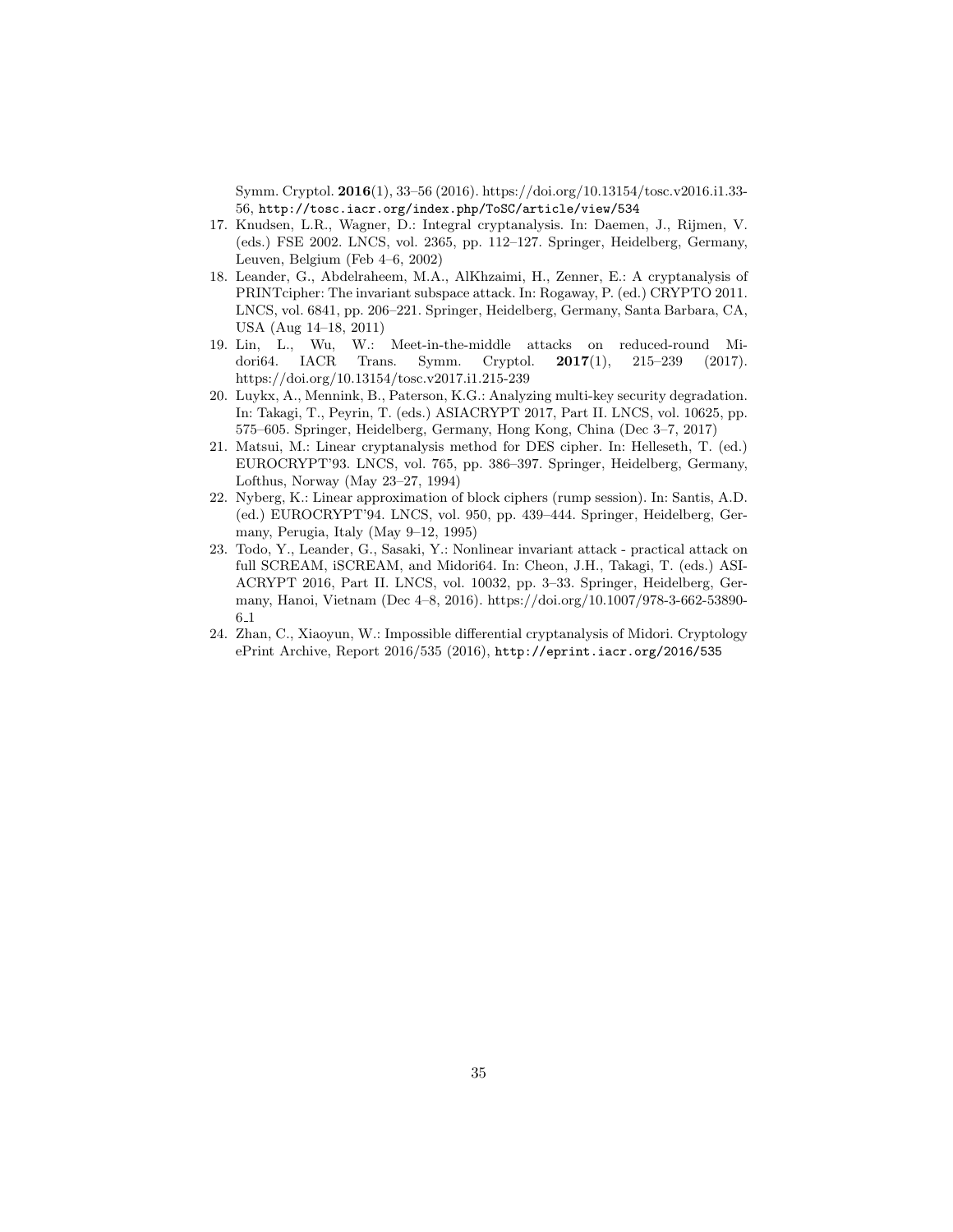Symm. Cryptol. **2016**(1), 33–56 (2016). https://doi.org/10.13154/tosc.v2016.i1.33-56, http://tosc.iacr.org/index.php/ToSC/article/view/534

17. Knudsen, L.R., Wagner, D.: Integral cryptanalysis. In: Daemen, J., Rijmen, V. (eds.) FSE 2002. LNCS, vol. 2365, pp. 112–127. Springer, Heidelberg, Germany, Leuven, Belgium (Feb 4–6, 2002)
18. Leander, G., Abdelraheem, M.A., AlKhzaimi, H., Zenner, E.: A cryptanalysis of PRINTcipher: The invariant subspace attack. In: Rogaway, P. (ed.) CRYPTO 2011. LNCS, vol. 6841, pp. 206–221. Springer, Heidelberg, Germany, Santa Barbara, CA, USA (Aug 14–18, 2011)
19. Lin, L., Wu, W.: Meet-in-the-middle attacks on reduced-round Midori64. IACR Trans. Symm. Cryptol. **2017**(1), 215–239 (2017). https://doi.org/10.13154/tosc.v2017.i1.215-239
20. Luykx, A., Mennink, B., Paterson, K.G.: Analyzing multi-key security degradation. In: Takagi, T., Peyrin, T. (eds.) ASIACRYPT 2017, Part II. LNCS, vol. 10625, pp. 575–605. Springer, Heidelberg, Germany, Hong Kong, China (Dec 3–7, 2017)
21. Matsui, M.: Linear cryptanalysis method for DES cipher. In: Helleseth, T. (ed.) EUROCRYPT'93. LNCS, vol. 765, pp. 386–397. Springer, Heidelberg, Germany, Lofthus, Norway (May 23–27, 1994)
22. Nyberg, K.: Linear approximation of block ciphers (rump session). In: Santis, A.D. (ed.) EUROCRYPT'94. LNCS, vol. 950, pp. 439–444. Springer, Heidelberg, Germany, Perugia, Italy (May 9–12, 1995)
23. Todo, Y., Leander, G., Sasaki, Y.: Nonlinear invariant attack - practical attack on full SCREAM, iSCREAM, and Midori64. In: Cheon, J.H., Takagi, T. (eds.) ASIACRYPT 2016, Part II. LNCS, vol. 10032, pp. 3–33. Springer, Heidelberg, Germany, Hanoi, Vietnam (Dec 4–8, 2016). https://doi.org/10.1007/978-3-662-53890-6_1
24. Zhan, C., Xiaoyun, W.: Impossible differential cryptanalysis of Midori. Cryptology ePrint Archive, Report 2016/535 (2016), http://eprint.iacr.org/2016/535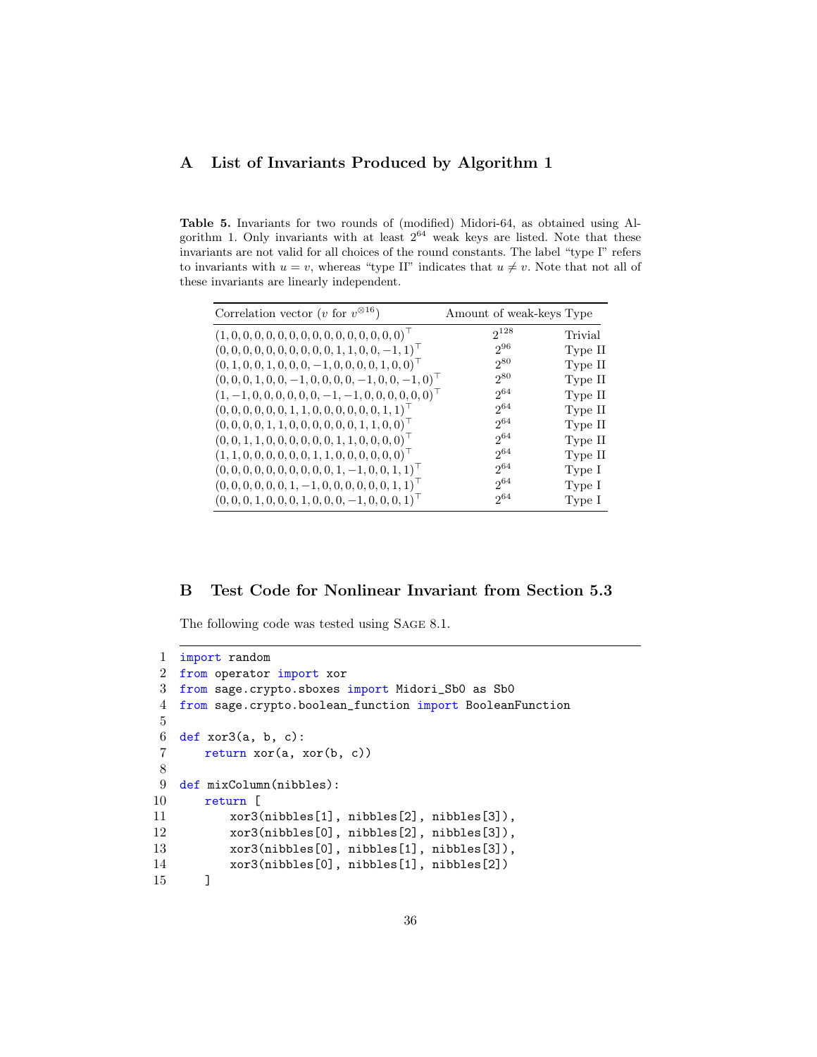## A List of Invariants Produced by Algorithm 1

**Table 5.** Invariants for two rounds of (modified) Midori-64, as obtained using Algorithm 1. Only invariants with at least $2^{64}$ weak keys are listed. Note that these invariants are not valid for all choices of the round constants. The label "type I" refers to invariants with $u = v$, whereas "type II" indicates that $u \neq v$. Note that not all of these invariants are linearly independent.

| Correlation vector ($v$ for $v^{\otimes 16}$) | Amount of weak-keys | Type |
|---|---|---|
| $(1,0,0,0,0,0,0,0,0,0,0,0,0,0,0,0)^\top$ | $2^{128}$ | Trivial |
| $(0,0,0,0,0,0,0,0,0,0,1,1,0,0,-1,1)^\top$ | $2^{96}$ | Type II |
| $(0,1,0,0,1,0,0,0,-1,0,0,0,0,1,0,0)^\top$ | $2^{80}$ | Type II |
| $(0,0,0,1,0,0,-1,0,0,0,0,-1,0,0,-1,0)^\top$ | $2^{80}$ | Type II |
| $(1,-1,0,0,0,0,0,0,-1,-1,0,0,0,0,0,0)^\top$ | $2^{64}$ | Type II |
| $(0,0,0,0,0,0,1,1,0,0,0,0,0,0,1,1)^\top$ | $2^{64}$ | Type II |
| $(0,0,0,0,1,1,0,0,0,0,0,0,1,1,0,0)^\top$ | $2^{64}$ | Type II |
| $(0,0,1,1,0,0,0,0,0,0,1,1,0,0,0,0)^\top$ | $2^{64}$ | Type II |
| $(1,1,0,0,0,0,0,0,1,1,0,0,0,0,0,0)^\top$ | $2^{64}$ | Type II |
| $(0,0,0,0,0,0,0,0,0,0,1,-1,0,0,1,1)^\top$ | $2^{64}$ | Type I |
| $(0,0,0,0,0,0,1,-1,0,0,0,0,0,0,1,1)^\top$ | $2^{64}$ | Type I |
| $(0,0,0,1,0,0,0,1,0,0,0,-1,0,0,0,1)^\top$ | $2^{64}$ | Type I |

## B Test Code for Nonlinear Invariant from Section 5.3

The following code was tested using Sage 8.1.

```
1  import random
2  from operator import xor
3  from sage.crypto.sboxes import Midori_Sb0 as Sb0
4  from sage.crypto.boolean_function import BooleanFunction
5
6  def xor3(a, b, c):
7      return xor(a, xor(b, c))
8
9  def mixColumn(nibbles):
10     return [
11         xor3(nibbles[1], nibbles[2], nibbles[3]),
12         xor3(nibbles[0], nibbles[2], nibbles[3]),
13         xor3(nibbles[0], nibbles[1], nibbles[3]),
14         xor3(nibbles[0], nibbles[1], nibbles[2])
15     ]
```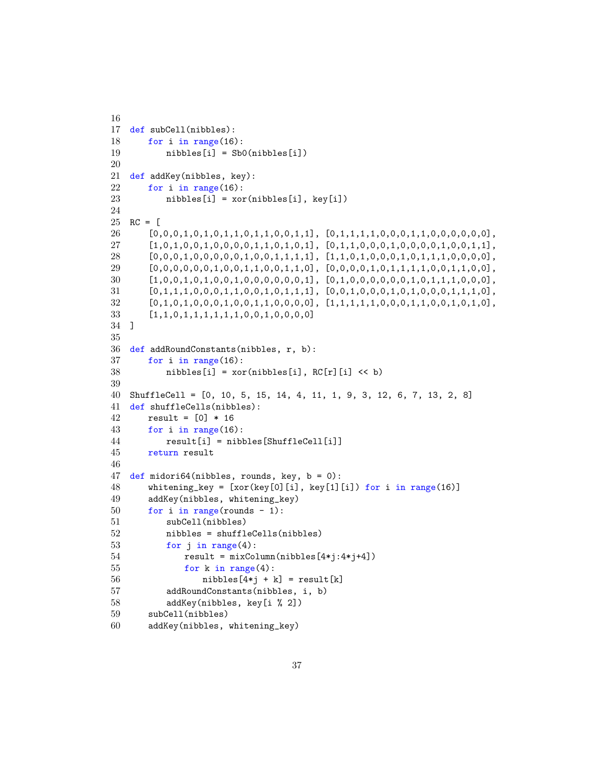```python
16
17  def subCell(nibbles):
18      for i in range(16):
19          nibbles[i] = Sb0(nibbles[i])
20
21  def addKey(nibbles, key):
22      for i in range(16):
23          nibbles[i] = xor(nibbles[i], key[i])
24
25  RC = [
26      [0,0,0,1,0,1,0,1,1,0,1,1,0,0,1,1], [0,1,1,1,1,0,0,0,1,1,0,0,0,0,0,0],
27      [1,0,1,0,0,1,0,0,0,0,1,1,0,1,0,1], [0,1,1,0,0,0,1,0,0,0,0,1,0,0,1,1],
28      [0,0,0,1,0,0,0,0,0,1,0,0,1,1,1,1], [1,1,0,1,0,0,0,1,0,1,1,1,0,0,0,0],
29      [0,0,0,0,0,0,1,0,0,1,1,0,0,1,1,0], [0,0,0,0,1,0,1,1,1,1,0,0,1,1,0,0],
30      [1,0,0,1,0,1,0,0,1,0,0,0,0,0,0,1], [0,1,0,0,0,0,0,0,1,0,1,1,1,0,0,0],
31      [0,1,1,1,0,0,0,1,1,0,0,1,0,1,1,1], [0,0,1,0,0,0,1,0,1,0,0,0,1,1,1,0],
32      [0,1,0,1,0,0,0,1,0,0,1,1,0,0,0,0], [1,1,1,1,1,0,0,0,1,1,0,0,1,0,1,0],
33      [1,1,0,1,1,1,1,1,1,0,0,1,0,0,0,0]
34  ]
35
36  def addRoundConstants(nibbles, r, b):
37      for i in range(16):
38          nibbles[i] = xor(nibbles[i], RC[r][i] << b)
39
40  ShuffleCell = [0, 10, 5, 15, 14, 4, 11, 1, 9, 3, 12, 6, 7, 13, 2, 8]
41  def shuffleCells(nibbles):
42      result = [0] * 16
43      for i in range(16):
44          result[i] = nibbles[ShuffleCell[i]]
45      return result
46
47  def midori64(nibbles, rounds, key, b = 0):
48      whitening_key = [xor(key[0][i], key[1][i]) for i in range(16)]
49      addKey(nibbles, whitening_key)
50      for i in range(rounds - 1):
51          subCell(nibbles)
52          nibbles = shuffleCells(nibbles)
53          for j in range(4):
54              result = mixColumn(nibbles[4*j:4*j+4])
55              for k in range(4):
56                  nibbles[4*j + k] = result[k]
57          addRoundConstants(nibbles, i, b)
58          addKey(nibbles, key[i % 2])
59      subCell(nibbles)
60      addKey(nibbles, whitening_key)
```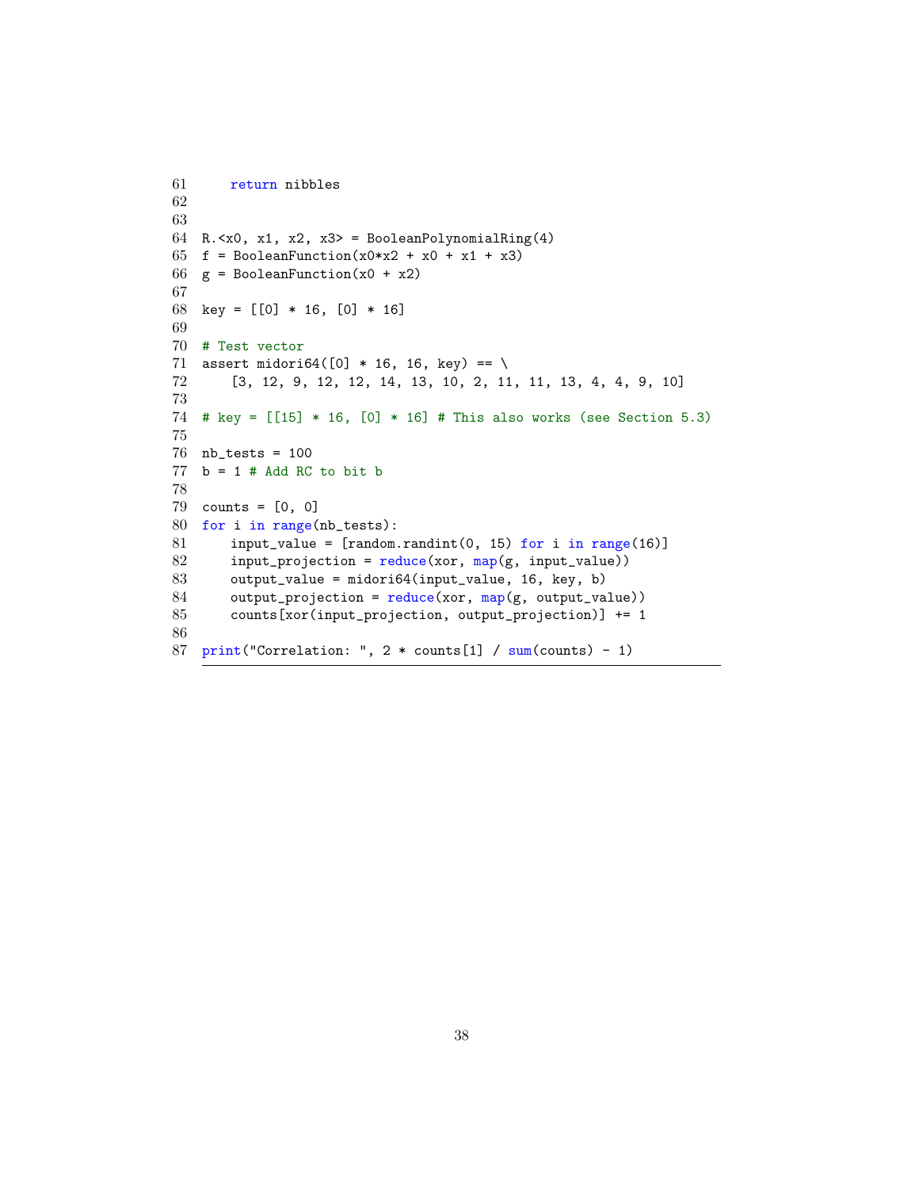```
    return nibbles


R.<x0, x1, x2, x3> = BooleanPolynomialRing(4)
f = BooleanFunction(x0*x2 + x0 + x1 + x3)
g = BooleanFunction(x0 + x2)

key = [[0] * 16, [0] * 16]

# Test vector
assert midori64([0] * 16, 16, key) == \
    [3, 12, 9, 12, 12, 14, 13, 10, 2, 11, 11, 13, 4, 4, 9, 10]

# key = [[15] * 16, [0] * 16] # This also works (see Section 5.3)

nb_tests = 100
b = 1 # Add RC to bit b

counts = [0, 0]
for i in range(nb_tests):
    input_value = [random.randint(0, 15) for i in range(16)]
    input_projection = reduce(xor, map(g, input_value))
    output_value = midori64(input_value, 16, key, b)
    output_projection = reduce(xor, map(g, output_value))
    counts[xor(input_projection, output_projection)] += 1

print("Correlation: ", 2 * counts[1] / sum(counts) - 1)
```